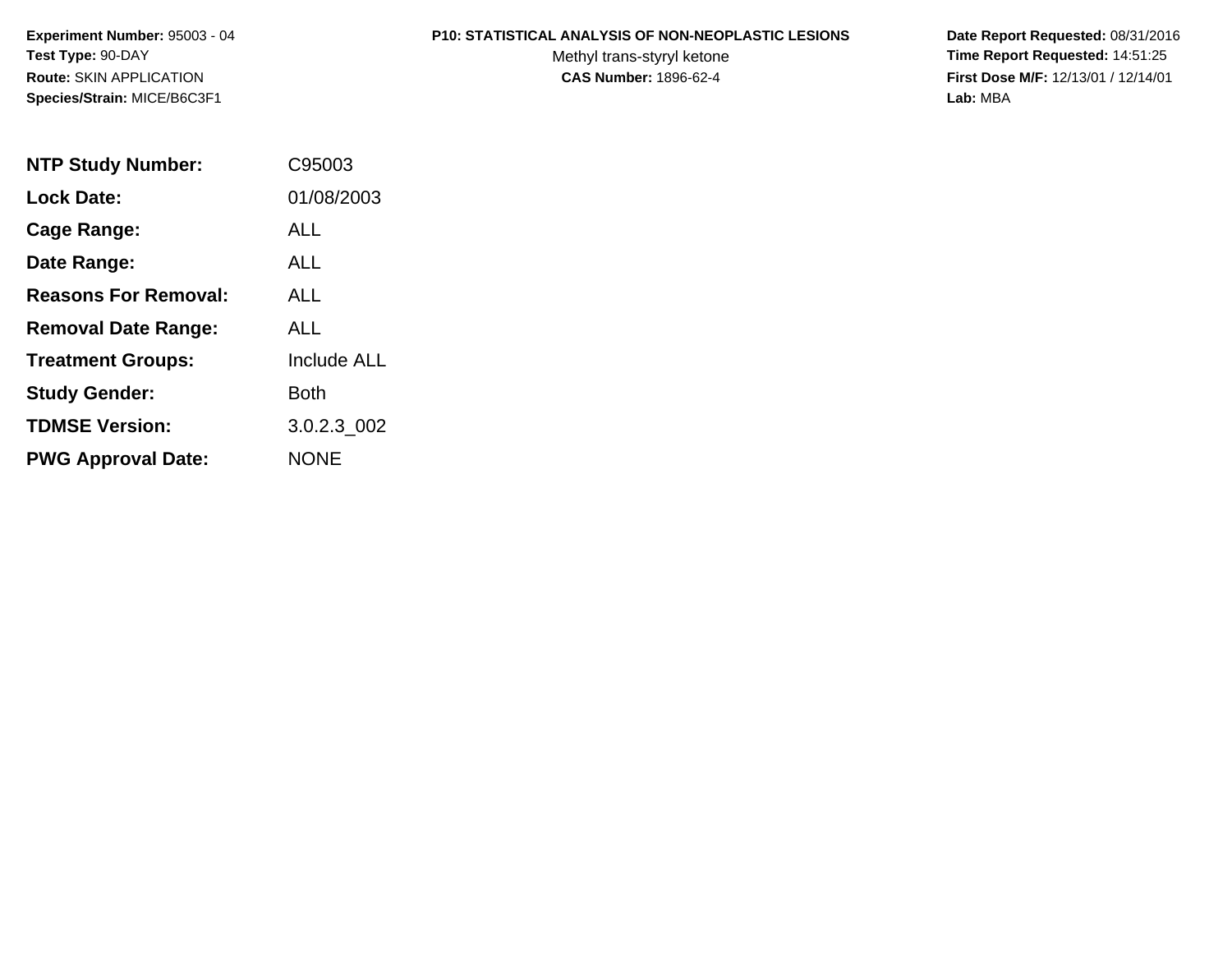**Experiment Number:** 95003 - 04
**Test Type:** 90-DAY
**Route:** SKIN APPLICATION
**Species/Strain:** MICE/B6C3F1

**P10: STATISTICAL ANALYSIS OF NON-NEOPLASTIC LESIONS**
Methyl trans-styryl ketone
**CAS Number:** 1896-62-4

**Date Report Requested:** 08/31/2016
**Time Report Requested:** 14:51:25
**First Dose M/F:** 12/13/01 / 12/14/01
**Lab:** MBA

| | |
|---|---|
| **NTP Study Number:** | C95003 |
| **Lock Date:** | 01/08/2003 |
| **Cage Range:** | ALL |
| **Date Range:** | ALL |
| **Reasons For Removal:** | ALL |
| **Removal Date Range:** | ALL |
| **Treatment Groups:** | Include ALL |
| **Study Gender:** | Both |
| **TDMSE Version:** | 3.0.2.3_002 |
| **PWG Approval Date:** | NONE |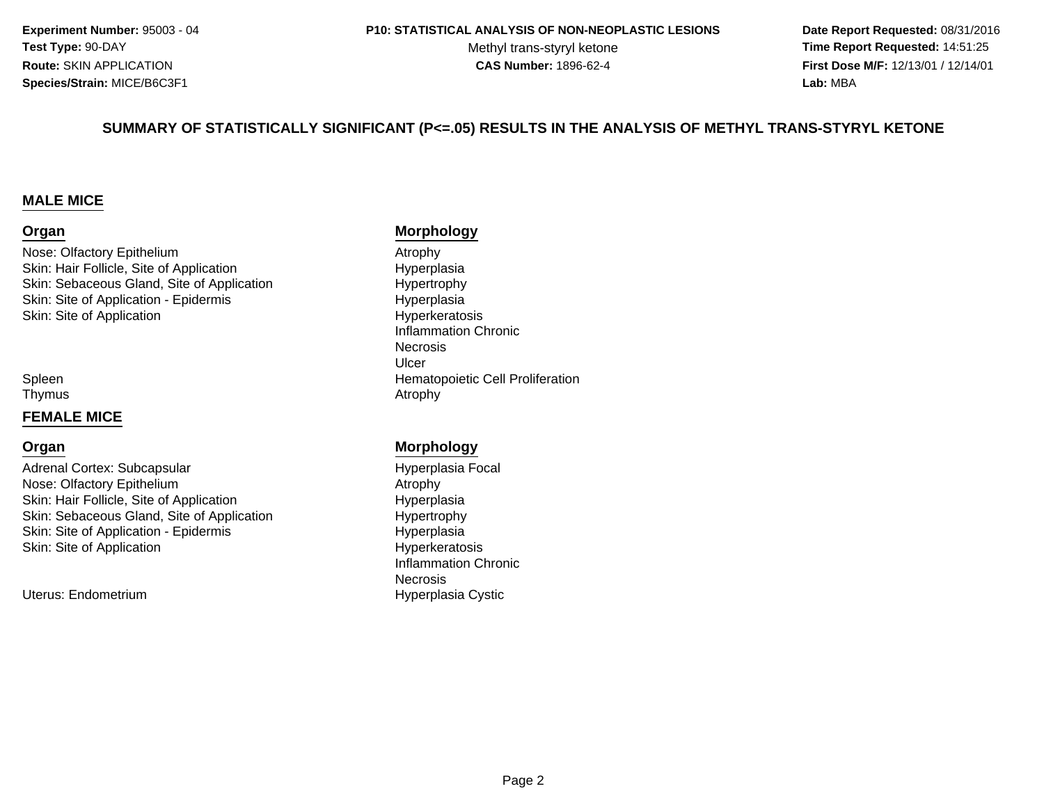**Experiment Number:** 95003 - 04
**Test Type:** 90-DAY
**Route:** SKIN APPLICATION
**Species/Strain:** MICE/B6C3F1

**P10: STATISTICAL ANALYSIS OF NON-NEOPLASTIC LESIONS**
Methyl trans-styryl ketone
**CAS Number:** 1896-62-4

**Date Report Requested:** 08/31/2016
**Time Report Requested:** 14:51:25
**First Dose M/F:** 12/13/01 / 12/14/01
**Lab:** MBA

## SUMMARY OF STATISTICALLY SIGNIFICANT (P<=.05) RESULTS IN THE ANALYSIS OF METHYL TRANS-STYRYL KETONE

### MALE MICE

| Organ | Morphology |
|---|---|
| Nose: Olfactory Epithelium | Atrophy |
| Skin: Hair Follicle, Site of Application | Hyperplasia |
| Skin: Sebaceous Gland, Site of Application | Hypertrophy |
| Skin: Site of Application - Epidermis | Hyperplasia |
| Skin: Site of Application | Hyperkeratosis |
| | Inflammation Chronic |
| | Necrosis |
| | Ulcer |
| Spleen | Hematopoietic Cell Proliferation |
| Thymus | Atrophy |

### FEMALE MICE

| Organ | Morphology |
|---|---|
| Adrenal Cortex: Subcapsular | Hyperplasia Focal |
| Nose: Olfactory Epithelium | Atrophy |
| Skin: Hair Follicle, Site of Application | Hyperplasia |
| Skin: Sebaceous Gland, Site of Application | Hypertrophy |
| Skin: Site of Application - Epidermis | Hyperplasia |
| Skin: Site of Application | Hyperkeratosis |
| | Inflammation Chronic |
| | Necrosis |
| Uterus: Endometrium | Hyperplasia Cystic |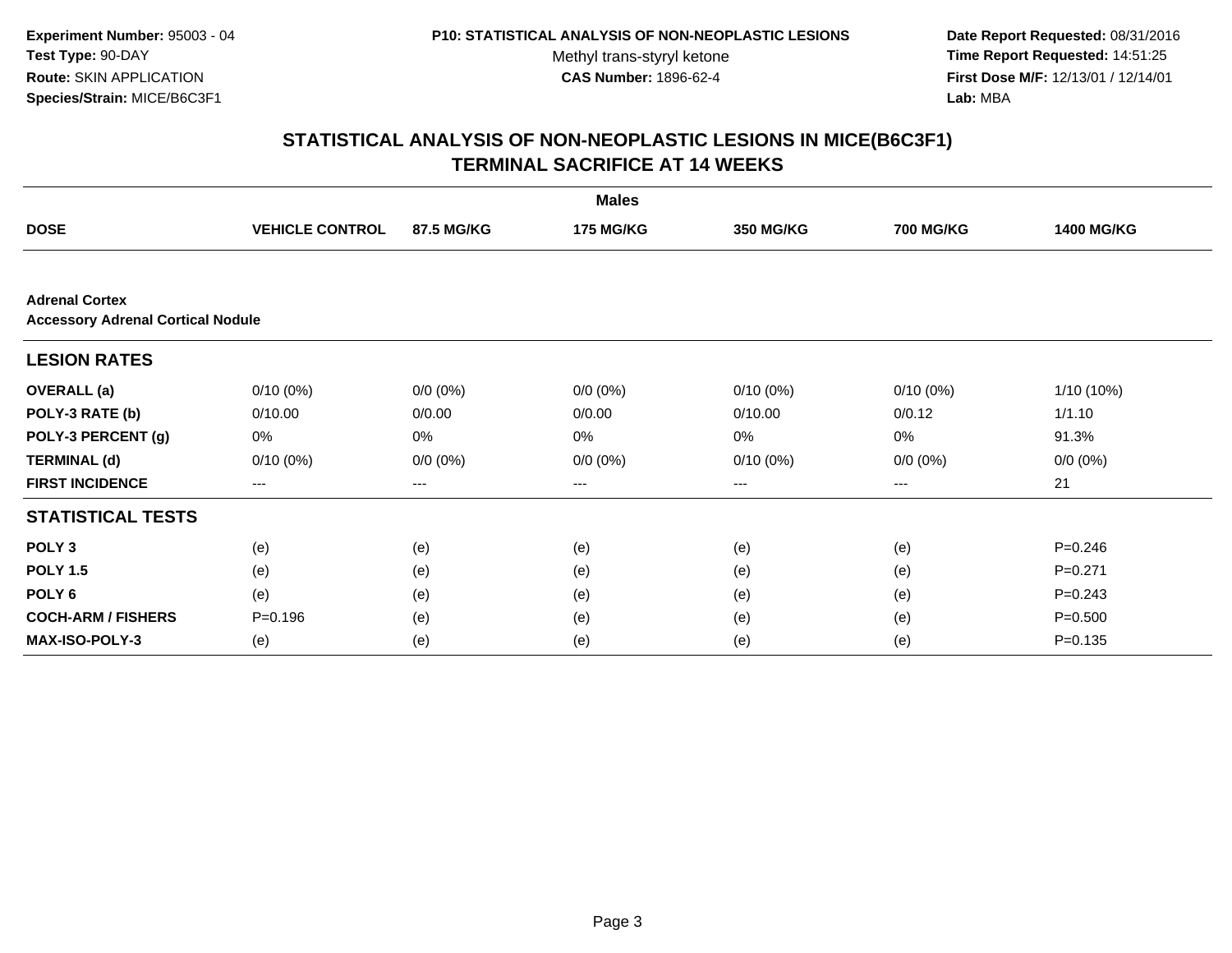**Experiment Number:** 95003 - 04
**Test Type:** 90-DAY
**Route:** SKIN APPLICATION
**Species/Strain:** MICE/B6C3F1

**P10: STATISTICAL ANALYSIS OF NON-NEOPLASTIC LESIONS**
Methyl trans-styryl ketone
**CAS Number:** 1896-62-4

**Date Report Requested:** 08/31/2016
**Time Report Requested:** 14:51:25
**First Dose M/F:** 12/13/01 / 12/14/01
**Lab:** MBA

## STATISTICAL ANALYSIS OF NON-NEOPLASTIC LESIONS IN MICE(B6C3F1)
## TERMINAL SACRIFICE AT 14 WEEKS

| | Males | | | | | |
|---|---|---|---|---|---|---|
| **DOSE** | **VEHICLE CONTROL** | **87.5 MG/KG** | **175 MG/KG** | **350 MG/KG** | **700 MG/KG** | **1400 MG/KG** |
| **Adrenal Cortex** | | | | | | |
| **Accessory Adrenal Cortical Nodule** | | | | | | |
| **LESION RATES** | | | | | | |
| **OVERALL (a)** | 0/10 (0%) | 0/0 (0%) | 0/0 (0%) | 0/10 (0%) | 0/10 (0%) | 1/10 (10%) |
| **POLY-3 RATE (b)** | 0/10.00 | 0/0.00 | 0/0.00 | 0/10.00 | 0/0.12 | 1/1.10 |
| **POLY-3 PERCENT (g)** | 0% | 0% | 0% | 0% | 0% | 91.3% |
| **TERMINAL (d)** | 0/10 (0%) | 0/0 (0%) | 0/0 (0%) | 0/10 (0%) | 0/0 (0%) | 0/0 (0%) |
| **FIRST INCIDENCE** | --- | --- | --- | --- | --- | 21 |
| **STATISTICAL TESTS** | | | | | | |
| **POLY 3** | (e) | (e) | (e) | (e) | (e) | P=0.246 |
| **POLY 1.5** | (e) | (e) | (e) | (e) | (e) | P=0.271 |
| **POLY 6** | (e) | (e) | (e) | (e) | (e) | P=0.243 |
| **COCH-ARM / FISHERS** | P=0.196 | (e) | (e) | (e) | (e) | P=0.500 |
| **MAX-ISO-POLY-3** | (e) | (e) | (e) | (e) | (e) | P=0.135 |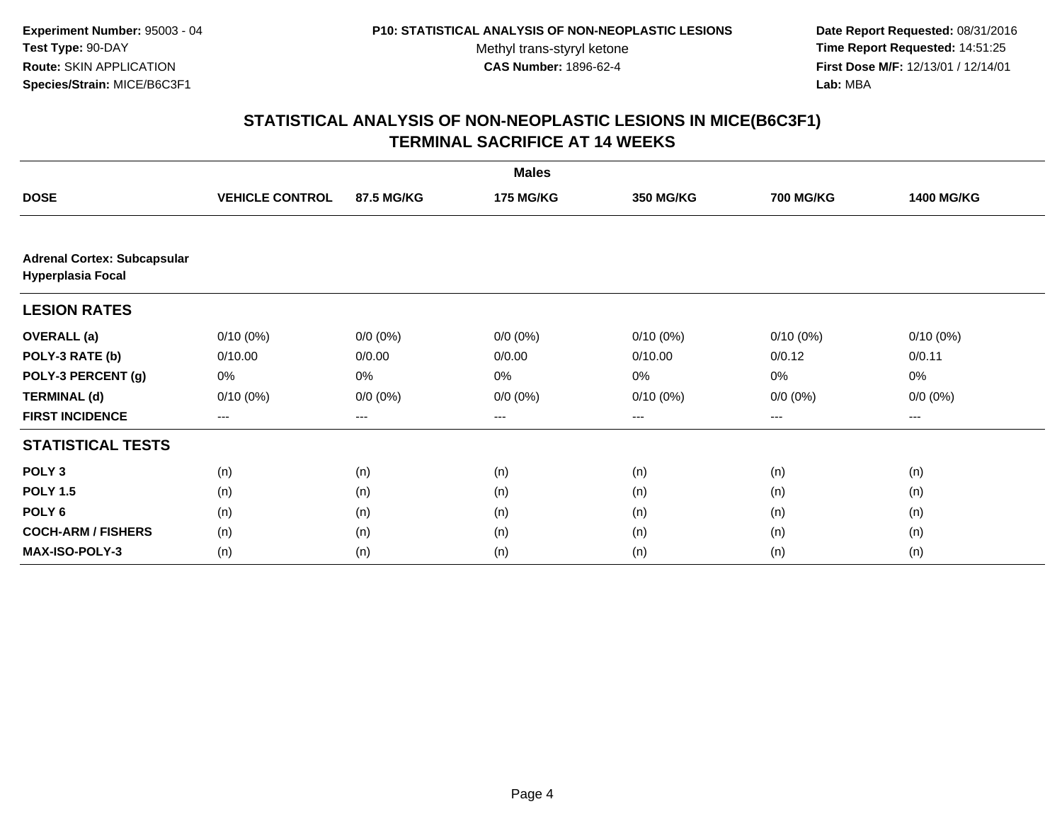**Experiment Number:** 95003 - 04
**Test Type:** 90-DAY
**Route:** SKIN APPLICATION
**Species/Strain:** MICE/B6C3F1

**P10: STATISTICAL ANALYSIS OF NON-NEOPLASTIC LESIONS**
Methyl trans-styryl ketone
**CAS Number:** 1896-62-4

**Date Report Requested:** 08/31/2016
**Time Report Requested:** 14:51:25
**First Dose M/F:** 12/13/01 / 12/14/01
**Lab:** MBA

## STATISTICAL ANALYSIS OF NON-NEOPLASTIC LESIONS IN MICE(B6C3F1) TERMINAL SACRIFICE AT 14 WEEKS

| | Males | | | | | |
|---|---|---|---|---|---|---|
| **DOSE** | **VEHICLE CONTROL** | **87.5 MG/KG** | **175 MG/KG** | **350 MG/KG** | **700 MG/KG** | **1400 MG/KG** |
| **Adrenal Cortex: Subcapsular Hyperplasia Focal** | | | | | | |
| **LESION RATES** | | | | | | |
| **OVERALL (a)** | 0/10 (0%) | 0/0 (0%) | 0/0 (0%) | 0/10 (0%) | 0/10 (0%) | 0/10 (0%) |
| **POLY-3 RATE (b)** | 0/10.00 | 0/0.00 | 0/0.00 | 0/10.00 | 0/0.12 | 0/0.11 |
| **POLY-3 PERCENT (g)** | 0% | 0% | 0% | 0% | 0% | 0% |
| **TERMINAL (d)** | 0/10 (0%) | 0/0 (0%) | 0/0 (0%) | 0/10 (0%) | 0/0 (0%) | 0/0 (0%) |
| **FIRST INCIDENCE** | --- | --- | --- | --- | --- | --- |
| **STATISTICAL TESTS** | | | | | | |
| **POLY 3** | (n) | (n) | (n) | (n) | (n) | (n) |
| **POLY 1.5** | (n) | (n) | (n) | (n) | (n) | (n) |
| **POLY 6** | (n) | (n) | (n) | (n) | (n) | (n) |
| **COCH-ARM / FISHERS** | (n) | (n) | (n) | (n) | (n) | (n) |
| **MAX-ISO-POLY-3** | (n) | (n) | (n) | (n) | (n) | (n) |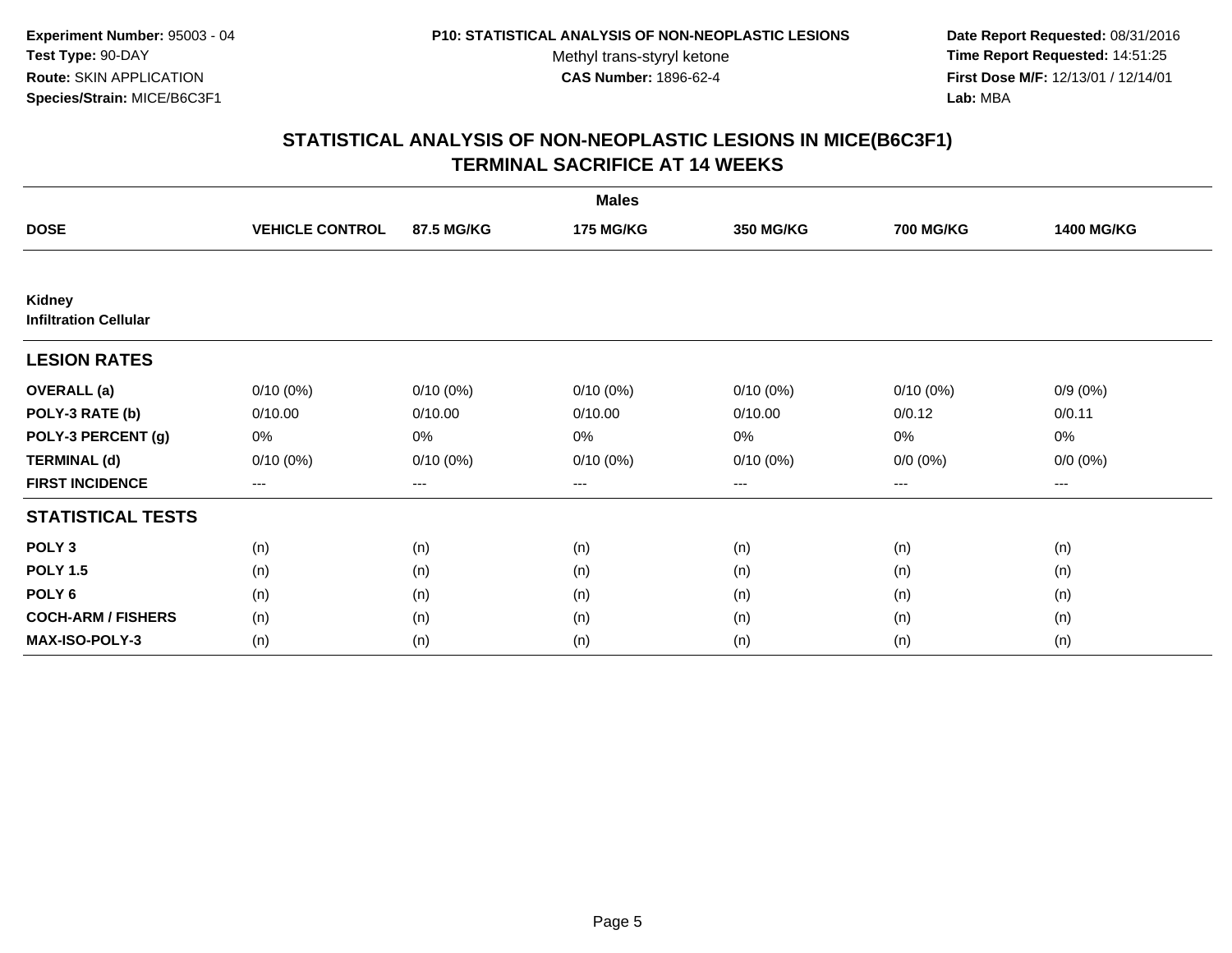**Experiment Number:** 95003 - 04
**Test Type:** 90-DAY
**Route:** SKIN APPLICATION
**Species/Strain:** MICE/B6C3F1

**P10: STATISTICAL ANALYSIS OF NON-NEOPLASTIC LESIONS**
Methyl trans-styryl ketone
**CAS Number:** 1896-62-4

**Date Report Requested:** 08/31/2016
**Time Report Requested:** 14:51:25
**First Dose M/F:** 12/13/01 / 12/14/01
**Lab:** MBA

## STATISTICAL ANALYSIS OF NON-NEOPLASTIC LESIONS IN MICE(B6C3F1) TERMINAL SACRIFICE AT 14 WEEKS

| | Males | | | | | |
|---|---|---|---|---|---|---|
| **DOSE** | **VEHICLE CONTROL** | **87.5 MG/KG** | **175 MG/KG** | **350 MG/KG** | **700 MG/KG** | **1400 MG/KG** |
| **Kidney** | | | | | | |
| **Infiltration Cellular** | | | | | | |
| **LESION RATES** | | | | | | |
| **OVERALL (a)** | 0/10 (0%) | 0/10 (0%) | 0/10 (0%) | 0/10 (0%) | 0/10 (0%) | 0/9 (0%) |
| **POLY-3 RATE (b)** | 0/10.00 | 0/10.00 | 0/10.00 | 0/10.00 | 0/0.12 | 0/0.11 |
| **POLY-3 PERCENT (g)** | 0% | 0% | 0% | 0% | 0% | 0% |
| **TERMINAL (d)** | 0/10 (0%) | 0/10 (0%) | 0/10 (0%) | 0/10 (0%) | 0/0 (0%) | 0/0 (0%) |
| **FIRST INCIDENCE** | --- | --- | --- | --- | --- | --- |
| **STATISTICAL TESTS** | | | | | | |
| **POLY 3** | (n) | (n) | (n) | (n) | (n) | (n) |
| **POLY 1.5** | (n) | (n) | (n) | (n) | (n) | (n) |
| **POLY 6** | (n) | (n) | (n) | (n) | (n) | (n) |
| **COCH-ARM / FISHERS** | (n) | (n) | (n) | (n) | (n) | (n) |
| **MAX-ISO-POLY-3** | (n) | (n) | (n) | (n) | (n) | (n) |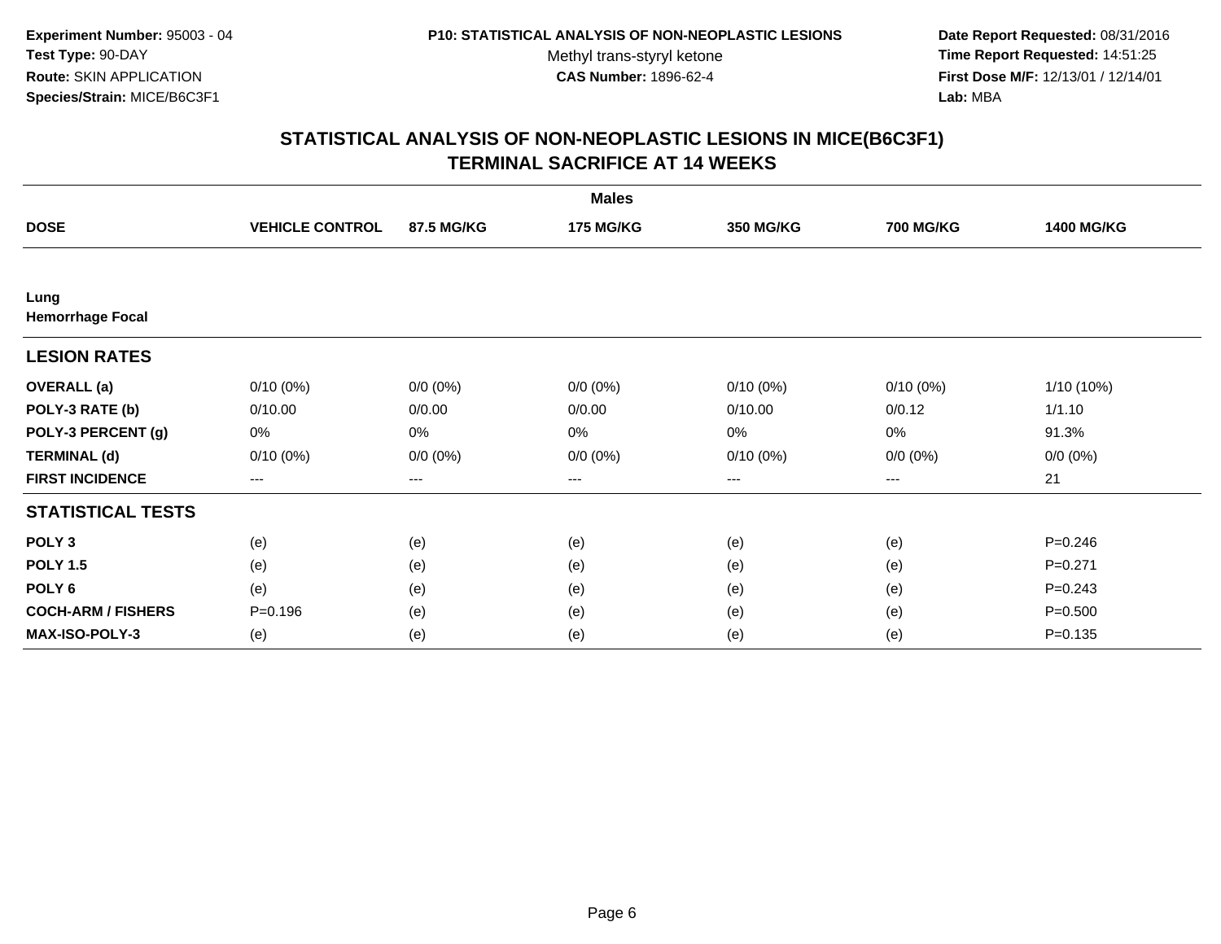Experiment Number: 95003 - 04
Test Type: 90-DAY
Route: SKIN APPLICATION
Species/Strain: MICE/B6C3F1

P10: STATISTICAL ANALYSIS OF NON-NEOPLASTIC LESIONS
Methyl trans-styryl ketone
CAS Number: 1896-62-4

Date Report Requested: 08/31/2016
Time Report Requested: 14:51:25
First Dose M/F: 12/13/01 / 12/14/01
Lab: MBA

## STATISTICAL ANALYSIS OF NON-NEOPLASTIC LESIONS IN MICE(B6C3F1)
## TERMINAL SACRIFICE AT 14 WEEKS

| | Males | | | | | |
|---|---|---|---|---|---|---|
| **DOSE** | **VEHICLE CONTROL** | **87.5 MG/KG** | **175 MG/KG** | **350 MG/KG** | **700 MG/KG** | **1400 MG/KG** |
| **Lung** | | | | | | |
| **Hemorrhage Focal** | | | | | | |
| **LESION RATES** | | | | | | |
| **OVERALL (a)** | 0/10 (0%) | 0/0 (0%) | 0/0 (0%) | 0/10 (0%) | 0/10 (0%) | 1/10 (10%) |
| **POLY-3 RATE (b)** | 0/10.00 | 0/0.00 | 0/0.00 | 0/10.00 | 0/0.12 | 1/1.10 |
| **POLY-3 PERCENT (g)** | 0% | 0% | 0% | 0% | 0% | 91.3% |
| **TERMINAL (d)** | 0/10 (0%) | 0/0 (0%) | 0/0 (0%) | 0/10 (0%) | 0/0 (0%) | 0/0 (0%) |
| **FIRST INCIDENCE** | --- | --- | --- | --- | --- | 21 |
| **STATISTICAL TESTS** | | | | | | |
| **POLY 3** | (e) | (e) | (e) | (e) | (e) | P=0.246 |
| **POLY 1.5** | (e) | (e) | (e) | (e) | (e) | P=0.271 |
| **POLY 6** | (e) | (e) | (e) | (e) | (e) | P=0.243 |
| **COCH-ARM / FISHERS** | P=0.196 | (e) | (e) | (e) | (e) | P=0.500 |
| **MAX-ISO-POLY-3** | (e) | (e) | (e) | (e) | (e) | P=0.135 |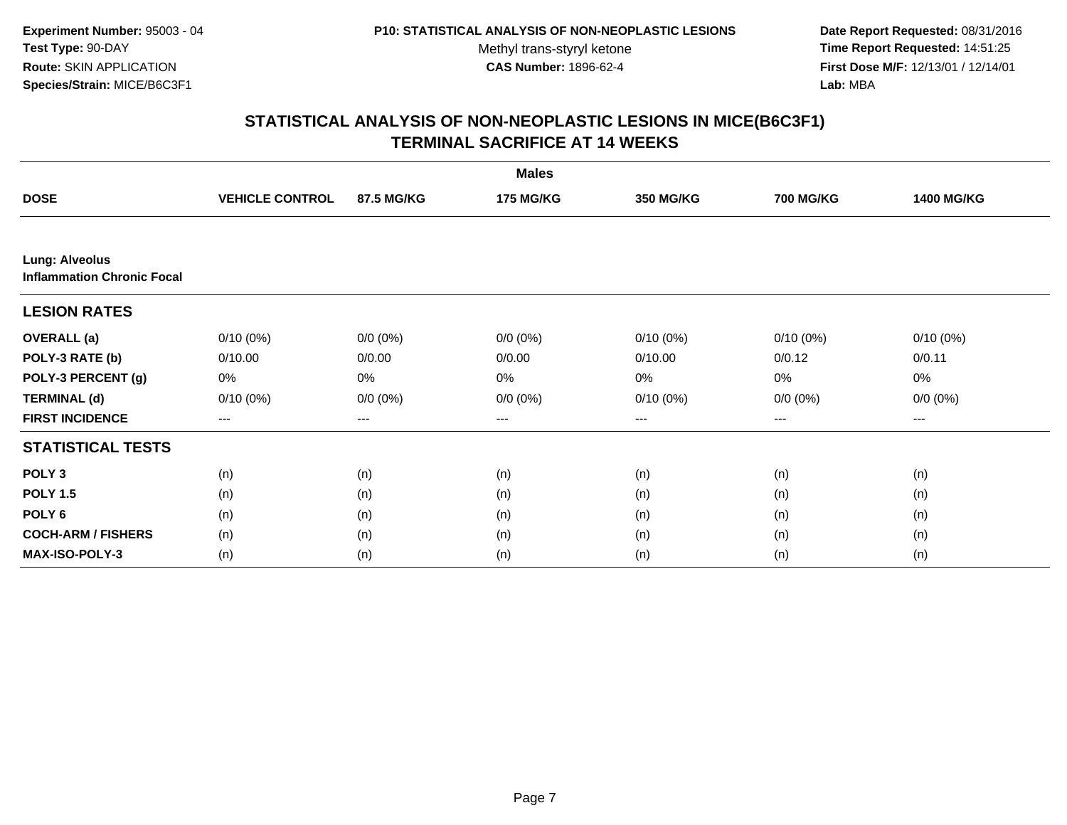**Experiment Number:** 95003 - 04
**Test Type:** 90-DAY
**Route:** SKIN APPLICATION
**Species/Strain:** MICE/B6C3F1

**P10: STATISTICAL ANALYSIS OF NON-NEOPLASTIC LESIONS**
Methyl trans-styryl ketone
**CAS Number:** 1896-62-4

**Date Report Requested:** 08/31/2016
**Time Report Requested:** 14:51:25
**First Dose M/F:** 12/13/01 / 12/14/01
**Lab:** MBA

## STATISTICAL ANALYSIS OF NON-NEOPLASTIC LESIONS IN MICE(B6C3F1)
## TERMINAL SACRIFICE AT 14 WEEKS

| | Males | | | | | |
|---|---|---|---|---|---|---|
| **DOSE** | **VEHICLE CONTROL** | **87.5 MG/KG** | **175 MG/KG** | **350 MG/KG** | **700 MG/KG** | **1400 MG/KG** |
| **Lung: Alveolus** | | | | | | |
| **Inflammation Chronic Focal** | | | | | | |
| **LESION RATES** | | | | | | |
| **OVERALL (a)** | 0/10 (0%) | 0/0 (0%) | 0/0 (0%) | 0/10 (0%) | 0/10 (0%) | 0/10 (0%) |
| **POLY-3 RATE (b)** | 0/10.00 | 0/0.00 | 0/0.00 | 0/10.00 | 0/0.12 | 0/0.11 |
| **POLY-3 PERCENT (g)** | 0% | 0% | 0% | 0% | 0% | 0% |
| **TERMINAL (d)** | 0/10 (0%) | 0/0 (0%) | 0/0 (0%) | 0/10 (0%) | 0/0 (0%) | 0/0 (0%) |
| **FIRST INCIDENCE** | --- | --- | --- | --- | --- | --- |
| **STATISTICAL TESTS** | | | | | | |
| **POLY 3** | (n) | (n) | (n) | (n) | (n) | (n) |
| **POLY 1.5** | (n) | (n) | (n) | (n) | (n) | (n) |
| **POLY 6** | (n) | (n) | (n) | (n) | (n) | (n) |
| **COCH-ARM / FISHERS** | (n) | (n) | (n) | (n) | (n) | (n) |
| **MAX-ISO-POLY-3** | (n) | (n) | (n) | (n) | (n) | (n) |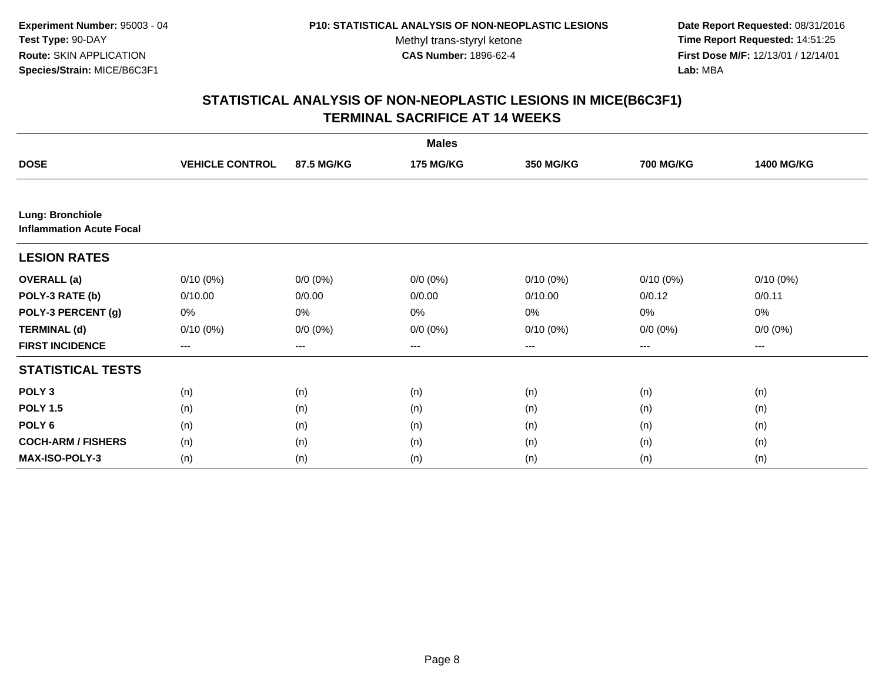**Experiment Number:** 95003 - 04
**Test Type:** 90-DAY
**Route:** SKIN APPLICATION
**Species/Strain:** MICE/B6C3F1

**P10: STATISTICAL ANALYSIS OF NON-NEOPLASTIC LESIONS**
Methyl trans-styryl ketone
**CAS Number:** 1896-62-4

**Date Report Requested:** 08/31/2016
**Time Report Requested:** 14:51:25
**First Dose M/F:** 12/13/01 / 12/14/01
**Lab:** MBA

## STATISTICAL ANALYSIS OF NON-NEOPLASTIC LESIONS IN MICE(B6C3F1)
## TERMINAL SACRIFICE AT 14 WEEKS

| | Males | | | | | |
|---|---|---|---|---|---|---|
| **DOSE** | **VEHICLE CONTROL** | **87.5 MG/KG** | **175 MG/KG** | **350 MG/KG** | **700 MG/KG** | **1400 MG/KG** |
| **Lung: Bronchiole** | | | | | | |
| **Inflammation Acute Focal** | | | | | | |
| **LESION RATES** | | | | | | |
| **OVERALL (a)** | 0/10 (0%) | 0/0 (0%) | 0/0 (0%) | 0/10 (0%) | 0/10 (0%) | 0/10 (0%) |
| **POLY-3 RATE (b)** | 0/10.00 | 0/0.00 | 0/0.00 | 0/10.00 | 0/0.12 | 0/0.11 |
| **POLY-3 PERCENT (g)** | 0% | 0% | 0% | 0% | 0% | 0% |
| **TERMINAL (d)** | 0/10 (0%) | 0/0 (0%) | 0/0 (0%) | 0/10 (0%) | 0/0 (0%) | 0/0 (0%) |
| **FIRST INCIDENCE** | --- | --- | --- | --- | --- | --- |
| **STATISTICAL TESTS** | | | | | | |
| **POLY 3** | (n) | (n) | (n) | (n) | (n) | (n) |
| **POLY 1.5** | (n) | (n) | (n) | (n) | (n) | (n) |
| **POLY 6** | (n) | (n) | (n) | (n) | (n) | (n) |
| **COCH-ARM / FISHERS** | (n) | (n) | (n) | (n) | (n) | (n) |
| **MAX-ISO-POLY-3** | (n) | (n) | (n) | (n) | (n) | (n) |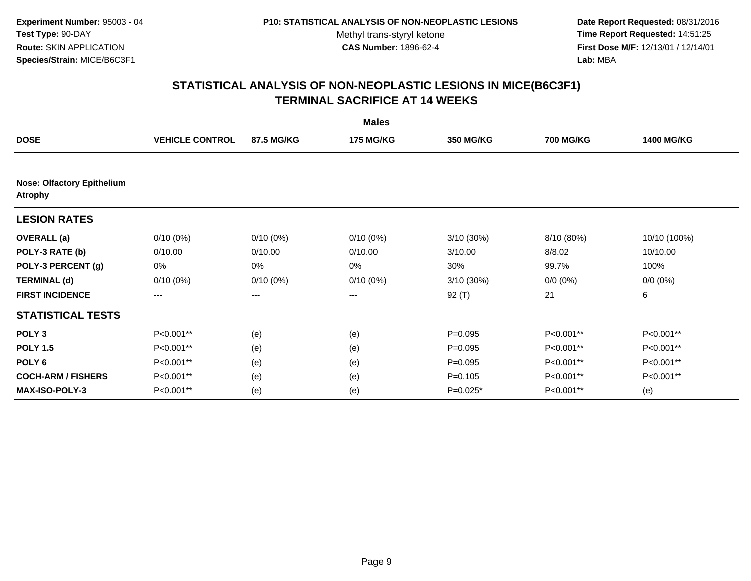**Experiment Number:** 95003 - 04
**Test Type:** 90-DAY
**Route:** SKIN APPLICATION
**Species/Strain:** MICE/B6C3F1

**P10: STATISTICAL ANALYSIS OF NON-NEOPLASTIC LESIONS**
Methyl trans-styryl ketone
**CAS Number:** 1896-62-4

**Date Report Requested:** 08/31/2016
**Time Report Requested:** 14:51:25
**First Dose M/F:** 12/13/01 / 12/14/01
**Lab:** MBA

## STATISTICAL ANALYSIS OF NON-NEOPLASTIC LESIONS IN MICE(B6C3F1)
## TERMINAL SACRIFICE AT 14 WEEKS

| | Males | | | | | |
|---|---|---|---|---|---|---|
| **DOSE** | **VEHICLE CONTROL** | **87.5 MG/KG** | **175 MG/KG** | **350 MG/KG** | **700 MG/KG** | **1400 MG/KG** |
| **Nose: Olfactory Epithelium Atrophy** | | | | | | |
| **LESION RATES** | | | | | | |
| **OVERALL (a)** | 0/10 (0%) | 0/10 (0%) | 0/10 (0%) | 3/10 (30%) | 8/10 (80%) | 10/10 (100%) |
| **POLY-3 RATE (b)** | 0/10.00 | 0/10.00 | 0/10.00 | 3/10.00 | 8/8.02 | 10/10.00 |
| **POLY-3 PERCENT (g)** | 0% | 0% | 0% | 30% | 99.7% | 100% |
| **TERMINAL (d)** | 0/10 (0%) | 0/10 (0%) | 0/10 (0%) | 3/10 (30%) | 0/0 (0%) | 0/0 (0%) |
| **FIRST INCIDENCE** | --- | --- | --- | 92 (T) | 21 | 6 |
| **STATISTICAL TESTS** | | | | | | |
| **POLY 3** | P<0.001** | (e) | (e) | P=0.095 | P<0.001** | P<0.001** |
| **POLY 1.5** | P<0.001** | (e) | (e) | P=0.095 | P<0.001** | P<0.001** |
| **POLY 6** | P<0.001** | (e) | (e) | P=0.095 | P<0.001** | P<0.001** |
| **COCH-ARM / FISHERS** | P<0.001** | (e) | (e) | P=0.105 | P<0.001** | P<0.001** |
| **MAX-ISO-POLY-3** | P<0.001** | (e) | (e) | P=0.025* | P<0.001** | (e) |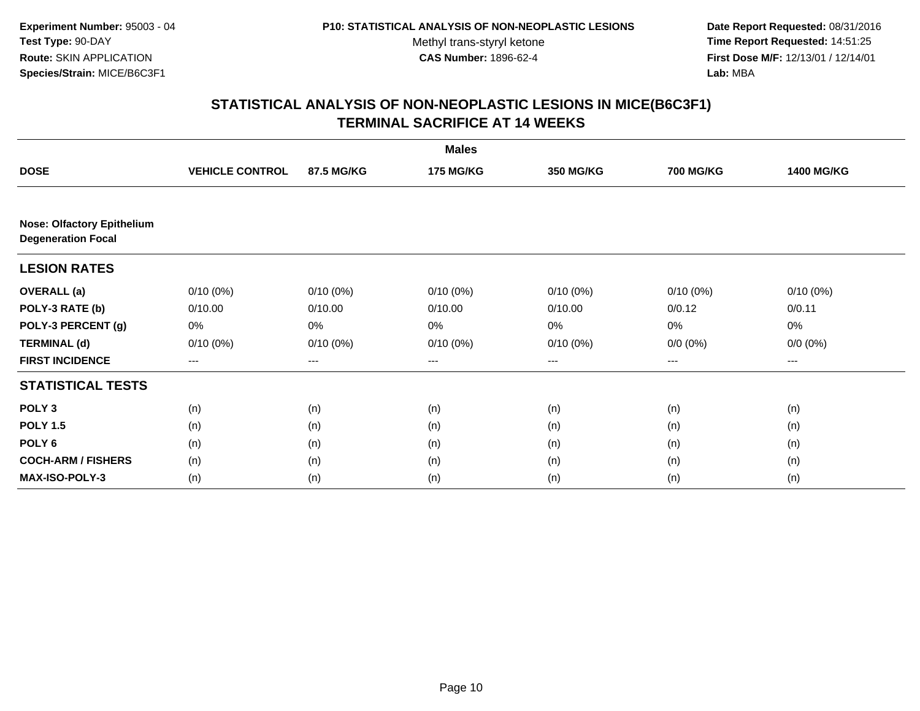**Experiment Number:** 95003 - 04
**Test Type:** 90-DAY
**Route:** SKIN APPLICATION
**Species/Strain:** MICE/B6C3F1

**P10: STATISTICAL ANALYSIS OF NON-NEOPLASTIC LESIONS**
Methyl trans-styryl ketone
**CAS Number:** 1896-62-4

**Date Report Requested:** 08/31/2016
**Time Report Requested:** 14:51:25
**First Dose M/F:** 12/13/01 / 12/14/01
**Lab:** MBA

## STATISTICAL ANALYSIS OF NON-NEOPLASTIC LESIONS IN MICE(B6C3F1) TERMINAL SACRIFICE AT 14 WEEKS

| | Males | | | | | |
|---|---|---|---|---|---|---|
| **DOSE** | **VEHICLE CONTROL** | **87.5 MG/KG** | **175 MG/KG** | **350 MG/KG** | **700 MG/KG** | **1400 MG/KG** |
| **Nose: Olfactory Epithelium Degeneration Focal** | | | | | | |
| **LESION RATES** | | | | | | |
| **OVERALL (a)** | 0/10 (0%) | 0/10 (0%) | 0/10 (0%) | 0/10 (0%) | 0/10 (0%) | 0/10 (0%) |
| **POLY-3 RATE (b)** | 0/10.00 | 0/10.00 | 0/10.00 | 0/10.00 | 0/0.12 | 0/0.11 |
| **POLY-3 PERCENT (g)** | 0% | 0% | 0% | 0% | 0% | 0% |
| **TERMINAL (d)** | 0/10 (0%) | 0/10 (0%) | 0/10 (0%) | 0/10 (0%) | 0/0 (0%) | 0/0 (0%) |
| **FIRST INCIDENCE** | --- | --- | --- | --- | --- | --- |
| **STATISTICAL TESTS** | | | | | | |
| **POLY 3** | (n) | (n) | (n) | (n) | (n) | (n) |
| **POLY 1.5** | (n) | (n) | (n) | (n) | (n) | (n) |
| **POLY 6** | (n) | (n) | (n) | (n) | (n) | (n) |
| **COCH-ARM / FISHERS** | (n) | (n) | (n) | (n) | (n) | (n) |
| **MAX-ISO-POLY-3** | (n) | (n) | (n) | (n) | (n) | (n) |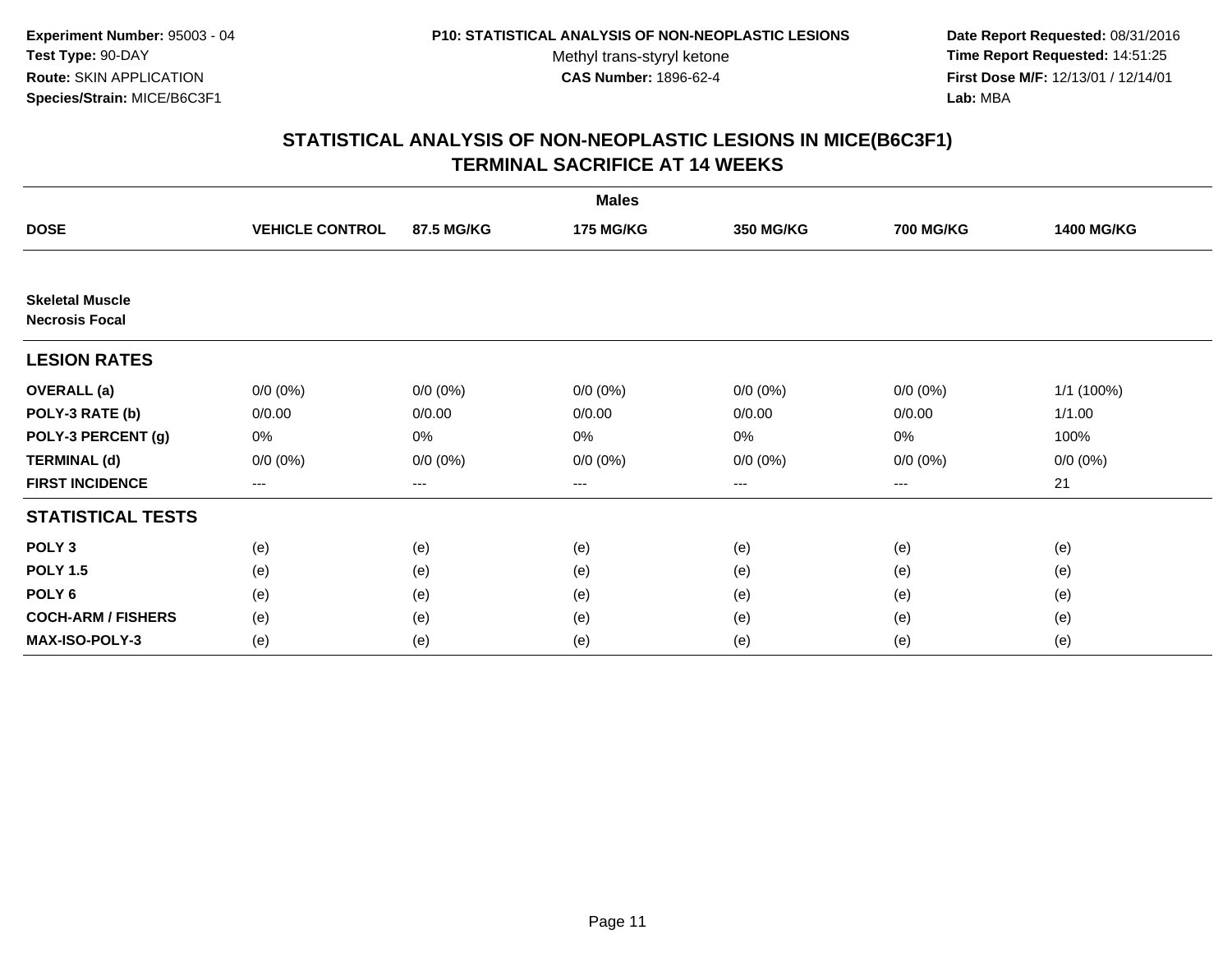**Experiment Number:** 95003 - 04
**Test Type:** 90-DAY
**Route:** SKIN APPLICATION
**Species/Strain:** MICE/B6C3F1

**P10: STATISTICAL ANALYSIS OF NON-NEOPLASTIC LESIONS**
Methyl trans-styryl ketone
**CAS Number:** 1896-62-4

**Date Report Requested:** 08/31/2016
**Time Report Requested:** 14:51:25
**First Dose M/F:** 12/13/01 / 12/14/01
**Lab:** MBA

## STATISTICAL ANALYSIS OF NON-NEOPLASTIC LESIONS IN MICE(B6C3F1) TERMINAL SACRIFICE AT 14 WEEKS

| | | | Males | | | |
|---|---|---|---|---|---|---|
| **DOSE** | **VEHICLE CONTROL** | **87.5 MG/KG** | **175 MG/KG** | **350 MG/KG** | **700 MG/KG** | **1400 MG/KG** |
| **Skeletal Muscle** | | | | | | |
| **Necrosis Focal** | | | | | | |
| **LESION RATES** | | | | | | |
| **OVERALL (a)** | 0/0 (0%) | 0/0 (0%) | 0/0 (0%) | 0/0 (0%) | 0/0 (0%) | 1/1 (100%) |
| **POLY-3 RATE (b)** | 0/0.00 | 0/0.00 | 0/0.00 | 0/0.00 | 0/0.00 | 1/1.00 |
| **POLY-3 PERCENT (g)** | 0% | 0% | 0% | 0% | 0% | 100% |
| **TERMINAL (d)** | 0/0 (0%) | 0/0 (0%) | 0/0 (0%) | 0/0 (0%) | 0/0 (0%) | 0/0 (0%) |
| **FIRST INCIDENCE** | --- | --- | --- | --- | --- | 21 |
| **STATISTICAL TESTS** | | | | | | |
| **POLY 3** | (e) | (e) | (e) | (e) | (e) | (e) |
| **POLY 1.5** | (e) | (e) | (e) | (e) | (e) | (e) |
| **POLY 6** | (e) | (e) | (e) | (e) | (e) | (e) |
| **COCH-ARM / FISHERS** | (e) | (e) | (e) | (e) | (e) | (e) |
| **MAX-ISO-POLY-3** | (e) | (e) | (e) | (e) | (e) | (e) |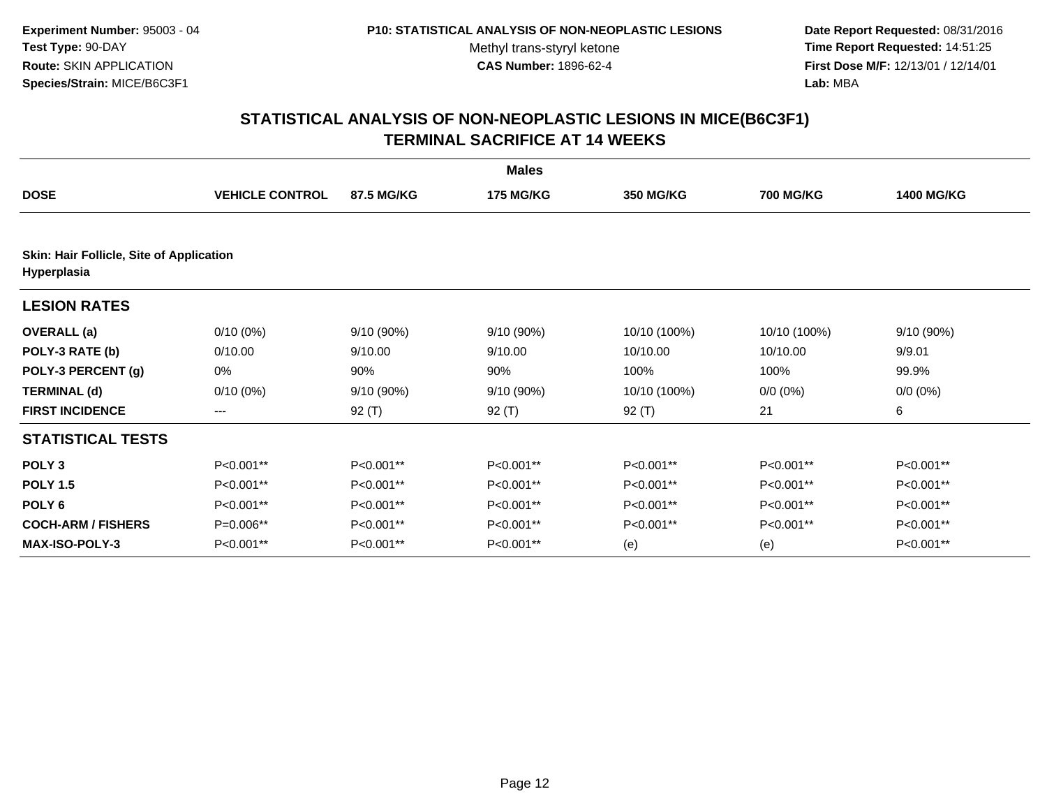**Experiment Number:** 95003 - 04
**Test Type:** 90-DAY
**Route:** SKIN APPLICATION
**Species/Strain:** MICE/B6C3F1

**P10: STATISTICAL ANALYSIS OF NON-NEOPLASTIC LESIONS**
Methyl trans-styryl ketone
**CAS Number:** 1896-62-4

**Date Report Requested:** 08/31/2016
**Time Report Requested:** 14:51:25
**First Dose M/F:** 12/13/01 / 12/14/01
**Lab:** MBA

## STATISTICAL ANALYSIS OF NON-NEOPLASTIC LESIONS IN MICE(B6C3F1) TERMINAL SACRIFICE AT 14 WEEKS

| | | | Males | | | |
|---|---|---|---|---|---|---|
| **DOSE** | **VEHICLE CONTROL** | **87.5 MG/KG** | **175 MG/KG** | **350 MG/KG** | **700 MG/KG** | **1400 MG/KG** |
| **Skin: Hair Follicle, Site of Application Hyperplasia** | | | | | | |
| **LESION RATES** | | | | | | |
| **OVERALL (a)** | 0/10 (0%) | 9/10 (90%) | 9/10 (90%) | 10/10 (100%) | 10/10 (100%) | 9/10 (90%) |
| **POLY-3 RATE (b)** | 0/10.00 | 9/10.00 | 9/10.00 | 10/10.00 | 10/10.00 | 9/9.01 |
| **POLY-3 PERCENT (g)** | 0% | 90% | 90% | 100% | 100% | 99.9% |
| **TERMINAL (d)** | 0/10 (0%) | 9/10 (90%) | 9/10 (90%) | 10/10 (100%) | 0/0 (0%) | 0/0 (0%) |
| **FIRST INCIDENCE** | --- | 92 (T) | 92 (T) | 92 (T) | 21 | 6 |
| **STATISTICAL TESTS** | | | | | | |
| **POLY 3** | P<0.001** | P<0.001** | P<0.001** | P<0.001** | P<0.001** | P<0.001** |
| **POLY 1.5** | P<0.001** | P<0.001** | P<0.001** | P<0.001** | P<0.001** | P<0.001** |
| **POLY 6** | P<0.001** | P<0.001** | P<0.001** | P<0.001** | P<0.001** | P<0.001** |
| **COCH-ARM / FISHERS** | P=0.006** | P<0.001** | P<0.001** | P<0.001** | P<0.001** | P<0.001** |
| **MAX-ISO-POLY-3** | P<0.001** | P<0.001** | P<0.001** | (e) | (e) | P<0.001** |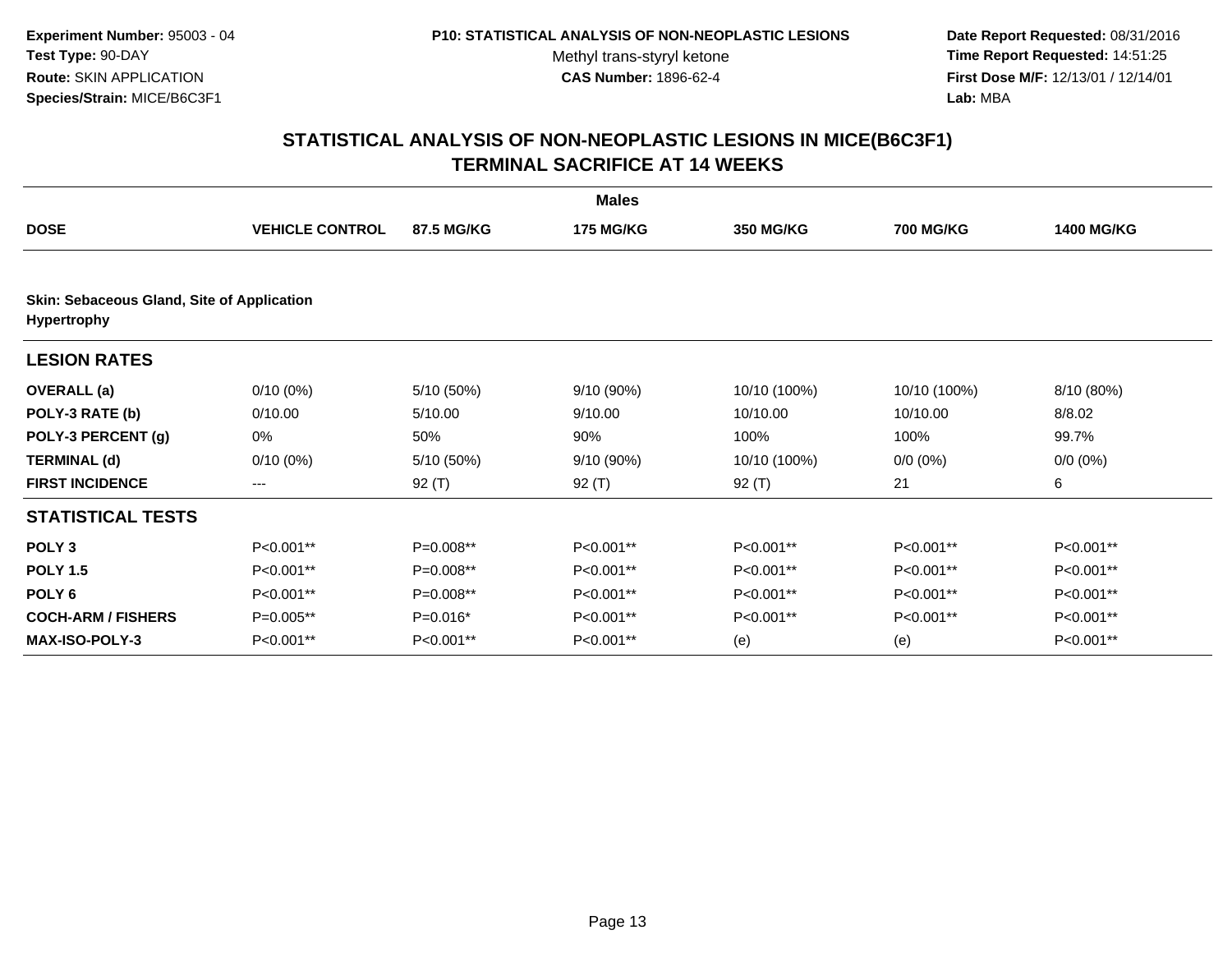**Experiment Number:** 95003 - 04
**Test Type:** 90-DAY
**Route:** SKIN APPLICATION
**Species/Strain:** MICE/B6C3F1

**P10: STATISTICAL ANALYSIS OF NON-NEOPLASTIC LESIONS**
Methyl trans-styryl ketone
**CAS Number:** 1896-62-4

**Date Report Requested:** 08/31/2016
**Time Report Requested:** 14:51:25
**First Dose M/F:** 12/13/01 / 12/14/01
**Lab:** MBA

## STATISTICAL ANALYSIS OF NON-NEOPLASTIC LESIONS IN MICE(B6C3F1)
## TERMINAL SACRIFICE AT 14 WEEKS

| | | | Males | | | |
|---|---|---|---|---|---|---|
| **DOSE** | **VEHICLE CONTROL** | **87.5 MG/KG** | **175 MG/KG** | **350 MG/KG** | **700 MG/KG** | **1400 MG/KG** |
| **Skin: Sebaceous Gland, Site of Application Hypertrophy** | | | | | | |
| **LESION RATES** | | | | | | |
| **OVERALL (a)** | 0/10 (0%) | 5/10 (50%) | 9/10 (90%) | 10/10 (100%) | 10/10 (100%) | 8/10 (80%) |
| **POLY-3 RATE (b)** | 0/10.00 | 5/10.00 | 9/10.00 | 10/10.00 | 10/10.00 | 8/8.02 |
| **POLY-3 PERCENT (g)** | 0% | 50% | 90% | 100% | 100% | 99.7% |
| **TERMINAL (d)** | 0/10 (0%) | 5/10 (50%) | 9/10 (90%) | 10/10 (100%) | 0/0 (0%) | 0/0 (0%) |
| **FIRST INCIDENCE** | --- | 92 (T) | 92 (T) | 92 (T) | 21 | 6 |
| **STATISTICAL TESTS** | | | | | | |
| **POLY 3** | P<0.001** | P=0.008** | P<0.001** | P<0.001** | P<0.001** | P<0.001** |
| **POLY 1.5** | P<0.001** | P=0.008** | P<0.001** | P<0.001** | P<0.001** | P<0.001** |
| **POLY 6** | P<0.001** | P=0.008** | P<0.001** | P<0.001** | P<0.001** | P<0.001** |
| **COCH-ARM / FISHERS** | P=0.005** | P=0.016* | P<0.001** | P<0.001** | P<0.001** | P<0.001** |
| **MAX-ISO-POLY-3** | P<0.001** | P<0.001** | P<0.001** | (e) | (e) | P<0.001** |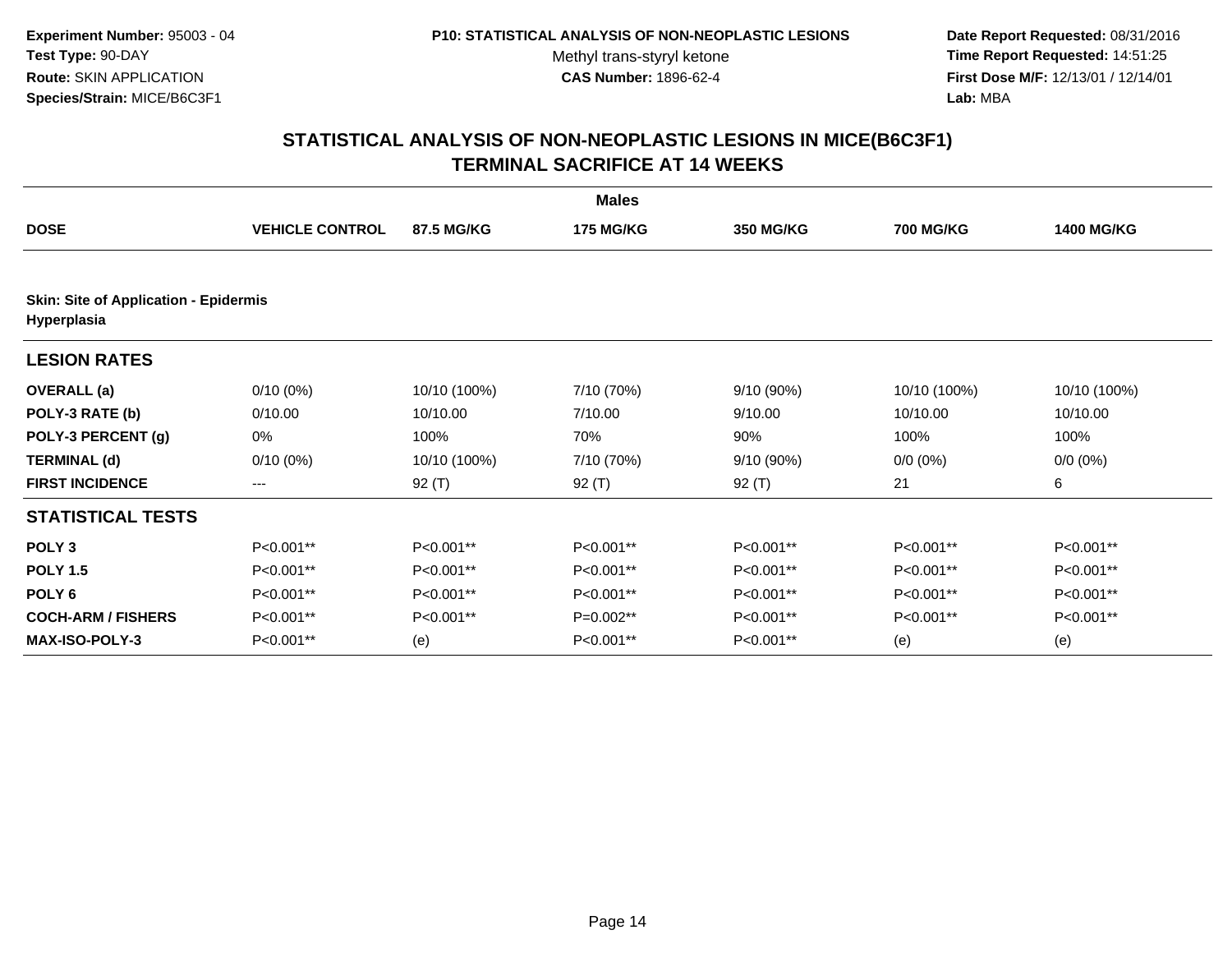**Experiment Number:** 95003 - 04
**Test Type:** 90-DAY
**Route:** SKIN APPLICATION
**Species/Strain:** MICE/B6C3F1

**P10: STATISTICAL ANALYSIS OF NON-NEOPLASTIC LESIONS**
Methyl trans-styryl ketone
**CAS Number:** 1896-62-4

**Date Report Requested:** 08/31/2016
**Time Report Requested:** 14:51:25
**First Dose M/F:** 12/13/01 / 12/14/01
**Lab:** MBA

## STATISTICAL ANALYSIS OF NON-NEOPLASTIC LESIONS IN MICE(B6C3F1)
## TERMINAL SACRIFICE AT 14 WEEKS

| | Males | | | | | |
|---|---|---|---|---|---|---|
| **DOSE** | **VEHICLE CONTROL** | **87.5 MG/KG** | **175 MG/KG** | **350 MG/KG** | **700 MG/KG** | **1400 MG/KG** |
| **Skin: Site of Application - Epidermis** | | | | | | |
| **Hyperplasia** | | | | | | |
| **LESION RATES** | | | | | | |
| **OVERALL (a)** | 0/10 (0%) | 10/10 (100%) | 7/10 (70%) | 9/10 (90%) | 10/10 (100%) | 10/10 (100%) |
| **POLY-3 RATE (b)** | 0/10.00 | 10/10.00 | 7/10.00 | 9/10.00 | 10/10.00 | 10/10.00 |
| **POLY-3 PERCENT (g)** | 0% | 100% | 70% | 90% | 100% | 100% |
| **TERMINAL (d)** | 0/10 (0%) | 10/10 (100%) | 7/10 (70%) | 9/10 (90%) | 0/0 (0%) | 0/0 (0%) |
| **FIRST INCIDENCE** | --- | 92 (T) | 92 (T) | 92 (T) | 21 | 6 |
| **STATISTICAL TESTS** | | | | | | |
| **POLY 3** | P<0.001** | P<0.001** | P<0.001** | P<0.001** | P<0.001** | P<0.001** |
| **POLY 1.5** | P<0.001** | P<0.001** | P<0.001** | P<0.001** | P<0.001** | P<0.001** |
| **POLY 6** | P<0.001** | P<0.001** | P<0.001** | P<0.001** | P<0.001** | P<0.001** |
| **COCH-ARM / FISHERS** | P<0.001** | P<0.001** | P=0.002** | P<0.001** | P<0.001** | P<0.001** |
| **MAX-ISO-POLY-3** | P<0.001** | (e) | P<0.001** | P<0.001** | (e) | (e) |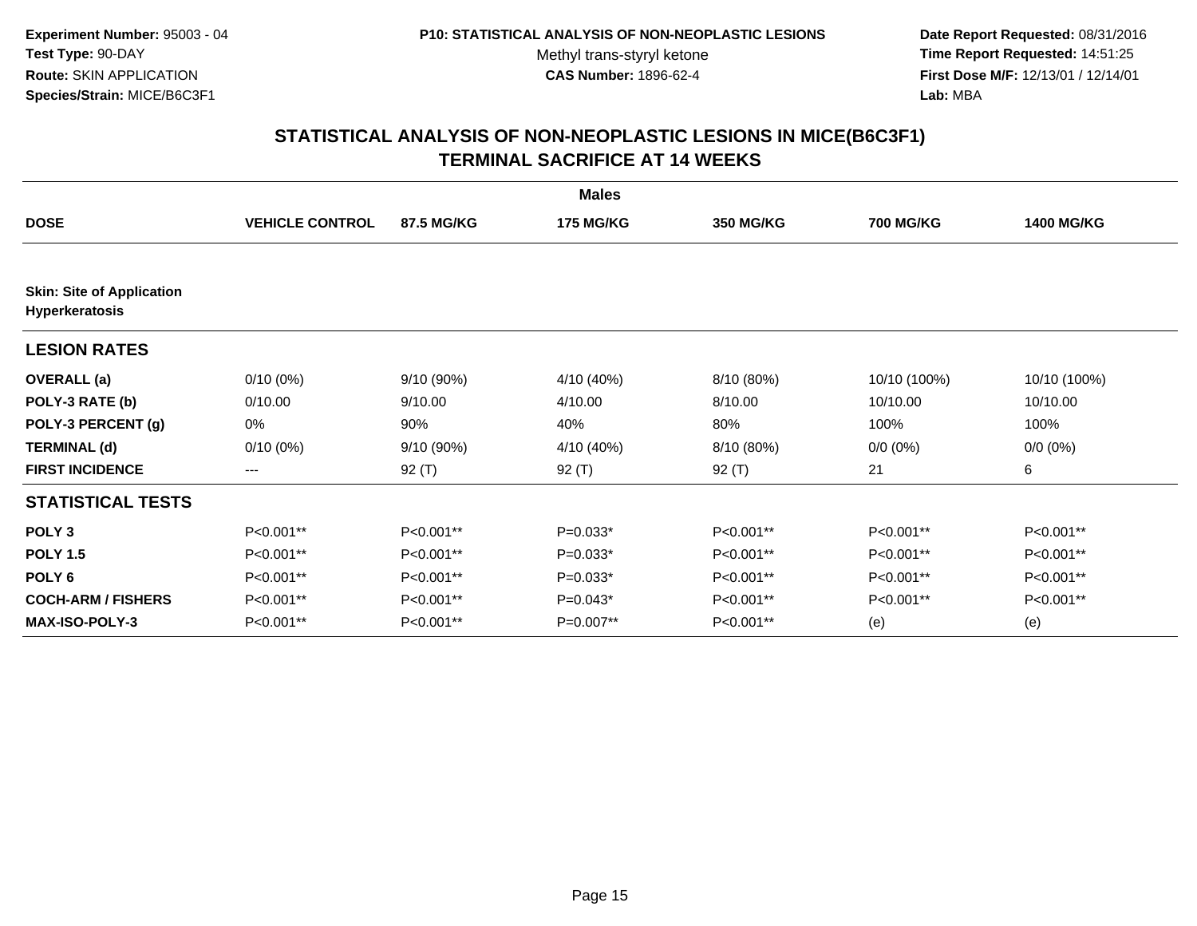Experiment Number: 95003 - 04
Test Type: 90-DAY
Route: SKIN APPLICATION
Species/Strain: MICE/B6C3F1

P10: STATISTICAL ANALYSIS OF NON-NEOPLASTIC LESIONS
Methyl trans-styryl ketone
CAS Number: 1896-62-4

Date Report Requested: 08/31/2016
Time Report Requested: 14:51:25
First Dose M/F: 12/13/01 / 12/14/01
Lab: MBA

## STATISTICAL ANALYSIS OF NON-NEOPLASTIC LESIONS IN MICE(B6C3F1) TERMINAL SACRIFICE AT 14 WEEKS

| | Males | | | | | |
|---|---|---|---|---|---|---|
| **DOSE** | **VEHICLE CONTROL** | **87.5 MG/KG** | **175 MG/KG** | **350 MG/KG** | **700 MG/KG** | **1400 MG/KG** |
| **Skin: Site of Application Hyperkeratosis** | | | | | | |
| **LESION RATES** | | | | | | |
| **OVERALL (a)** | 0/10 (0%) | 9/10 (90%) | 4/10 (40%) | 8/10 (80%) | 10/10 (100%) | 10/10 (100%) |
| **POLY-3 RATE (b)** | 0/10.00 | 9/10.00 | 4/10.00 | 8/10.00 | 10/10.00 | 10/10.00 |
| **POLY-3 PERCENT (g)** | 0% | 90% | 40% | 80% | 100% | 100% |
| **TERMINAL (d)** | 0/10 (0%) | 9/10 (90%) | 4/10 (40%) | 8/10 (80%) | 0/0 (0%) | 0/0 (0%) |
| **FIRST INCIDENCE** | --- | 92 (T) | 92 (T) | 92 (T) | 21 | 6 |
| **STATISTICAL TESTS** | | | | | | |
| **POLY 3** | P<0.001** | P<0.001** | P=0.033* | P<0.001** | P<0.001** | P<0.001** |
| **POLY 1.5** | P<0.001** | P<0.001** | P=0.033* | P<0.001** | P<0.001** | P<0.001** |
| **POLY 6** | P<0.001** | P<0.001** | P=0.033* | P<0.001** | P<0.001** | P<0.001** |
| **COCH-ARM / FISHERS** | P<0.001** | P<0.001** | P=0.043* | P<0.001** | P<0.001** | P<0.001** |
| **MAX-ISO-POLY-3** | P<0.001** | P<0.001** | P=0.007** | P<0.001** | (e) | (e) |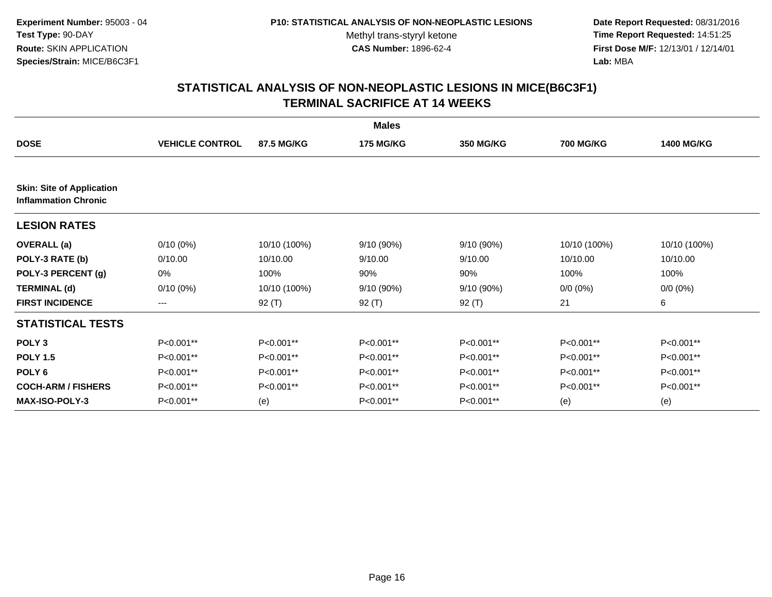**Experiment Number:** 95003 - 04
**Test Type:** 90-DAY
**Route:** SKIN APPLICATION
**Species/Strain:** MICE/B6C3F1

**P10: STATISTICAL ANALYSIS OF NON-NEOPLASTIC LESIONS**
Methyl trans-styryl ketone
**CAS Number:** 1896-62-4

**Date Report Requested:** 08/31/2016
**Time Report Requested:** 14:51:25
**First Dose M/F:** 12/13/01 / 12/14/01
**Lab:** MBA

## STATISTICAL ANALYSIS OF NON-NEOPLASTIC LESIONS IN MICE(B6C3F1) TERMINAL SACRIFICE AT 14 WEEKS

| | Males | | | | | |
|---|---|---|---|---|---|---|
| **DOSE** | **VEHICLE CONTROL** | **87.5 MG/KG** | **175 MG/KG** | **350 MG/KG** | **700 MG/KG** | **1400 MG/KG** |
| **Skin: Site of Application Inflammation Chronic** | | | | | | |
| **LESION RATES** | | | | | | |
| **OVERALL (a)** | 0/10 (0%) | 10/10 (100%) | 9/10 (90%) | 9/10 (90%) | 10/10 (100%) | 10/10 (100%) |
| **POLY-3 RATE (b)** | 0/10.00 | 10/10.00 | 9/10.00 | 9/10.00 | 10/10.00 | 10/10.00 |
| **POLY-3 PERCENT (g)** | 0% | 100% | 90% | 90% | 100% | 100% |
| **TERMINAL (d)** | 0/10 (0%) | 10/10 (100%) | 9/10 (90%) | 9/10 (90%) | 0/0 (0%) | 0/0 (0%) |
| **FIRST INCIDENCE** | --- | 92 (T) | 92 (T) | 92 (T) | 21 | 6 |
| **STATISTICAL TESTS** | | | | | | |
| **POLY 3** | P<0.001** | P<0.001** | P<0.001** | P<0.001** | P<0.001** | P<0.001** |
| **POLY 1.5** | P<0.001** | P<0.001** | P<0.001** | P<0.001** | P<0.001** | P<0.001** |
| **POLY 6** | P<0.001** | P<0.001** | P<0.001** | P<0.001** | P<0.001** | P<0.001** |
| **COCH-ARM / FISHERS** | P<0.001** | P<0.001** | P<0.001** | P<0.001** | P<0.001** | P<0.001** |
| **MAX-ISO-POLY-3** | P<0.001** | (e) | P<0.001** | P<0.001** | (e) | (e) |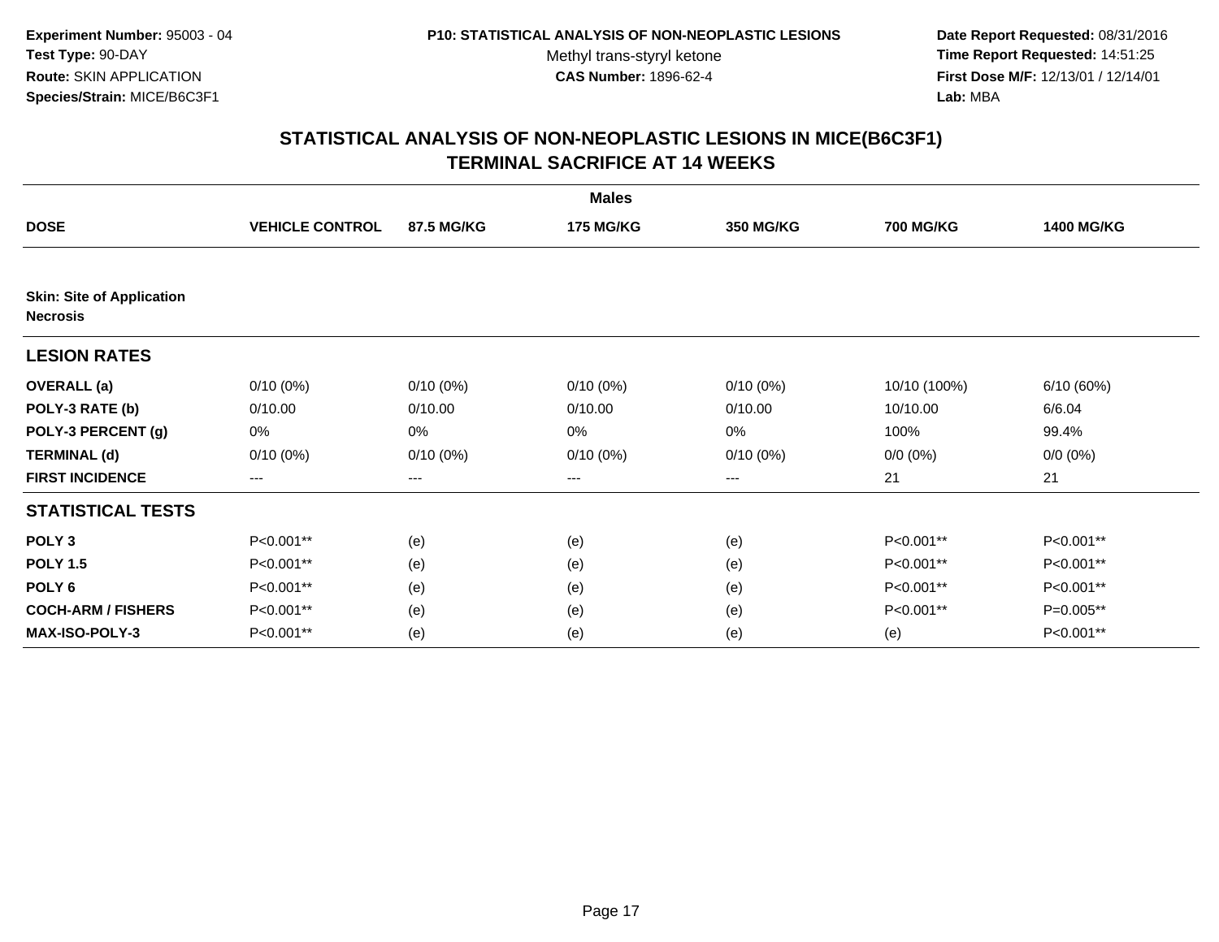**Experiment Number:** 95003 - 04
**Test Type:** 90-DAY
**Route:** SKIN APPLICATION
**Species/Strain:** MICE/B6C3F1

**P10: STATISTICAL ANALYSIS OF NON-NEOPLASTIC LESIONS**
Methyl trans-styryl ketone
**CAS Number:** 1896-62-4

**Date Report Requested:** 08/31/2016
**Time Report Requested:** 14:51:25
**First Dose M/F:** 12/13/01 / 12/14/01
**Lab:** MBA

## STATISTICAL ANALYSIS OF NON-NEOPLASTIC LESIONS IN MICE(B6C3F1) TERMINAL SACRIFICE AT 14 WEEKS

| | Males | | | | | |
|---|---|---|---|---|---|---|
| **DOSE** | **VEHICLE CONTROL** | **87.5 MG/KG** | **175 MG/KG** | **350 MG/KG** | **700 MG/KG** | **1400 MG/KG** |
| **Skin: Site of Application Necrosis** | | | | | | |
| **LESION RATES** | | | | | | |
| **OVERALL (a)** | 0/10 (0%) | 0/10 (0%) | 0/10 (0%) | 0/10 (0%) | 10/10 (100%) | 6/10 (60%) |
| **POLY-3 RATE (b)** | 0/10.00 | 0/10.00 | 0/10.00 | 0/10.00 | 10/10.00 | 6/6.04 |
| **POLY-3 PERCENT (g)** | 0% | 0% | 0% | 0% | 100% | 99.4% |
| **TERMINAL (d)** | 0/10 (0%) | 0/10 (0%) | 0/10 (0%) | 0/10 (0%) | 0/0 (0%) | 0/0 (0%) |
| **FIRST INCIDENCE** | --- | --- | --- | --- | 21 | 21 |
| **STATISTICAL TESTS** | | | | | | |
| **POLY 3** | P<0.001** | (e) | (e) | (e) | P<0.001** | P<0.001** |
| **POLY 1.5** | P<0.001** | (e) | (e) | (e) | P<0.001** | P<0.001** |
| **POLY 6** | P<0.001** | (e) | (e) | (e) | P<0.001** | P<0.001** |
| **COCH-ARM / FISHERS** | P<0.001** | (e) | (e) | (e) | P<0.001** | P=0.005** |
| **MAX-ISO-POLY-3** | P<0.001** | (e) | (e) | (e) | (e) | P<0.001** |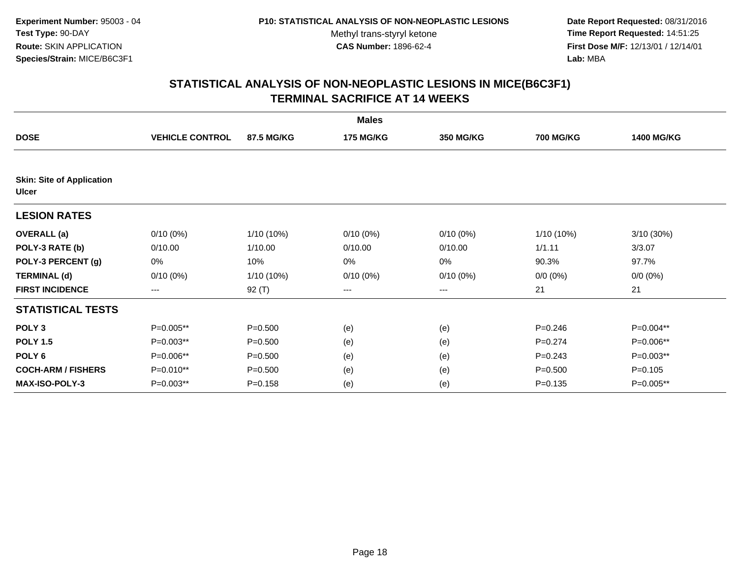**Experiment Number:** 95003 - 04
**Test Type:** 90-DAY
**Route:** SKIN APPLICATION
**Species/Strain:** MICE/B6C3F1

**P10: STATISTICAL ANALYSIS OF NON-NEOPLASTIC LESIONS**
Methyl trans-styryl ketone
**CAS Number:** 1896-62-4

**Date Report Requested:** 08/31/2016
**Time Report Requested:** 14:51:25
**First Dose M/F:** 12/13/01 / 12/14/01
**Lab:** MBA

## STATISTICAL ANALYSIS OF NON-NEOPLASTIC LESIONS IN MICE(B6C3F1) TERMINAL SACRIFICE AT 14 WEEKS

| | Males | | | | | |
|---|---|---|---|---|---|---|
| **DOSE** | **VEHICLE CONTROL** | **87.5 MG/KG** | **175 MG/KG** | **350 MG/KG** | **700 MG/KG** | **1400 MG/KG** |
| **Skin: Site of Application Ulcer** | | | | | | |
| **LESION RATES** | | | | | | |
| **OVERALL (a)** | 0/10 (0%) | 1/10 (10%) | 0/10 (0%) | 0/10 (0%) | 1/10 (10%) | 3/10 (30%) |
| **POLY-3 RATE (b)** | 0/10.00 | 1/10.00 | 0/10.00 | 0/10.00 | 1/1.11 | 3/3.07 |
| **POLY-3 PERCENT (g)** | 0% | 10% | 0% | 0% | 90.3% | 97.7% |
| **TERMINAL (d)** | 0/10 (0%) | 1/10 (10%) | 0/10 (0%) | 0/10 (0%) | 0/0 (0%) | 0/0 (0%) |
| **FIRST INCIDENCE** | --- | 92 (T) | --- | --- | 21 | 21 |
| **STATISTICAL TESTS** | | | | | | |
| **POLY 3** | P=0.005** | P=0.500 | (e) | (e) | P=0.246 | P=0.004** |
| **POLY 1.5** | P=0.003** | P=0.500 | (e) | (e) | P=0.274 | P=0.006** |
| **POLY 6** | P=0.006** | P=0.500 | (e) | (e) | P=0.243 | P=0.003** |
| **COCH-ARM / FISHERS** | P=0.010** | P=0.500 | (e) | (e) | P=0.500 | P=0.105 |
| **MAX-ISO-POLY-3** | P=0.003** | P=0.158 | (e) | (e) | P=0.135 | P=0.005** |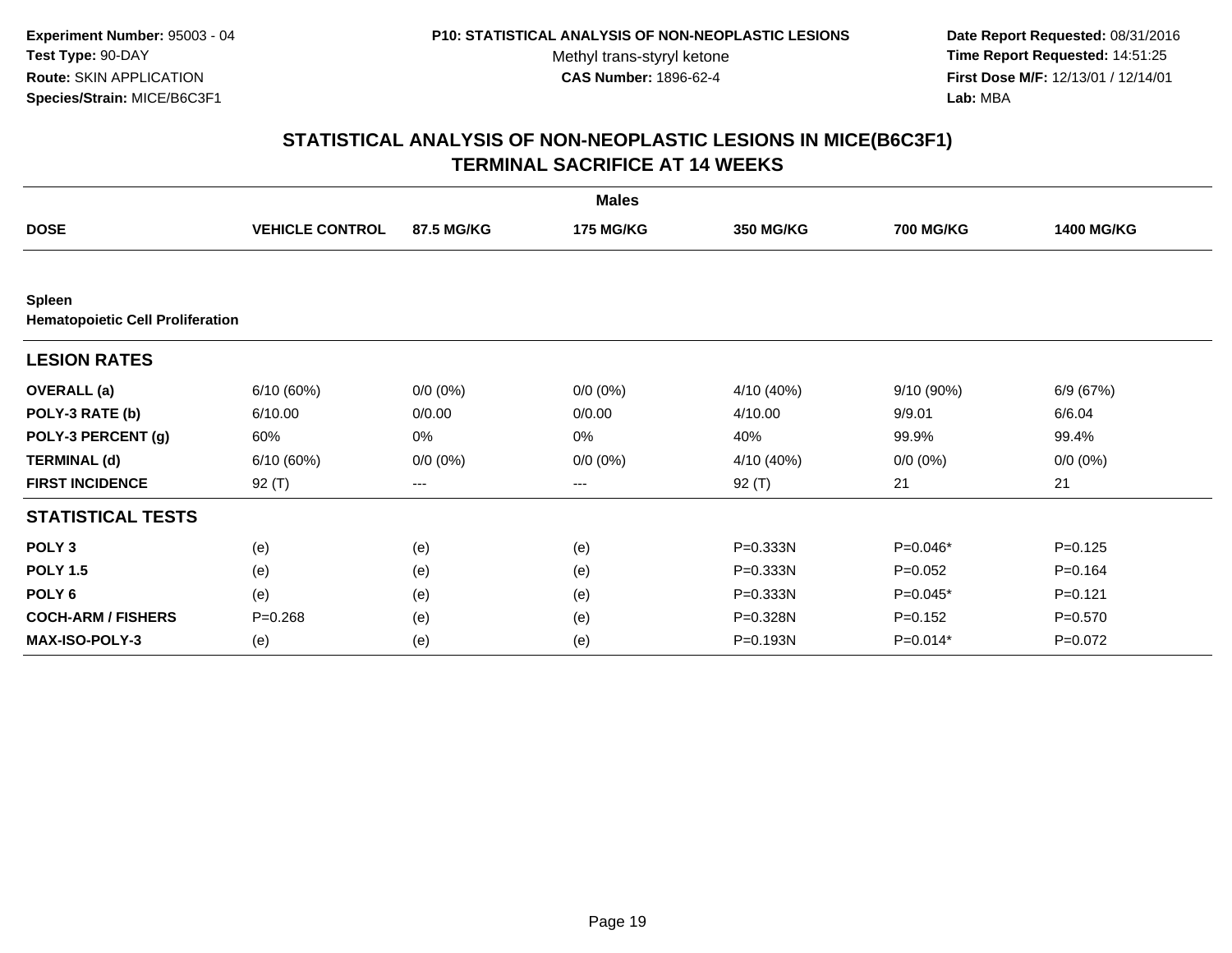**Experiment Number:** 95003 - 04
**Test Type:** 90-DAY
**Route:** SKIN APPLICATION
**Species/Strain:** MICE/B6C3F1

**P10: STATISTICAL ANALYSIS OF NON-NEOPLASTIC LESIONS**
Methyl trans-styryl ketone
**CAS Number:** 1896-62-4

**Date Report Requested:** 08/31/2016
**Time Report Requested:** 14:51:25
**First Dose M/F:** 12/13/01 / 12/14/01
**Lab:** MBA

## STATISTICAL ANALYSIS OF NON-NEOPLASTIC LESIONS IN MICE(B6C3F1)
## TERMINAL SACRIFICE AT 14 WEEKS

| | Males | | | | | |
|---|---|---|---|---|---|---|
| **DOSE** | **VEHICLE CONTROL** | **87.5 MG/KG** | **175 MG/KG** | **350 MG/KG** | **700 MG/KG** | **1400 MG/KG** |
| **Spleen** | | | | | | |
| **Hematopoietic Cell Proliferation** | | | | | | |
| **LESION RATES** | | | | | | |
| **OVERALL (a)** | 6/10 (60%) | 0/0 (0%) | 0/0 (0%) | 4/10 (40%) | 9/10 (90%) | 6/9 (67%) |
| **POLY-3 RATE (b)** | 6/10.00 | 0/0.00 | 0/0.00 | 4/10.00 | 9/9.01 | 6/6.04 |
| **POLY-3 PERCENT (g)** | 60% | 0% | 0% | 40% | 99.9% | 99.4% |
| **TERMINAL (d)** | 6/10 (60%) | 0/0 (0%) | 0/0 (0%) | 4/10 (40%) | 0/0 (0%) | 0/0 (0%) |
| **FIRST INCIDENCE** | 92 (T) | --- | --- | 92 (T) | 21 | 21 |
| **STATISTICAL TESTS** | | | | | | |
| **POLY 3** | (e) | (e) | (e) | P=0.333N | P=0.046* | P=0.125 |
| **POLY 1.5** | (e) | (e) | (e) | P=0.333N | P=0.052 | P=0.164 |
| **POLY 6** | (e) | (e) | (e) | P=0.333N | P=0.045* | P=0.121 |
| **COCH-ARM / FISHERS** | P=0.268 | (e) | (e) | P=0.328N | P=0.152 | P=0.570 |
| **MAX-ISO-POLY-3** | (e) | (e) | (e) | P=0.193N | P=0.014* | P=0.072 |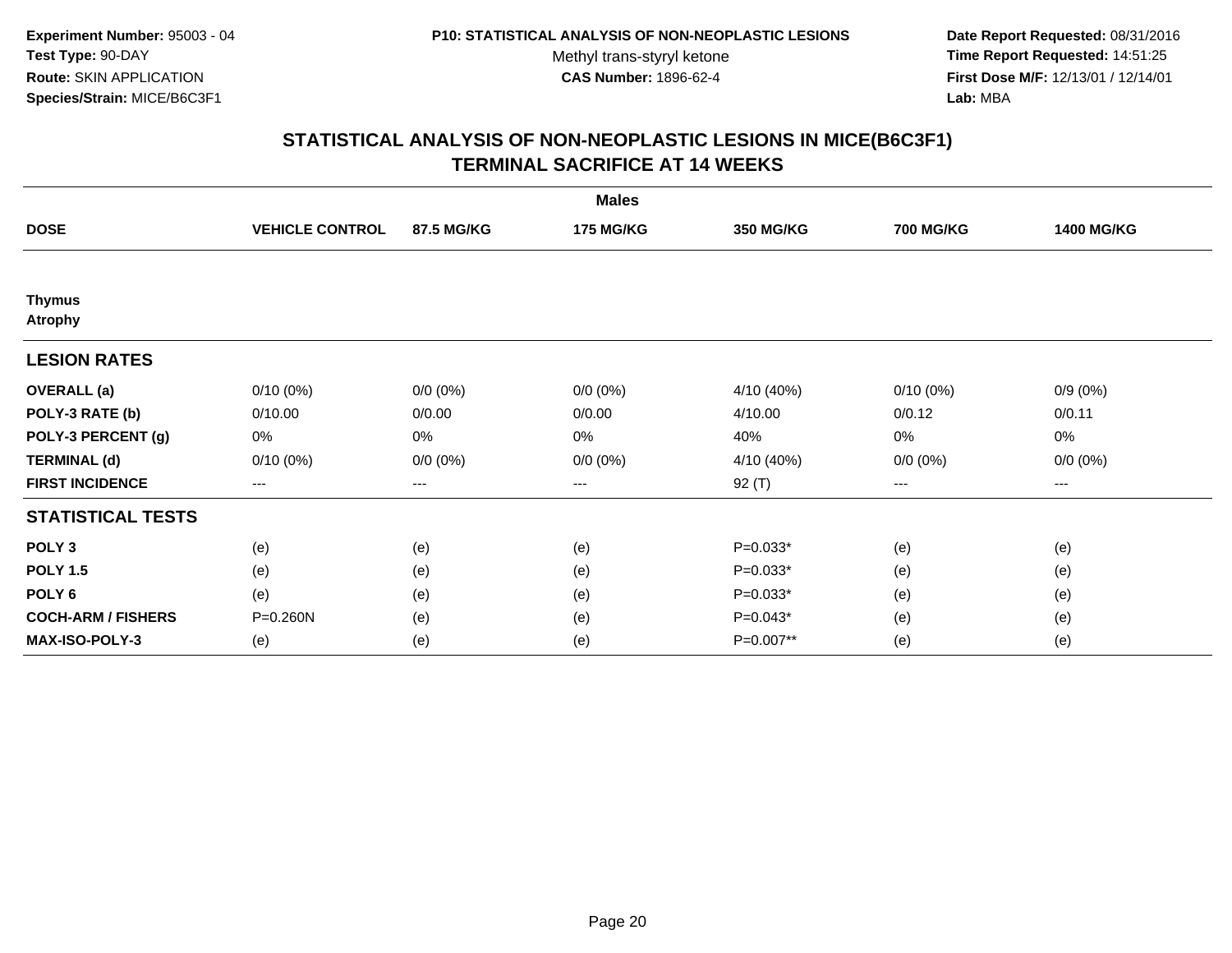Experiment Number: 95003 - 04
Test Type: 90-DAY
Route: SKIN APPLICATION
Species/Strain: MICE/B6C3F1

P10: STATISTICAL ANALYSIS OF NON-NEOPLASTIC LESIONS
Methyl trans-styryl ketone
CAS Number: 1896-62-4

Date Report Requested: 08/31/2016
Time Report Requested: 14:51:25
First Dose M/F: 12/13/01 / 12/14/01
Lab: MBA

## STATISTICAL ANALYSIS OF NON-NEOPLASTIC LESIONS IN MICE(B6C3F1)
## TERMINAL SACRIFICE AT 14 WEEKS

| | Males | | | | | |
|---|---|---|---|---|---|---|
| **DOSE** | **VEHICLE CONTROL** | **87.5 MG/KG** | **175 MG/KG** | **350 MG/KG** | **700 MG/KG** | **1400 MG/KG** |
| **Thymus** | | | | | | |
| **Atrophy** | | | | | | |
| **LESION RATES** | | | | | | |
| **OVERALL (a)** | 0/10 (0%) | 0/0 (0%) | 0/0 (0%) | 4/10 (40%) | 0/10 (0%) | 0/9 (0%) |
| **POLY-3 RATE (b)** | 0/10.00 | 0/0.00 | 0/0.00 | 4/10.00 | 0/0.12 | 0/0.11 |
| **POLY-3 PERCENT (g)** | 0% | 0% | 0% | 40% | 0% | 0% |
| **TERMINAL (d)** | 0/10 (0%) | 0/0 (0%) | 0/0 (0%) | 4/10 (40%) | 0/0 (0%) | 0/0 (0%) |
| **FIRST INCIDENCE** | --- | --- | --- | 92 (T) | --- | --- |
| **STATISTICAL TESTS** | | | | | | |
| **POLY 3** | (e) | (e) | (e) | P=0.033* | (e) | (e) |
| **POLY 1.5** | (e) | (e) | (e) | P=0.033* | (e) | (e) |
| **POLY 6** | (e) | (e) | (e) | P=0.033* | (e) | (e) |
| **COCH-ARM / FISHERS** | P=0.260N | (e) | (e) | P=0.043* | (e) | (e) |
| **MAX-ISO-POLY-3** | (e) | (e) | (e) | P=0.007** | (e) | (e) |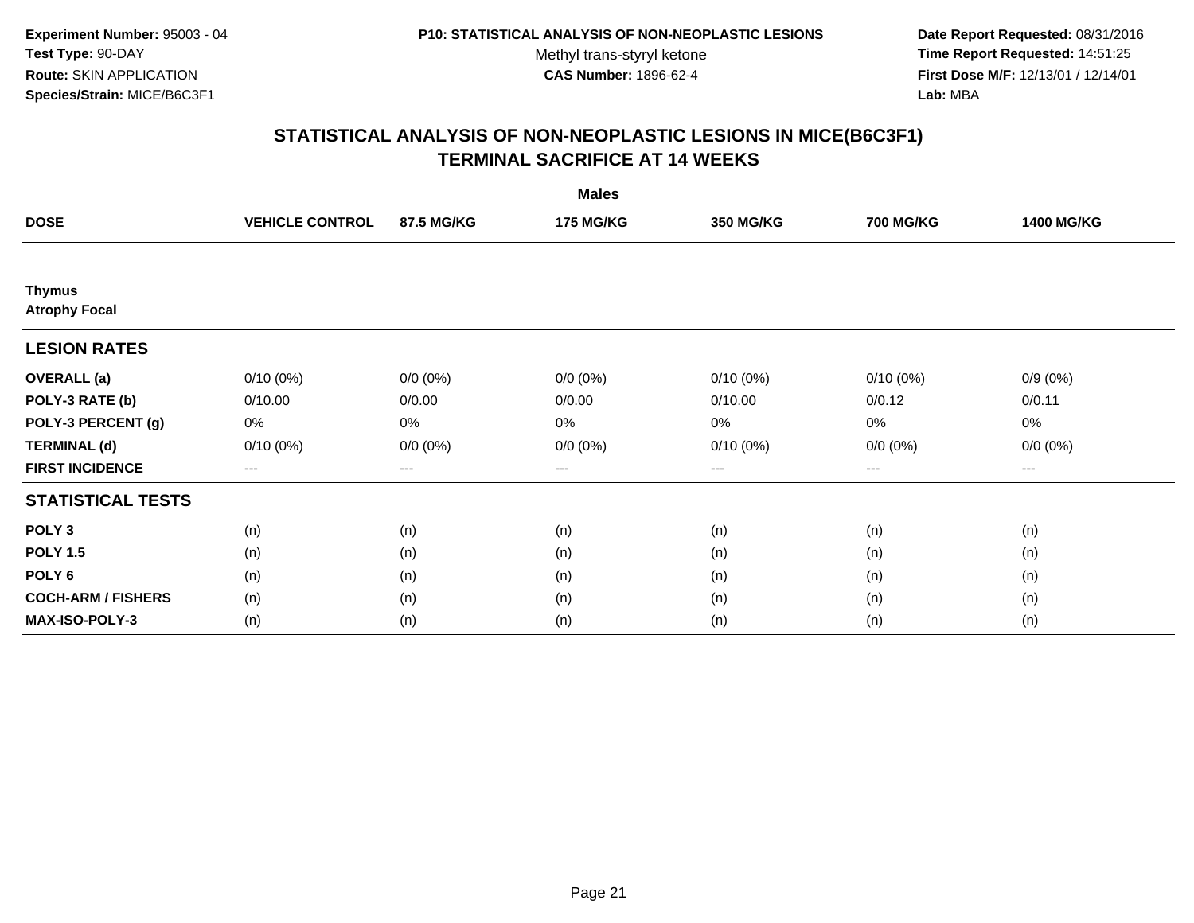Experiment Number: 95003 - 04
Test Type: 90-DAY
Route: SKIN APPLICATION
Species/Strain: MICE/B6C3F1

P10: STATISTICAL ANALYSIS OF NON-NEOPLASTIC LESIONS
Methyl trans-styryl ketone
CAS Number: 1896-62-4

Date Report Requested: 08/31/2016
Time Report Requested: 14:51:25
First Dose M/F: 12/13/01 / 12/14/01
Lab: MBA

## STATISTICAL ANALYSIS OF NON-NEOPLASTIC LESIONS IN MICE(B6C3F1)
## TERMINAL SACRIFICE AT 14 WEEKS

| | Males | | | | | |
|---|---|---|---|---|---|---|
| **DOSE** | **VEHICLE CONTROL** | **87.5 MG/KG** | **175 MG/KG** | **350 MG/KG** | **700 MG/KG** | **1400 MG/KG** |
| **Thymus** | | | | | | |
| **Atrophy Focal** | | | | | | |
| **LESION RATES** | | | | | | |
| **OVERALL (a)** | 0/10 (0%) | 0/0 (0%) | 0/0 (0%) | 0/10 (0%) | 0/10 (0%) | 0/9 (0%) |
| **POLY-3 RATE (b)** | 0/10.00 | 0/0.00 | 0/0.00 | 0/10.00 | 0/0.12 | 0/0.11 |
| **POLY-3 PERCENT (g)** | 0% | 0% | 0% | 0% | 0% | 0% |
| **TERMINAL (d)** | 0/10 (0%) | 0/0 (0%) | 0/0 (0%) | 0/10 (0%) | 0/0 (0%) | 0/0 (0%) |
| **FIRST INCIDENCE** | --- | --- | --- | --- | --- | --- |
| **STATISTICAL TESTS** | | | | | | |
| **POLY 3** | (n) | (n) | (n) | (n) | (n) | (n) |
| **POLY 1.5** | (n) | (n) | (n) | (n) | (n) | (n) |
| **POLY 6** | (n) | (n) | (n) | (n) | (n) | (n) |
| **COCH-ARM / FISHERS** | (n) | (n) | (n) | (n) | (n) | (n) |
| **MAX-ISO-POLY-3** | (n) | (n) | (n) | (n) | (n) | (n) |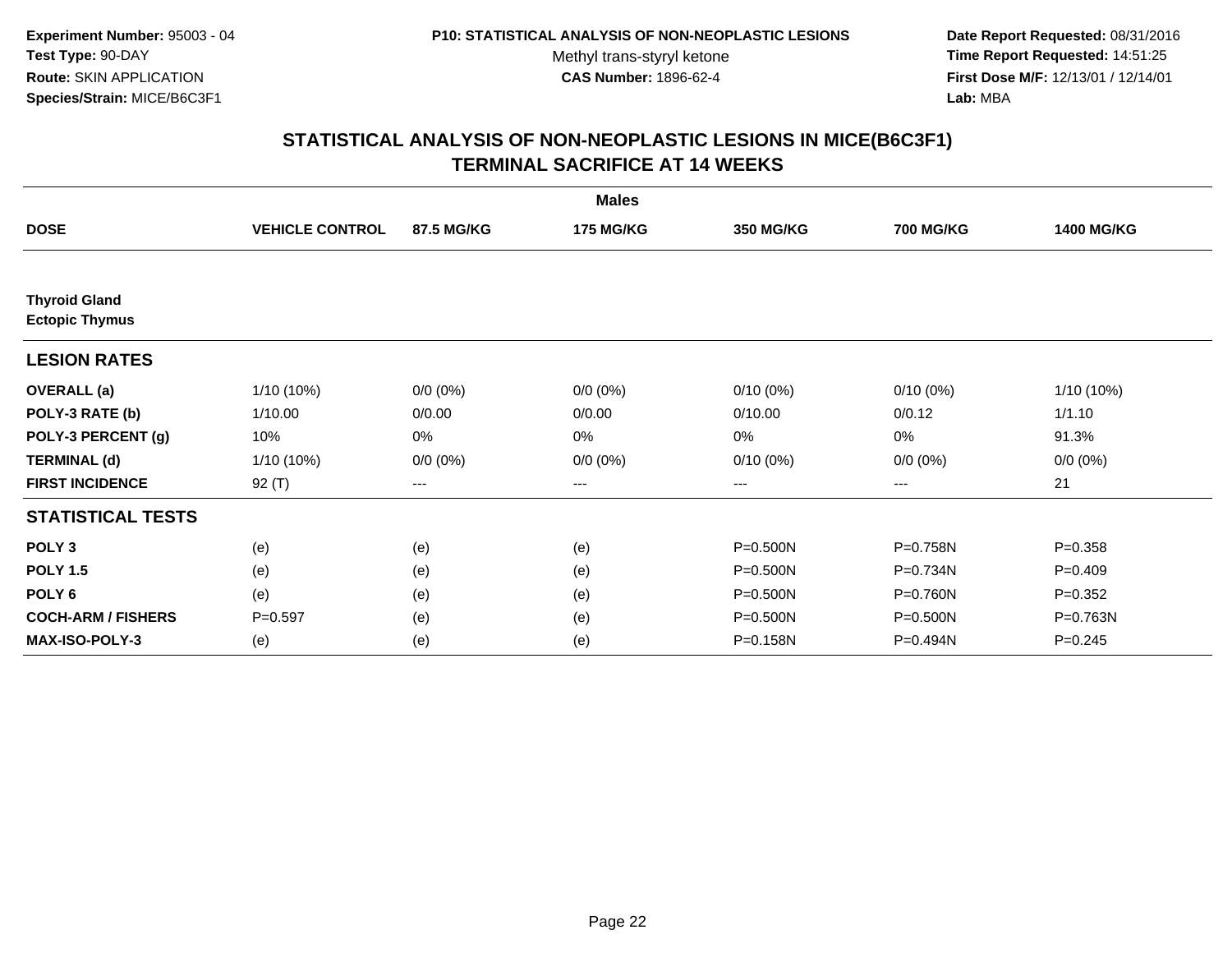**Experiment Number:** 95003 - 04
**Test Type:** 90-DAY
**Route:** SKIN APPLICATION
**Species/Strain:** MICE/B6C3F1

**P10: STATISTICAL ANALYSIS OF NON-NEOPLASTIC LESIONS**
Methyl trans-styryl ketone
**CAS Number:** 1896-62-4

**Date Report Requested:** 08/31/2016
**Time Report Requested:** 14:51:25
**First Dose M/F:** 12/13/01 / 12/14/01
**Lab:** MBA

## STATISTICAL ANALYSIS OF NON-NEOPLASTIC LESIONS IN MICE(B6C3F1)
## TERMINAL SACRIFICE AT 14 WEEKS

| | Males | | | | | |
|---|---|---|---|---|---|---|
| **DOSE** | **VEHICLE CONTROL** | **87.5 MG/KG** | **175 MG/KG** | **350 MG/KG** | **700 MG/KG** | **1400 MG/KG** |
| **Thyroid Gland** | | | | | | |
| **Ectopic Thymus** | | | | | | |
| **LESION RATES** | | | | | | |
| **OVERALL (a)** | 1/10 (10%) | 0/0 (0%) | 0/0 (0%) | 0/10 (0%) | 0/10 (0%) | 1/10 (10%) |
| **POLY-3 RATE (b)** | 1/10.00 | 0/0.00 | 0/0.00 | 0/10.00 | 0/0.12 | 1/1.10 |
| **POLY-3 PERCENT (g)** | 10% | 0% | 0% | 0% | 0% | 91.3% |
| **TERMINAL (d)** | 1/10 (10%) | 0/0 (0%) | 0/0 (0%) | 0/10 (0%) | 0/0 (0%) | 0/0 (0%) |
| **FIRST INCIDENCE** | 92 (T) | --- | --- | --- | --- | 21 |
| **STATISTICAL TESTS** | | | | | | |
| **POLY 3** | (e) | (e) | (e) | P=0.500N | P=0.758N | P=0.358 |
| **POLY 1.5** | (e) | (e) | (e) | P=0.500N | P=0.734N | P=0.409 |
| **POLY 6** | (e) | (e) | (e) | P=0.500N | P=0.760N | P=0.352 |
| **COCH-ARM / FISHERS** | P=0.597 | (e) | (e) | P=0.500N | P=0.500N | P=0.763N |
| **MAX-ISO-POLY-3** | (e) | (e) | (e) | P=0.158N | P=0.494N | P=0.245 |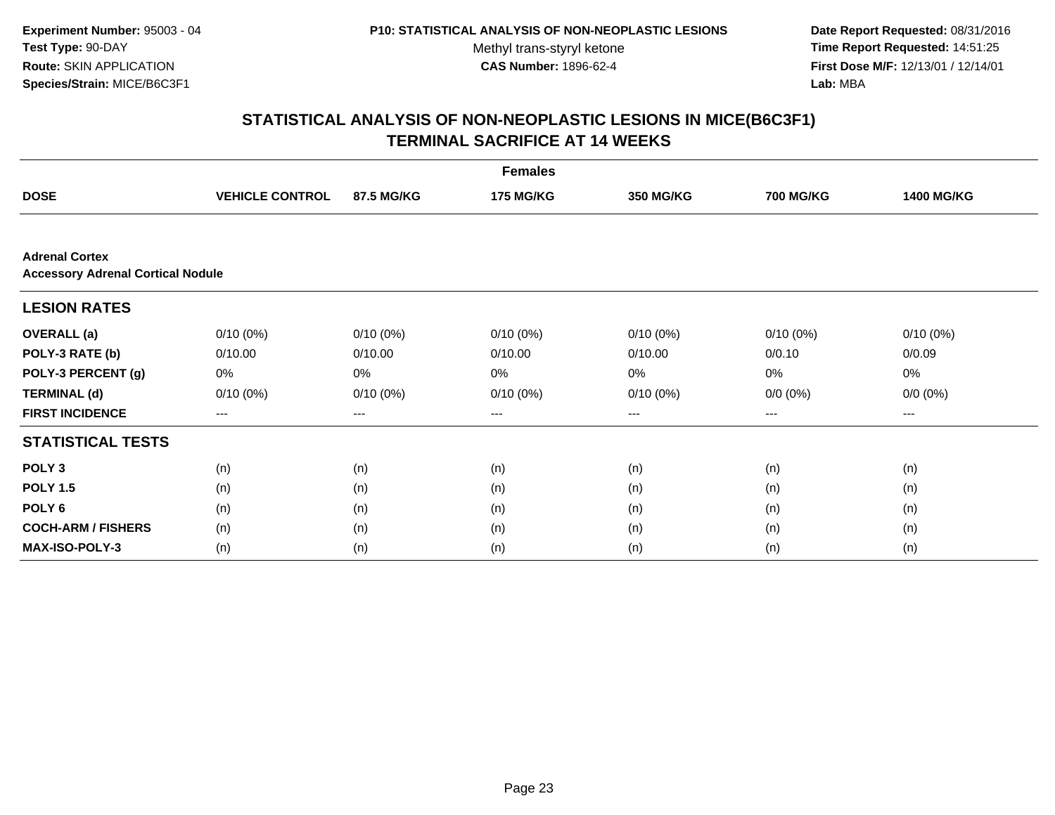**Experiment Number:** 95003 - 04
**Test Type:** 90-DAY
**Route:** SKIN APPLICATION
**Species/Strain:** MICE/B6C3F1

**P10: STATISTICAL ANALYSIS OF NON-NEOPLASTIC LESIONS**
Methyl trans-styryl ketone
**CAS Number:** 1896-62-4

**Date Report Requested:** 08/31/2016
**Time Report Requested:** 14:51:25
**First Dose M/F:** 12/13/01 / 12/14/01
**Lab:** MBA

## STATISTICAL ANALYSIS OF NON-NEOPLASTIC LESIONS IN MICE(B6C3F1) TERMINAL SACRIFICE AT 14 WEEKS

| | Females | | | | | |
|---|---|---|---|---|---|---|
| **DOSE** | **VEHICLE CONTROL** | **87.5 MG/KG** | **175 MG/KG** | **350 MG/KG** | **700 MG/KG** | **1400 MG/KG** |
| **Adrenal Cortex** | | | | | | |
| **Accessory Adrenal Cortical Nodule** | | | | | | |
| **LESION RATES** | | | | | | |
| **OVERALL (a)** | 0/10 (0%) | 0/10 (0%) | 0/10 (0%) | 0/10 (0%) | 0/10 (0%) | 0/10 (0%) |
| **POLY-3 RATE (b)** | 0/10.00 | 0/10.00 | 0/10.00 | 0/10.00 | 0/0.10 | 0/0.09 |
| **POLY-3 PERCENT (g)** | 0% | 0% | 0% | 0% | 0% | 0% |
| **TERMINAL (d)** | 0/10 (0%) | 0/10 (0%) | 0/10 (0%) | 0/10 (0%) | 0/0 (0%) | 0/0 (0%) |
| **FIRST INCIDENCE** | --- | --- | --- | --- | --- | --- |
| **STATISTICAL TESTS** | | | | | | |
| **POLY 3** | (n) | (n) | (n) | (n) | (n) | (n) |
| **POLY 1.5** | (n) | (n) | (n) | (n) | (n) | (n) |
| **POLY 6** | (n) | (n) | (n) | (n) | (n) | (n) |
| **COCH-ARM / FISHERS** | (n) | (n) | (n) | (n) | (n) | (n) |
| **MAX-ISO-POLY-3** | (n) | (n) | (n) | (n) | (n) | (n) |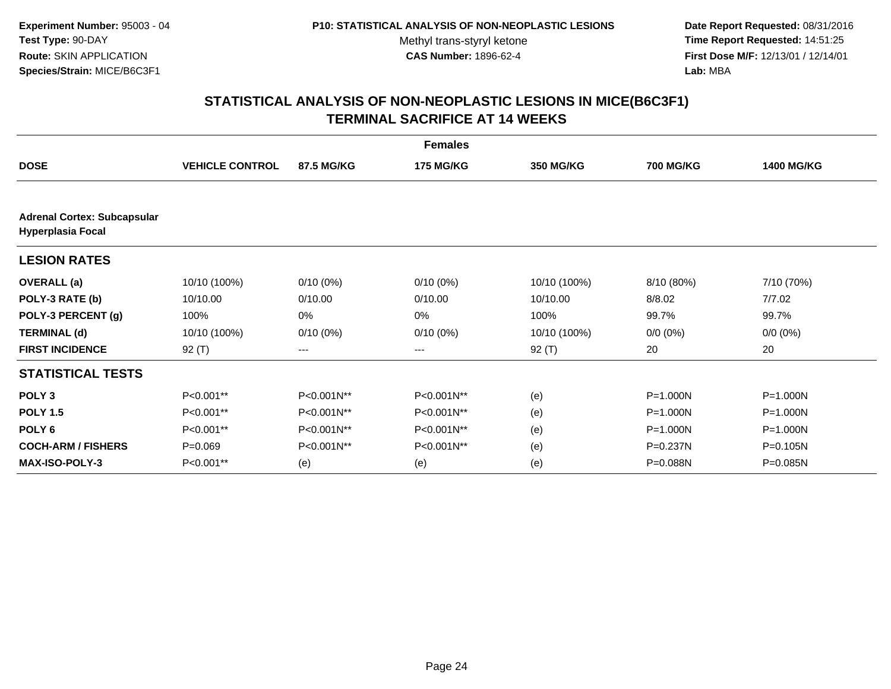**Experiment Number:** 95003 - 04
**Test Type:** 90-DAY
**Route:** SKIN APPLICATION
**Species/Strain:** MICE/B6C3F1

**P10: STATISTICAL ANALYSIS OF NON-NEOPLASTIC LESIONS**
Methyl trans-styryl ketone
**CAS Number:** 1896-62-4

**Date Report Requested:** 08/31/2016
**Time Report Requested:** 14:51:25
**First Dose M/F:** 12/13/01 / 12/14/01
**Lab:** MBA

## STATISTICAL ANALYSIS OF NON-NEOPLASTIC LESIONS IN MICE(B6C3F1) TERMINAL SACRIFICE AT 14 WEEKS

| | Females | | | | | |
|---|---|---|---|---|---|---|
| **DOSE** | **VEHICLE CONTROL** | **87.5 MG/KG** | **175 MG/KG** | **350 MG/KG** | **700 MG/KG** | **1400 MG/KG** |
| **Adrenal Cortex: Subcapsular Hyperplasia Focal** | | | | | | |
| **LESION RATES** | | | | | | |
| **OVERALL (a)** | 10/10 (100%) | 0/10 (0%) | 0/10 (0%) | 10/10 (100%) | 8/10 (80%) | 7/10 (70%) |
| **POLY-3 RATE (b)** | 10/10.00 | 0/10.00 | 0/10.00 | 10/10.00 | 8/8.02 | 7/7.02 |
| **POLY-3 PERCENT (g)** | 100% | 0% | 0% | 100% | 99.7% | 99.7% |
| **TERMINAL (d)** | 10/10 (100%) | 0/10 (0%) | 0/10 (0%) | 10/10 (100%) | 0/0 (0%) | 0/0 (0%) |
| **FIRST INCIDENCE** | 92 (T) | --- | --- | 92 (T) | 20 | 20 |
| **STATISTICAL TESTS** | | | | | | |
| **POLY 3** | P<0.001** | P<0.001N** | P<0.001N** | (e) | P=1.000N | P=1.000N |
| **POLY 1.5** | P<0.001** | P<0.001N** | P<0.001N** | (e) | P=1.000N | P=1.000N |
| **POLY 6** | P<0.001** | P<0.001N** | P<0.001N** | (e) | P=1.000N | P=1.000N |
| **COCH-ARM / FISHERS** | P=0.069 | P<0.001N** | P<0.001N** | (e) | P=0.237N | P=0.105N |
| **MAX-ISO-POLY-3** | P<0.001** | (e) | (e) | (e) | P=0.088N | P=0.085N |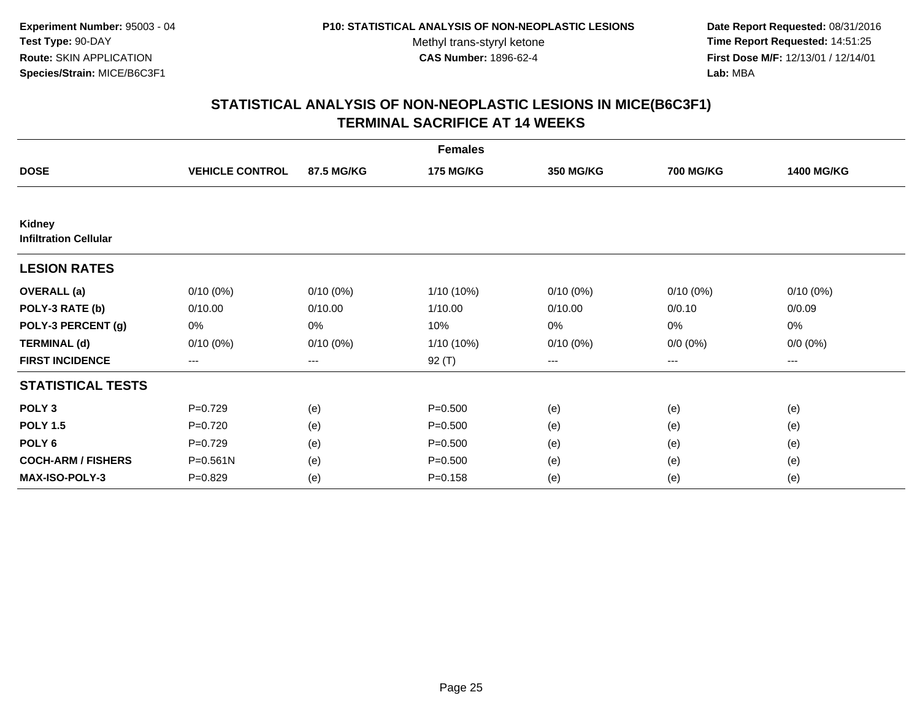Experiment Number: 95003 - 04
Test Type: 90-DAY
Route: SKIN APPLICATION
Species/Strain: MICE/B6C3F1

P10: STATISTICAL ANALYSIS OF NON-NEOPLASTIC LESIONS
Methyl trans-styryl ketone
CAS Number: 1896-62-4

Date Report Requested: 08/31/2016
Time Report Requested: 14:51:25
First Dose M/F: 12/13/01 / 12/14/01
Lab: MBA

# STATISTICAL ANALYSIS OF NON-NEOPLASTIC LESIONS IN MICE(B6C3F1)
## TERMINAL SACRIFICE AT 14 WEEKS

| | Females | | | | | |
|---|---|---|---|---|---|---|
| **DOSE** | **VEHICLE CONTROL** | **87.5 MG/KG** | **175 MG/KG** | **350 MG/KG** | **700 MG/KG** | **1400 MG/KG** |
| **Kidney** | | | | | | |
| **Infiltration Cellular** | | | | | | |
| **LESION RATES** | | | | | | |
| **OVERALL (a)** | 0/10 (0%) | 0/10 (0%) | 1/10 (10%) | 0/10 (0%) | 0/10 (0%) | 0/10 (0%) |
| **POLY-3 RATE (b)** | 0/10.00 | 0/10.00 | 1/10.00 | 0/10.00 | 0/0.10 | 0/0.09 |
| **POLY-3 PERCENT (g)** | 0% | 0% | 10% | 0% | 0% | 0% |
| **TERMINAL (d)** | 0/10 (0%) | 0/10 (0%) | 1/10 (10%) | 0/10 (0%) | 0/0 (0%) | 0/0 (0%) |
| **FIRST INCIDENCE** | --- | --- | 92 (T) | --- | --- | --- |
| **STATISTICAL TESTS** | | | | | | |
| **POLY 3** | P=0.729 | (e) | P=0.500 | (e) | (e) | (e) |
| **POLY 1.5** | P=0.720 | (e) | P=0.500 | (e) | (e) | (e) |
| **POLY 6** | P=0.729 | (e) | P=0.500 | (e) | (e) | (e) |
| **COCH-ARM / FISHERS** | P=0.561N | (e) | P=0.500 | (e) | (e) | (e) |
| **MAX-ISO-POLY-3** | P=0.829 | (e) | P=0.158 | (e) | (e) | (e) |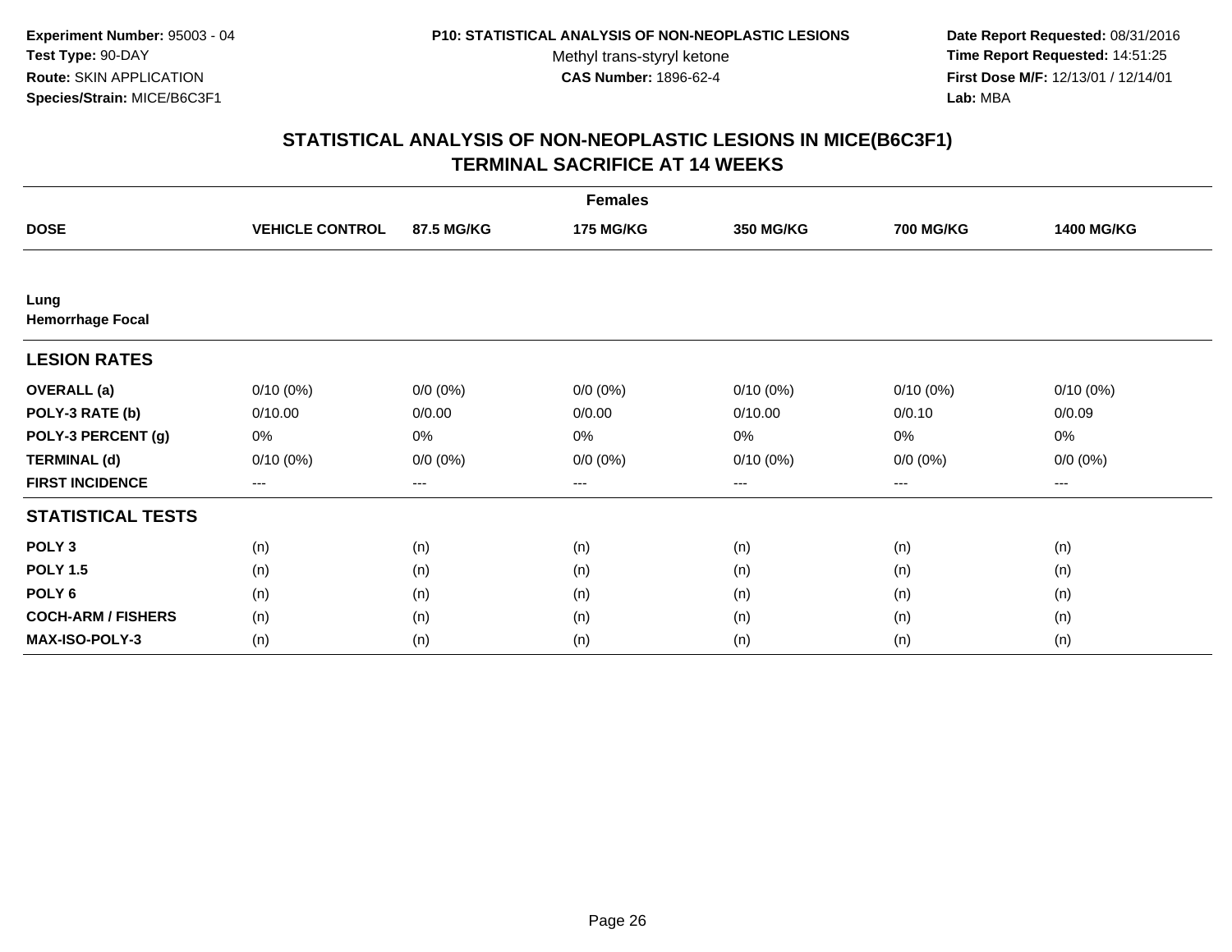**Experiment Number:** 95003 - 04
**Test Type:** 90-DAY
**Route:** SKIN APPLICATION
**Species/Strain:** MICE/B6C3F1

**P10: STATISTICAL ANALYSIS OF NON-NEOPLASTIC LESIONS**
Methyl trans-styryl ketone
**CAS Number:** 1896-62-4

**Date Report Requested:** 08/31/2016
**Time Report Requested:** 14:51:25
**First Dose M/F:** 12/13/01 / 12/14/01
**Lab:** MBA

## STATISTICAL ANALYSIS OF NON-NEOPLASTIC LESIONS IN MICE(B6C3F1)
## TERMINAL SACRIFICE AT 14 WEEKS

| | Females | | | | | |
|---|---|---|---|---|---|---|
| **DOSE** | **VEHICLE CONTROL** | **87.5 MG/KG** | **175 MG/KG** | **350 MG/KG** | **700 MG/KG** | **1400 MG/KG** |
| **Lung** | | | | | | |
| **Hemorrhage Focal** | | | | | | |
| **LESION RATES** | | | | | | |
| **OVERALL (a)** | 0/10 (0%) | 0/0 (0%) | 0/0 (0%) | 0/10 (0%) | 0/10 (0%) | 0/10 (0%) |
| **POLY-3 RATE (b)** | 0/10.00 | 0/0.00 | 0/0.00 | 0/10.00 | 0/0.10 | 0/0.09 |
| **POLY-3 PERCENT (g)** | 0% | 0% | 0% | 0% | 0% | 0% |
| **TERMINAL (d)** | 0/10 (0%) | 0/0 (0%) | 0/0 (0%) | 0/10 (0%) | 0/0 (0%) | 0/0 (0%) |
| **FIRST INCIDENCE** | --- | --- | --- | --- | --- | --- |
| **STATISTICAL TESTS** | | | | | | |
| **POLY 3** | (n) | (n) | (n) | (n) | (n) | (n) |
| **POLY 1.5** | (n) | (n) | (n) | (n) | (n) | (n) |
| **POLY 6** | (n) | (n) | (n) | (n) | (n) | (n) |
| **COCH-ARM / FISHERS** | (n) | (n) | (n) | (n) | (n) | (n) |
| **MAX-ISO-POLY-3** | (n) | (n) | (n) | (n) | (n) | (n) |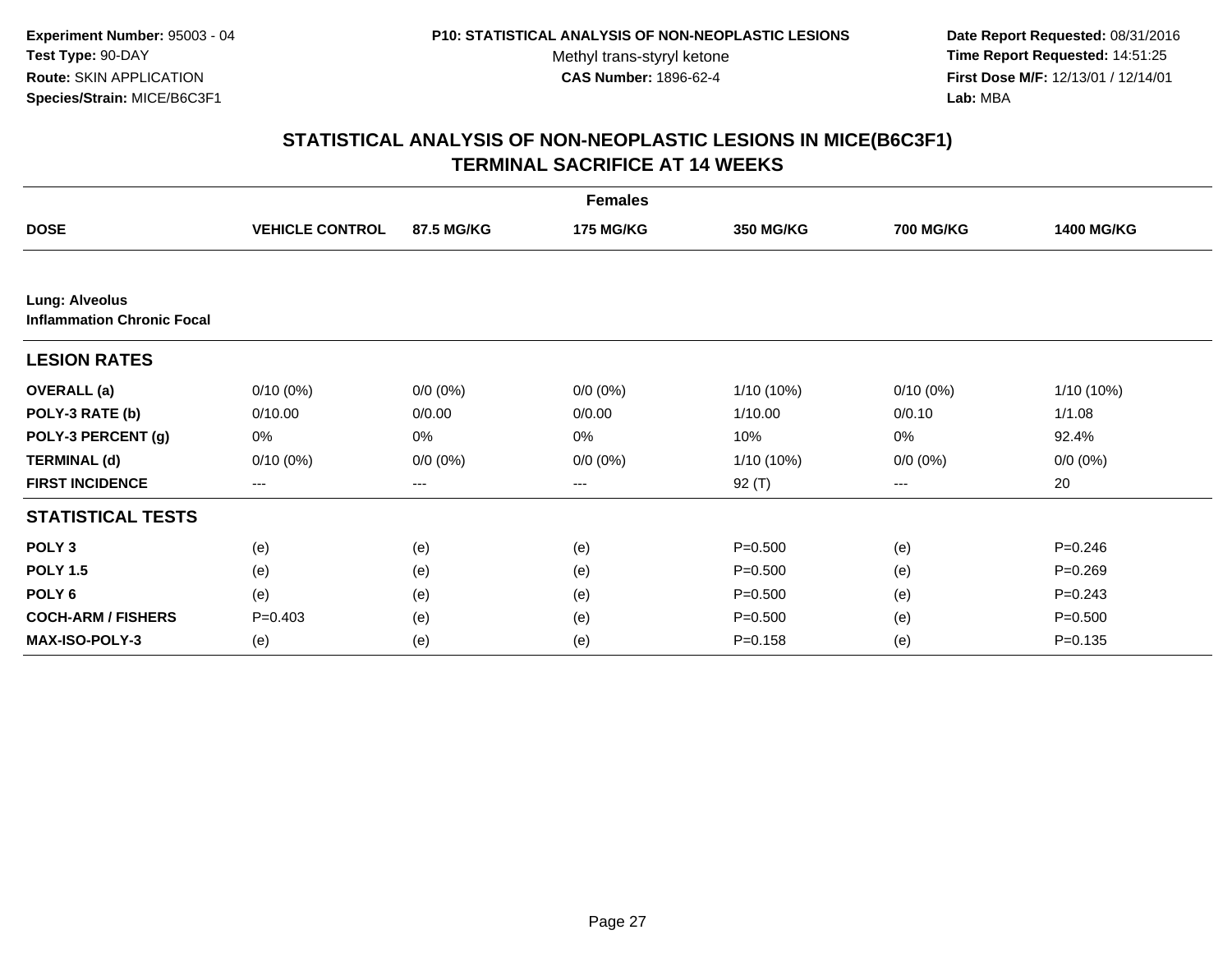**Experiment Number:** 95003 - 04
**Test Type:** 90-DAY
**Route:** SKIN APPLICATION
**Species/Strain:** MICE/B6C3F1

**P10: STATISTICAL ANALYSIS OF NON-NEOPLASTIC LESIONS**
Methyl trans-styryl ketone
**CAS Number:** 1896-62-4

**Date Report Requested:** 08/31/2016
**Time Report Requested:** 14:51:25
**First Dose M/F:** 12/13/01 / 12/14/01
**Lab:** MBA

## STATISTICAL ANALYSIS OF NON-NEOPLASTIC LESIONS IN MICE(B6C3F1) TERMINAL SACRIFICE AT 14 WEEKS

| | Females | | | | | |
|---|---|---|---|---|---|---|
| **DOSE** | **VEHICLE CONTROL** | **87.5 MG/KG** | **175 MG/KG** | **350 MG/KG** | **700 MG/KG** | **1400 MG/KG** |
| **Lung: Alveolus** **Inflammation Chronic Focal** | | | | | | |
| **LESION RATES** | | | | | | |
| **OVERALL (a)** | 0/10 (0%) | 0/0 (0%) | 0/0 (0%) | 1/10 (10%) | 0/10 (0%) | 1/10 (10%) |
| **POLY-3 RATE (b)** | 0/10.00 | 0/0.00 | 0/0.00 | 1/10.00 | 0/0.10 | 1/1.08 |
| **POLY-3 PERCENT (g)** | 0% | 0% | 0% | 10% | 0% | 92.4% |
| **TERMINAL (d)** | 0/10 (0%) | 0/0 (0%) | 0/0 (0%) | 1/10 (10%) | 0/0 (0%) | 0/0 (0%) |
| **FIRST INCIDENCE** | --- | --- | --- | 92 (T) | --- | 20 |
| **STATISTICAL TESTS** | | | | | | |
| **POLY 3** | (e) | (e) | (e) | P=0.500 | (e) | P=0.246 |
| **POLY 1.5** | (e) | (e) | (e) | P=0.500 | (e) | P=0.269 |
| **POLY 6** | (e) | (e) | (e) | P=0.500 | (e) | P=0.243 |
| **COCH-ARM / FISHERS** | P=0.403 | (e) | (e) | P=0.500 | (e) | P=0.500 |
| **MAX-ISO-POLY-3** | (e) | (e) | (e) | P=0.158 | (e) | P=0.135 |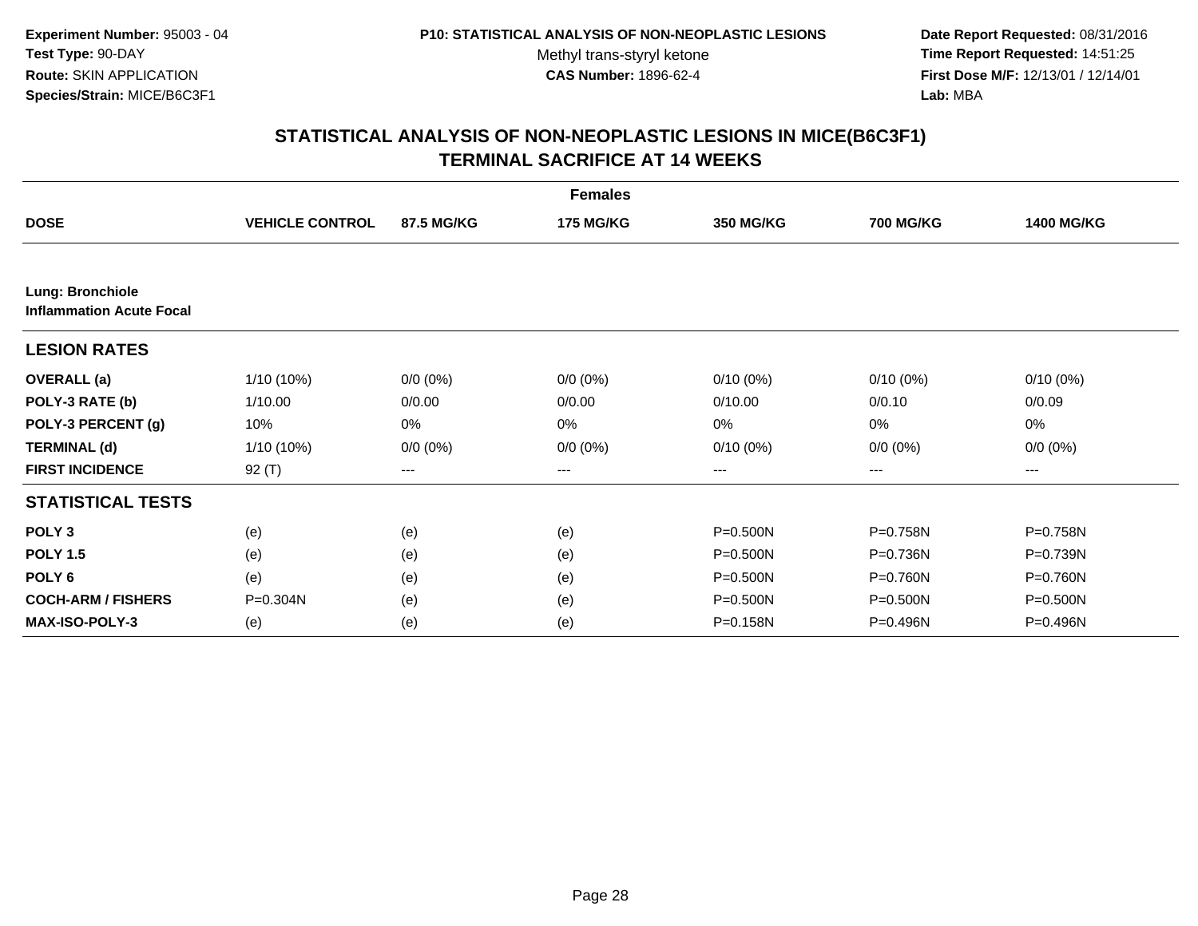**Experiment Number:** 95003 - 04
**Test Type:** 90-DAY
**Route:** SKIN APPLICATION
**Species/Strain:** MICE/B6C3F1

**P10: STATISTICAL ANALYSIS OF NON-NEOPLASTIC LESIONS**
Methyl trans-styryl ketone
**CAS Number:** 1896-62-4

**Date Report Requested:** 08/31/2016
**Time Report Requested:** 14:51:25
**First Dose M/F:** 12/13/01 / 12/14/01
**Lab:** MBA

## STATISTICAL ANALYSIS OF NON-NEOPLASTIC LESIONS IN MICE(B6C3F1)
## TERMINAL SACRIFICE AT 14 WEEKS

| | Females | | | | | |
|---|---|---|---|---|---|---|
| **DOSE** | **VEHICLE CONTROL** | **87.5 MG/KG** | **175 MG/KG** | **350 MG/KG** | **700 MG/KG** | **1400 MG/KG** |
| **Lung: Bronchiole** | | | | | | |
| **Inflammation Acute Focal** | | | | | | |
| **LESION RATES** | | | | | | |
| **OVERALL (a)** | 1/10 (10%) | 0/0 (0%) | 0/0 (0%) | 0/10 (0%) | 0/10 (0%) | 0/10 (0%) |
| **POLY-3 RATE (b)** | 1/10.00 | 0/0.00 | 0/0.00 | 0/10.00 | 0/0.10 | 0/0.09 |
| **POLY-3 PERCENT (g)** | 10% | 0% | 0% | 0% | 0% | 0% |
| **TERMINAL (d)** | 1/10 (10%) | 0/0 (0%) | 0/0 (0%) | 0/10 (0%) | 0/0 (0%) | 0/0 (0%) |
| **FIRST INCIDENCE** | 92 (T) | --- | --- | --- | --- | --- |
| **STATISTICAL TESTS** | | | | | | |
| **POLY 3** | (e) | (e) | (e) | P=0.500N | P=0.758N | P=0.758N |
| **POLY 1.5** | (e) | (e) | (e) | P=0.500N | P=0.736N | P=0.739N |
| **POLY 6** | (e) | (e) | (e) | P=0.500N | P=0.760N | P=0.760N |
| **COCH-ARM / FISHERS** | P=0.304N | (e) | (e) | P=0.500N | P=0.500N | P=0.500N |
| **MAX-ISO-POLY-3** | (e) | (e) | (e) | P=0.158N | P=0.496N | P=0.496N |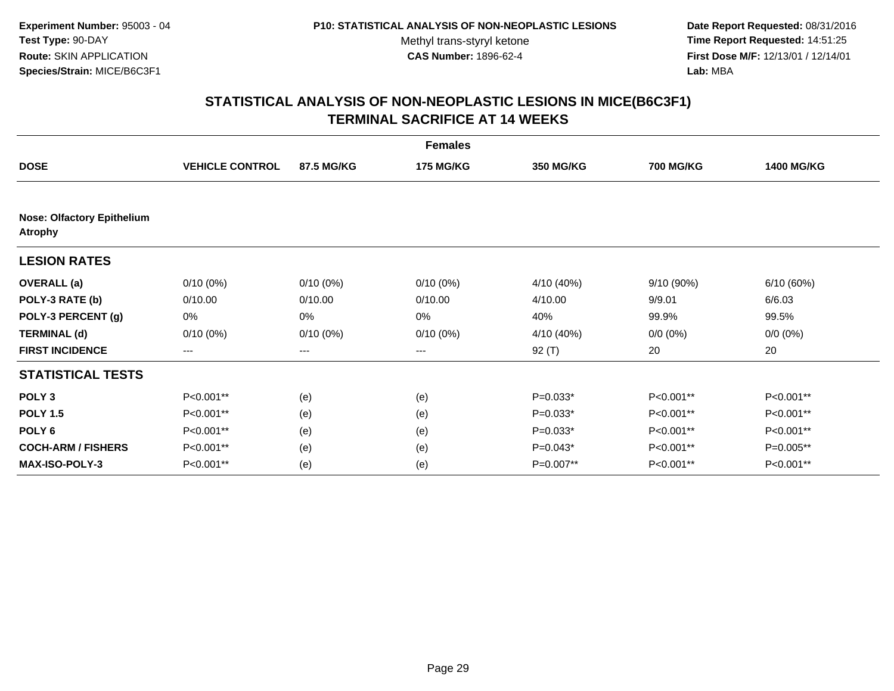**Experiment Number:** 95003 - 04
**Test Type:** 90-DAY
**Route:** SKIN APPLICATION
**Species/Strain:** MICE/B6C3F1

**P10: STATISTICAL ANALYSIS OF NON-NEOPLASTIC LESIONS**
Methyl trans-styryl ketone
**CAS Number:** 1896-62-4

**Date Report Requested:** 08/31/2016
**Time Report Requested:** 14:51:25
**First Dose M/F:** 12/13/01 / 12/14/01
**Lab:** MBA

## STATISTICAL ANALYSIS OF NON-NEOPLASTIC LESIONS IN MICE(B6C3F1)
## TERMINAL SACRIFICE AT 14 WEEKS

| | Females | | | | | |
|---|---|---|---|---|---|---|
| **DOSE** | **VEHICLE CONTROL** | **87.5 MG/KG** | **175 MG/KG** | **350 MG/KG** | **700 MG/KG** | **1400 MG/KG** |
| **Nose: Olfactory Epithelium Atrophy** | | | | | | |
| **LESION RATES** | | | | | | |
| **OVERALL (a)** | 0/10 (0%) | 0/10 (0%) | 0/10 (0%) | 4/10 (40%) | 9/10 (90%) | 6/10 (60%) |
| **POLY-3 RATE (b)** | 0/10.00 | 0/10.00 | 0/10.00 | 4/10.00 | 9/9.01 | 6/6.03 |
| **POLY-3 PERCENT (g)** | 0% | 0% | 0% | 40% | 99.9% | 99.5% |
| **TERMINAL (d)** | 0/10 (0%) | 0/10 (0%) | 0/10 (0%) | 4/10 (40%) | 0/0 (0%) | 0/0 (0%) |
| **FIRST INCIDENCE** | --- | --- | --- | 92 (T) | 20 | 20 |
| **STATISTICAL TESTS** | | | | | | |
| **POLY 3** | P<0.001** | (e) | (e) | P=0.033* | P<0.001** | P<0.001** |
| **POLY 1.5** | P<0.001** | (e) | (e) | P=0.033* | P<0.001** | P<0.001** |
| **POLY 6** | P<0.001** | (e) | (e) | P=0.033* | P<0.001** | P<0.001** |
| **COCH-ARM / FISHERS** | P<0.001** | (e) | (e) | P=0.043* | P<0.001** | P=0.005** |
| **MAX-ISO-POLY-3** | P<0.001** | (e) | (e) | P=0.007** | P<0.001** | P<0.001** |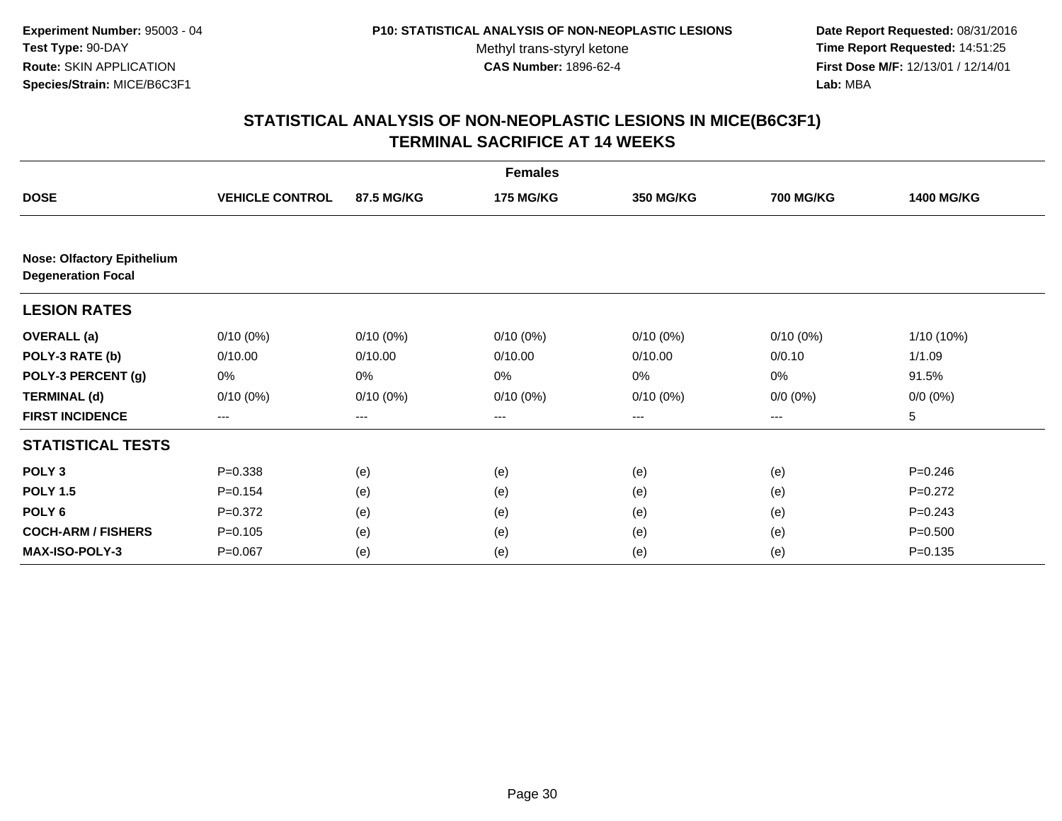**Experiment Number:** 95003 - 04
**Test Type:** 90-DAY
**Route:** SKIN APPLICATION
**Species/Strain:** MICE/B6C3F1

**P10: STATISTICAL ANALYSIS OF NON-NEOPLASTIC LESIONS**
Methyl trans-styryl ketone
**CAS Number:** 1896-62-4

**Date Report Requested:** 08/31/2016
**Time Report Requested:** 14:51:25
**First Dose M/F:** 12/13/01 / 12/14/01
**Lab:** MBA

## STATISTICAL ANALYSIS OF NON-NEOPLASTIC LESIONS IN MICE(B6C3F1) TERMINAL SACRIFICE AT 14 WEEKS

| | Females | | | | | |
|---|---|---|---|---|---|---|
| **DOSE** | **VEHICLE CONTROL** | **87.5 MG/KG** | **175 MG/KG** | **350 MG/KG** | **700 MG/KG** | **1400 MG/KG** |
| **Nose: Olfactory Epithelium Degeneration Focal** | | | | | | |
| **LESION RATES** | | | | | | |
| **OVERALL (a)** | 0/10 (0%) | 0/10 (0%) | 0/10 (0%) | 0/10 (0%) | 0/10 (0%) | 1/10 (10%) |
| **POLY-3 RATE (b)** | 0/10.00 | 0/10.00 | 0/10.00 | 0/10.00 | 0/0.10 | 1/1.09 |
| **POLY-3 PERCENT (g)** | 0% | 0% | 0% | 0% | 0% | 91.5% |
| **TERMINAL (d)** | 0/10 (0%) | 0/10 (0%) | 0/10 (0%) | 0/10 (0%) | 0/0 (0%) | 0/0 (0%) |
| **FIRST INCIDENCE** | --- | --- | --- | --- | --- | 5 |
| **STATISTICAL TESTS** | | | | | | |
| **POLY 3** | P=0.338 | (e) | (e) | (e) | (e) | P=0.246 |
| **POLY 1.5** | P=0.154 | (e) | (e) | (e) | (e) | P=0.272 |
| **POLY 6** | P=0.372 | (e) | (e) | (e) | (e) | P=0.243 |
| **COCH-ARM / FISHERS** | P=0.105 | (e) | (e) | (e) | (e) | P=0.500 |
| **MAX-ISO-POLY-3** | P=0.067 | (e) | (e) | (e) | (e) | P=0.135 |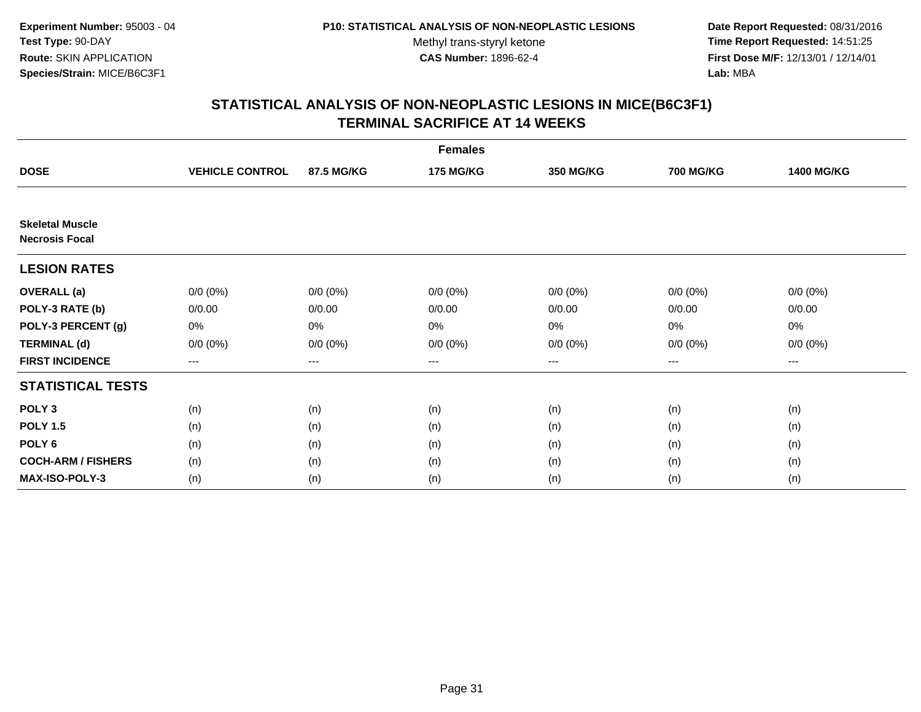**Experiment Number:** 95003 - 04
**Test Type:** 90-DAY
**Route:** SKIN APPLICATION
**Species/Strain:** MICE/B6C3F1

**P10: STATISTICAL ANALYSIS OF NON-NEOPLASTIC LESIONS**
Methyl trans-styryl ketone
**CAS Number:** 1896-62-4

**Date Report Requested:** 08/31/2016
**Time Report Requested:** 14:51:25
**First Dose M/F:** 12/13/01 / 12/14/01
**Lab:** MBA

## STATISTICAL ANALYSIS OF NON-NEOPLASTIC LESIONS IN MICE(B6C3F1)
## TERMINAL SACRIFICE AT 14 WEEKS

| | Females | | | | | |
|---|---|---|---|---|---|---|
| **DOSE** | **VEHICLE CONTROL** | **87.5 MG/KG** | **175 MG/KG** | **350 MG/KG** | **700 MG/KG** | **1400 MG/KG** |
| **Skeletal Muscle** | | | | | | |
| **Necrosis Focal** | | | | | | |
| **LESION RATES** | | | | | | |
| **OVERALL (a)** | 0/0 (0%) | 0/0 (0%) | 0/0 (0%) | 0/0 (0%) | 0/0 (0%) | 0/0 (0%) |
| **POLY-3 RATE (b)** | 0/0.00 | 0/0.00 | 0/0.00 | 0/0.00 | 0/0.00 | 0/0.00 |
| **POLY-3 PERCENT (g)** | 0% | 0% | 0% | 0% | 0% | 0% |
| **TERMINAL (d)** | 0/0 (0%) | 0/0 (0%) | 0/0 (0%) | 0/0 (0%) | 0/0 (0%) | 0/0 (0%) |
| **FIRST INCIDENCE** | --- | --- | --- | --- | --- | --- |
| **STATISTICAL TESTS** | | | | | | |
| **POLY 3** | (n) | (n) | (n) | (n) | (n) | (n) |
| **POLY 1.5** | (n) | (n) | (n) | (n) | (n) | (n) |
| **POLY 6** | (n) | (n) | (n) | (n) | (n) | (n) |
| **COCH-ARM / FISHERS** | (n) | (n) | (n) | (n) | (n) | (n) |
| **MAX-ISO-POLY-3** | (n) | (n) | (n) | (n) | (n) | (n) |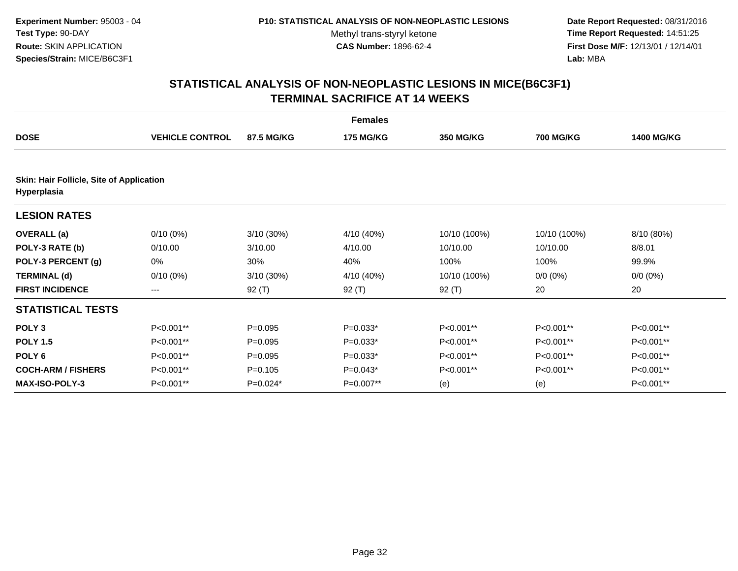**Experiment Number:** 95003 - 04
**Test Type:** 90-DAY
**Route:** SKIN APPLICATION
**Species/Strain:** MICE/B6C3F1

**P10: STATISTICAL ANALYSIS OF NON-NEOPLASTIC LESIONS**
Methyl trans-styryl ketone
**CAS Number:** 1896-62-4

**Date Report Requested:** 08/31/2016
**Time Report Requested:** 14:51:25
**First Dose M/F:** 12/13/01 / 12/14/01
**Lab:** MBA

## STATISTICAL ANALYSIS OF NON-NEOPLASTIC LESIONS IN MICE(B6C3F1) TERMINAL SACRIFICE AT 14 WEEKS

| | | | Females | | | |
|---|---|---|---|---|---|---|
| **DOSE** | **VEHICLE CONTROL** | **87.5 MG/KG** | **175 MG/KG** | **350 MG/KG** | **700 MG/KG** | **1400 MG/KG** |
| **Skin: Hair Follicle, Site of Application Hyperplasia** | | | | | | |
| **LESION RATES** | | | | | | |
| **OVERALL (a)** | 0/10 (0%) | 3/10 (30%) | 4/10 (40%) | 10/10 (100%) | 10/10 (100%) | 8/10 (80%) |
| **POLY-3 RATE (b)** | 0/10.00 | 3/10.00 | 4/10.00 | 10/10.00 | 10/10.00 | 8/8.01 |
| **POLY-3 PERCENT (g)** | 0% | 30% | 40% | 100% | 100% | 99.9% |
| **TERMINAL (d)** | 0/10 (0%) | 3/10 (30%) | 4/10 (40%) | 10/10 (100%) | 0/0 (0%) | 0/0 (0%) |
| **FIRST INCIDENCE** | --- | 92 (T) | 92 (T) | 92 (T) | 20 | 20 |
| **STATISTICAL TESTS** | | | | | | |
| **POLY 3** | P<0.001** | P=0.095 | P=0.033* | P<0.001** | P<0.001** | P<0.001** |
| **POLY 1.5** | P<0.001** | P=0.095 | P=0.033* | P<0.001** | P<0.001** | P<0.001** |
| **POLY 6** | P<0.001** | P=0.095 | P=0.033* | P<0.001** | P<0.001** | P<0.001** |
| **COCH-ARM / FISHERS** | P<0.001** | P=0.105 | P=0.043* | P<0.001** | P<0.001** | P<0.001** |
| **MAX-ISO-POLY-3** | P<0.001** | P=0.024* | P=0.007** | (e) | (e) | P<0.001** |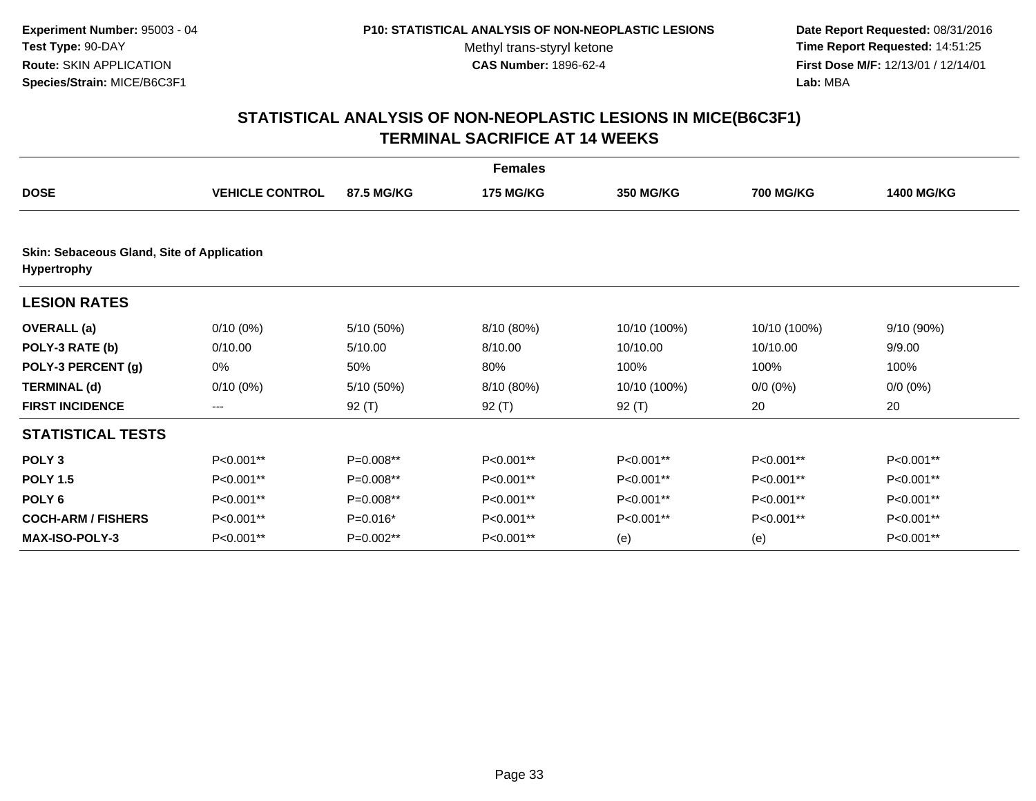**Experiment Number:** 95003 - 04
**Test Type:** 90-DAY
**Route:** SKIN APPLICATION
**Species/Strain:** MICE/B6C3F1

**P10: STATISTICAL ANALYSIS OF NON-NEOPLASTIC LESIONS**
Methyl trans-styryl ketone
**CAS Number:** 1896-62-4

**Date Report Requested:** 08/31/2016
**Time Report Requested:** 14:51:25
**First Dose M/F:** 12/13/01 / 12/14/01
**Lab:** MBA

## STATISTICAL ANALYSIS OF NON-NEOPLASTIC LESIONS IN MICE(B6C3F1) TERMINAL SACRIFICE AT 14 WEEKS

| | | | Females | | | |
|---|---|---|---|---|---|---|
| **DOSE** | **VEHICLE CONTROL** | **87.5 MG/KG** | **175 MG/KG** | **350 MG/KG** | **700 MG/KG** | **1400 MG/KG** |
| **Skin: Sebaceous Gland, Site of Application** | | | | | | |
| **Hypertrophy** | | | | | | |
| **LESION RATES** | | | | | | |
| **OVERALL (a)** | 0/10 (0%) | 5/10 (50%) | 8/10 (80%) | 10/10 (100%) | 10/10 (100%) | 9/10 (90%) |
| **POLY-3 RATE (b)** | 0/10.00 | 5/10.00 | 8/10.00 | 10/10.00 | 10/10.00 | 9/9.00 |
| **POLY-3 PERCENT (g)** | 0% | 50% | 80% | 100% | 100% | 100% |
| **TERMINAL (d)** | 0/10 (0%) | 5/10 (50%) | 8/10 (80%) | 10/10 (100%) | 0/0 (0%) | 0/0 (0%) |
| **FIRST INCIDENCE** | --- | 92 (T) | 92 (T) | 92 (T) | 20 | 20 |
| **STATISTICAL TESTS** | | | | | | |
| **POLY 3** | P<0.001** | P=0.008** | P<0.001** | P<0.001** | P<0.001** | P<0.001** |
| **POLY 1.5** | P<0.001** | P=0.008** | P<0.001** | P<0.001** | P<0.001** | P<0.001** |
| **POLY 6** | P<0.001** | P=0.008** | P<0.001** | P<0.001** | P<0.001** | P<0.001** |
| **COCH-ARM / FISHERS** | P<0.001** | P=0.016* | P<0.001** | P<0.001** | P<0.001** | P<0.001** |
| **MAX-ISO-POLY-3** | P<0.001** | P=0.002** | P<0.001** | (e) | (e) | P<0.001** |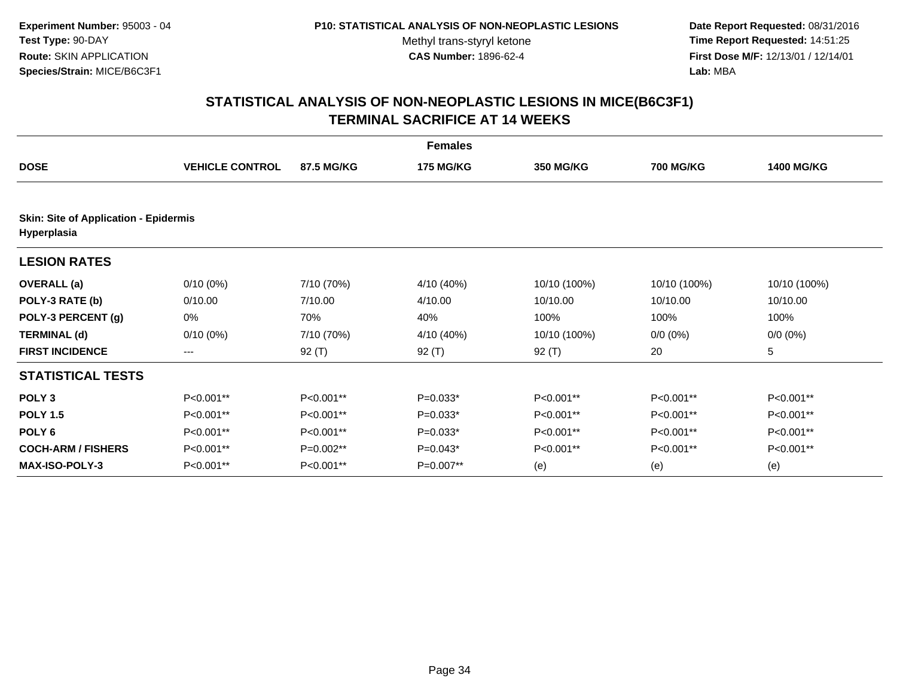**Experiment Number:** 95003 - 04
**Test Type:** 90-DAY
**Route:** SKIN APPLICATION
**Species/Strain:** MICE/B6C3F1

**P10: STATISTICAL ANALYSIS OF NON-NEOPLASTIC LESIONS**
Methyl trans-styryl ketone
**CAS Number:** 1896-62-4

**Date Report Requested:** 08/31/2016
**Time Report Requested:** 14:51:25
**First Dose M/F:** 12/13/01 / 12/14/01
**Lab:** MBA

## STATISTICAL ANALYSIS OF NON-NEOPLASTIC LESIONS IN MICE(B6C3F1) TERMINAL SACRIFICE AT 14 WEEKS

| | Females | | | | | |
|---|---|---|---|---|---|---|
| **DOSE** | **VEHICLE CONTROL** | **87.5 MG/KG** | **175 MG/KG** | **350 MG/KG** | **700 MG/KG** | **1400 MG/KG** |
| **Skin: Site of Application - Epidermis** | | | | | | |
| **Hyperplasia** | | | | | | |
| **LESION RATES** | | | | | | |
| **OVERALL (a)** | 0/10 (0%) | 7/10 (70%) | 4/10 (40%) | 10/10 (100%) | 10/10 (100%) | 10/10 (100%) |
| **POLY-3 RATE (b)** | 0/10.00 | 7/10.00 | 4/10.00 | 10/10.00 | 10/10.00 | 10/10.00 |
| **POLY-3 PERCENT (g)** | 0% | 70% | 40% | 100% | 100% | 100% |
| **TERMINAL (d)** | 0/10 (0%) | 7/10 (70%) | 4/10 (40%) | 10/10 (100%) | 0/0 (0%) | 0/0 (0%) |
| **FIRST INCIDENCE** | --- | 92 (T) | 92 (T) | 92 (T) | 20 | 5 |
| **STATISTICAL TESTS** | | | | | | |
| **POLY 3** | P<0.001** | P<0.001** | P=0.033* | P<0.001** | P<0.001** | P<0.001** |
| **POLY 1.5** | P<0.001** | P<0.001** | P=0.033* | P<0.001** | P<0.001** | P<0.001** |
| **POLY 6** | P<0.001** | P<0.001** | P=0.033* | P<0.001** | P<0.001** | P<0.001** |
| **COCH-ARM / FISHERS** | P<0.001** | P=0.002** | P=0.043* | P<0.001** | P<0.001** | P<0.001** |
| **MAX-ISO-POLY-3** | P<0.001** | P<0.001** | P=0.007** | (e) | (e) | (e) |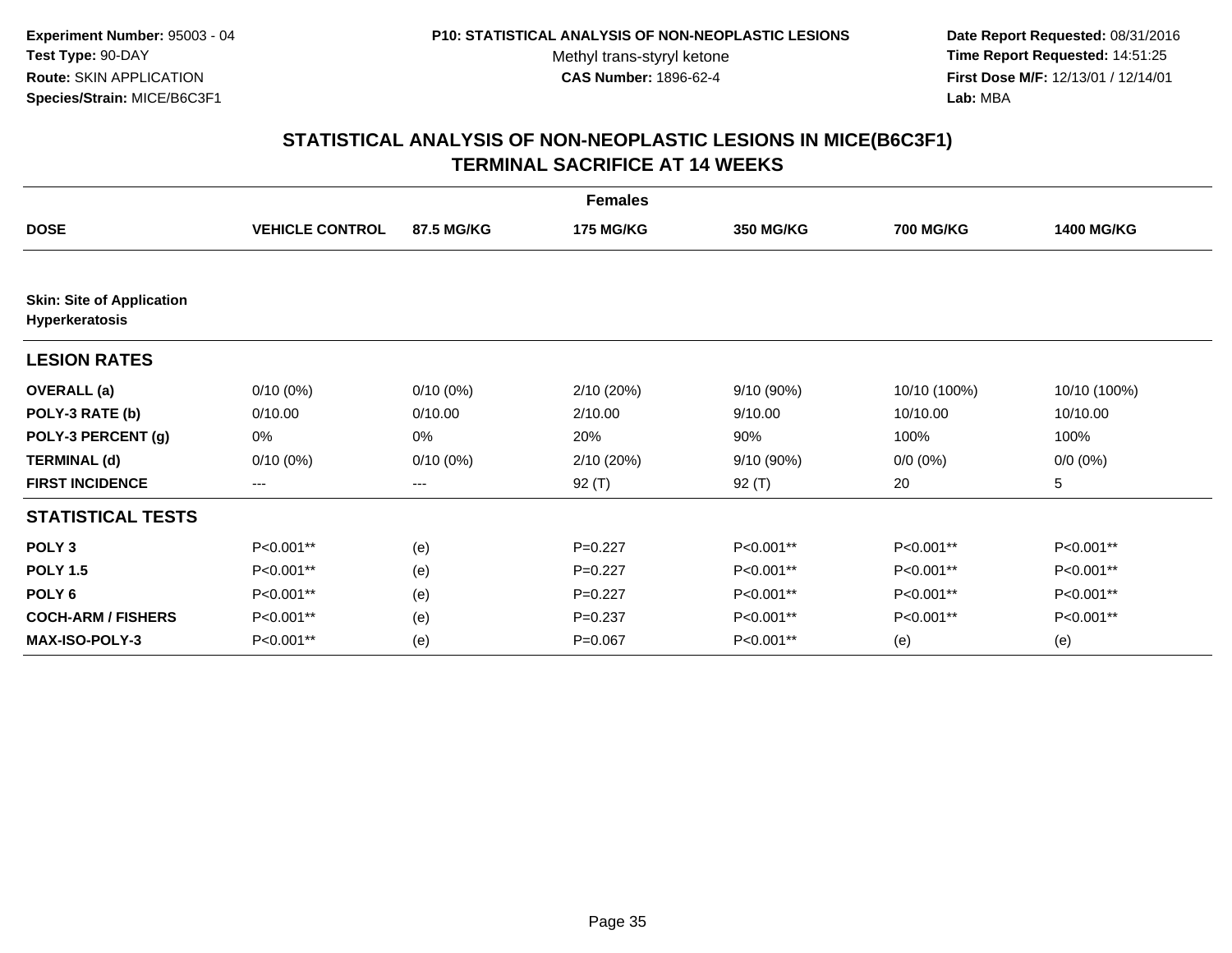**Experiment Number:** 95003 - 04
**Test Type:** 90-DAY
**Route:** SKIN APPLICATION
**Species/Strain:** MICE/B6C3F1

**P10: STATISTICAL ANALYSIS OF NON-NEOPLASTIC LESIONS**
Methyl trans-styryl ketone
**CAS Number:** 1896-62-4

**Date Report Requested:** 08/31/2016
**Time Report Requested:** 14:51:25
**First Dose M/F:** 12/13/01 / 12/14/01
**Lab:** MBA

## STATISTICAL ANALYSIS OF NON-NEOPLASTIC LESIONS IN MICE(B6C3F1)
## TERMINAL SACRIFICE AT 14 WEEKS

| | | | Females | | | |
|---|---|---|---|---|---|---|
| **DOSE** | **VEHICLE CONTROL** | **87.5 MG/KG** | **175 MG/KG** | **350 MG/KG** | **700 MG/KG** | **1400 MG/KG** |
| **Skin: Site of Application Hyperkeratosis** | | | | | | |
| **LESION RATES** | | | | | | |
| **OVERALL (a)** | 0/10 (0%) | 0/10 (0%) | 2/10 (20%) | 9/10 (90%) | 10/10 (100%) | 10/10 (100%) |
| **POLY-3 RATE (b)** | 0/10.00 | 0/10.00 | 2/10.00 | 9/10.00 | 10/10.00 | 10/10.00 |
| **POLY-3 PERCENT (g)** | 0% | 0% | 20% | 90% | 100% | 100% |
| **TERMINAL (d)** | 0/10 (0%) | 0/10 (0%) | 2/10 (20%) | 9/10 (90%) | 0/0 (0%) | 0/0 (0%) |
| **FIRST INCIDENCE** | --- | --- | 92 (T) | 92 (T) | 20 | 5 |
| **STATISTICAL TESTS** | | | | | | |
| **POLY 3** | P<0.001** | (e) | P=0.227 | P<0.001** | P<0.001** | P<0.001** |
| **POLY 1.5** | P<0.001** | (e) | P=0.227 | P<0.001** | P<0.001** | P<0.001** |
| **POLY 6** | P<0.001** | (e) | P=0.227 | P<0.001** | P<0.001** | P<0.001** |
| **COCH-ARM / FISHERS** | P<0.001** | (e) | P=0.237 | P<0.001** | P<0.001** | P<0.001** |
| **MAX-ISO-POLY-3** | P<0.001** | (e) | P=0.067 | P<0.001** | (e) | (e) |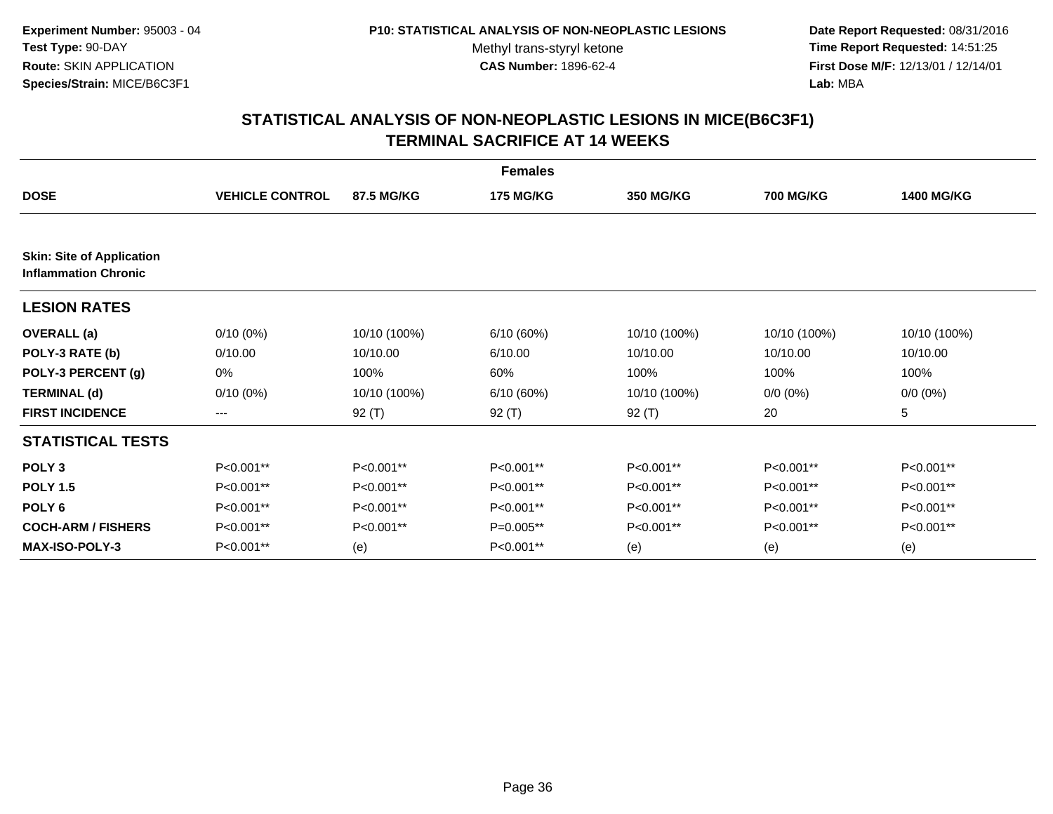**Experiment Number:** 95003 - 04
**Test Type:** 90-DAY
**Route:** SKIN APPLICATION
**Species/Strain:** MICE/B6C3F1

**P10: STATISTICAL ANALYSIS OF NON-NEOPLASTIC LESIONS**
Methyl trans-styryl ketone
**CAS Number:** 1896-62-4

**Date Report Requested:** 08/31/2016
**Time Report Requested:** 14:51:25
**First Dose M/F:** 12/13/01 / 12/14/01
**Lab:** MBA

## STATISTICAL ANALYSIS OF NON-NEOPLASTIC LESIONS IN MICE(B6C3F1)
## TERMINAL SACRIFICE AT 14 WEEKS

| | Females | | | | | |
|---|---|---|---|---|---|---|
| **DOSE** | **VEHICLE CONTROL** | **87.5 MG/KG** | **175 MG/KG** | **350 MG/KG** | **700 MG/KG** | **1400 MG/KG** |
| **Skin: Site of Application** **Inflammation Chronic** | | | | | | |
| **LESION RATES** | | | | | | |
| **OVERALL (a)** | 0/10 (0%) | 10/10 (100%) | 6/10 (60%) | 10/10 (100%) | 10/10 (100%) | 10/10 (100%) |
| **POLY-3 RATE (b)** | 0/10.00 | 10/10.00 | 6/10.00 | 10/10.00 | 10/10.00 | 10/10.00 |
| **POLY-3 PERCENT (g)** | 0% | 100% | 60% | 100% | 100% | 100% |
| **TERMINAL (d)** | 0/10 (0%) | 10/10 (100%) | 6/10 (60%) | 10/10 (100%) | 0/0 (0%) | 0/0 (0%) |
| **FIRST INCIDENCE** | --- | 92 (T) | 92 (T) | 92 (T) | 20 | 5 |
| **STATISTICAL TESTS** | | | | | | |
| **POLY 3** | P<0.001** | P<0.001** | P<0.001** | P<0.001** | P<0.001** | P<0.001** |
| **POLY 1.5** | P<0.001** | P<0.001** | P<0.001** | P<0.001** | P<0.001** | P<0.001** |
| **POLY 6** | P<0.001** | P<0.001** | P<0.001** | P<0.001** | P<0.001** | P<0.001** |
| **COCH-ARM / FISHERS** | P<0.001** | P<0.001** | P=0.005** | P<0.001** | P<0.001** | P<0.001** |
| **MAX-ISO-POLY-3** | P<0.001** | (e) | P<0.001** | (e) | (e) | (e) |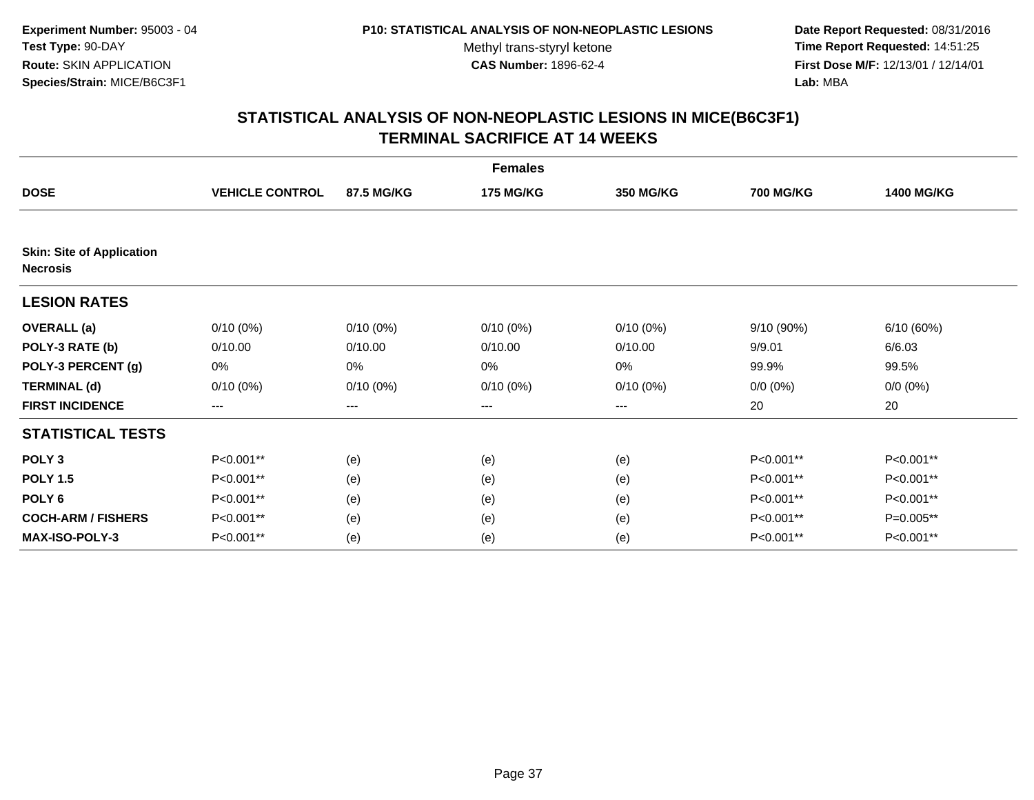**Experiment Number:** 95003 - 04
**Test Type:** 90-DAY
**Route:** SKIN APPLICATION
**Species/Strain:** MICE/B6C3F1

**P10: STATISTICAL ANALYSIS OF NON-NEOPLASTIC LESIONS**
Methyl trans-styryl ketone
**CAS Number:** 1896-62-4

**Date Report Requested:** 08/31/2016
**Time Report Requested:** 14:51:25
**First Dose M/F:** 12/13/01 / 12/14/01
**Lab:** MBA

## STATISTICAL ANALYSIS OF NON-NEOPLASTIC LESIONS IN MICE(B6C3F1) TERMINAL SACRIFICE AT 14 WEEKS

| | Females | | | | | |
|---|---|---|---|---|---|---|
| **DOSE** | **VEHICLE CONTROL** | **87.5 MG/KG** | **175 MG/KG** | **350 MG/KG** | **700 MG/KG** | **1400 MG/KG** |
| **Skin: Site of Application Necrosis** | | | | | | |
| **LESION RATES** | | | | | | |
| **OVERALL (a)** | 0/10 (0%) | 0/10 (0%) | 0/10 (0%) | 0/10 (0%) | 9/10 (90%) | 6/10 (60%) |
| **POLY-3 RATE (b)** | 0/10.00 | 0/10.00 | 0/10.00 | 0/10.00 | 9/9.01 | 6/6.03 |
| **POLY-3 PERCENT (g)** | 0% | 0% | 0% | 0% | 99.9% | 99.5% |
| **TERMINAL (d)** | 0/10 (0%) | 0/10 (0%) | 0/10 (0%) | 0/10 (0%) | 0/0 (0%) | 0/0 (0%) |
| **FIRST INCIDENCE** | --- | --- | --- | --- | 20 | 20 |
| **STATISTICAL TESTS** | | | | | | |
| **POLY 3** | P<0.001** | (e) | (e) | (e) | P<0.001** | P<0.001** |
| **POLY 1.5** | P<0.001** | (e) | (e) | (e) | P<0.001** | P<0.001** |
| **POLY 6** | P<0.001** | (e) | (e) | (e) | P<0.001** | P<0.001** |
| **COCH-ARM / FISHERS** | P<0.001** | (e) | (e) | (e) | P<0.001** | P=0.005** |
| **MAX-ISO-POLY-3** | P<0.001** | (e) | (e) | (e) | P<0.001** | P<0.001** |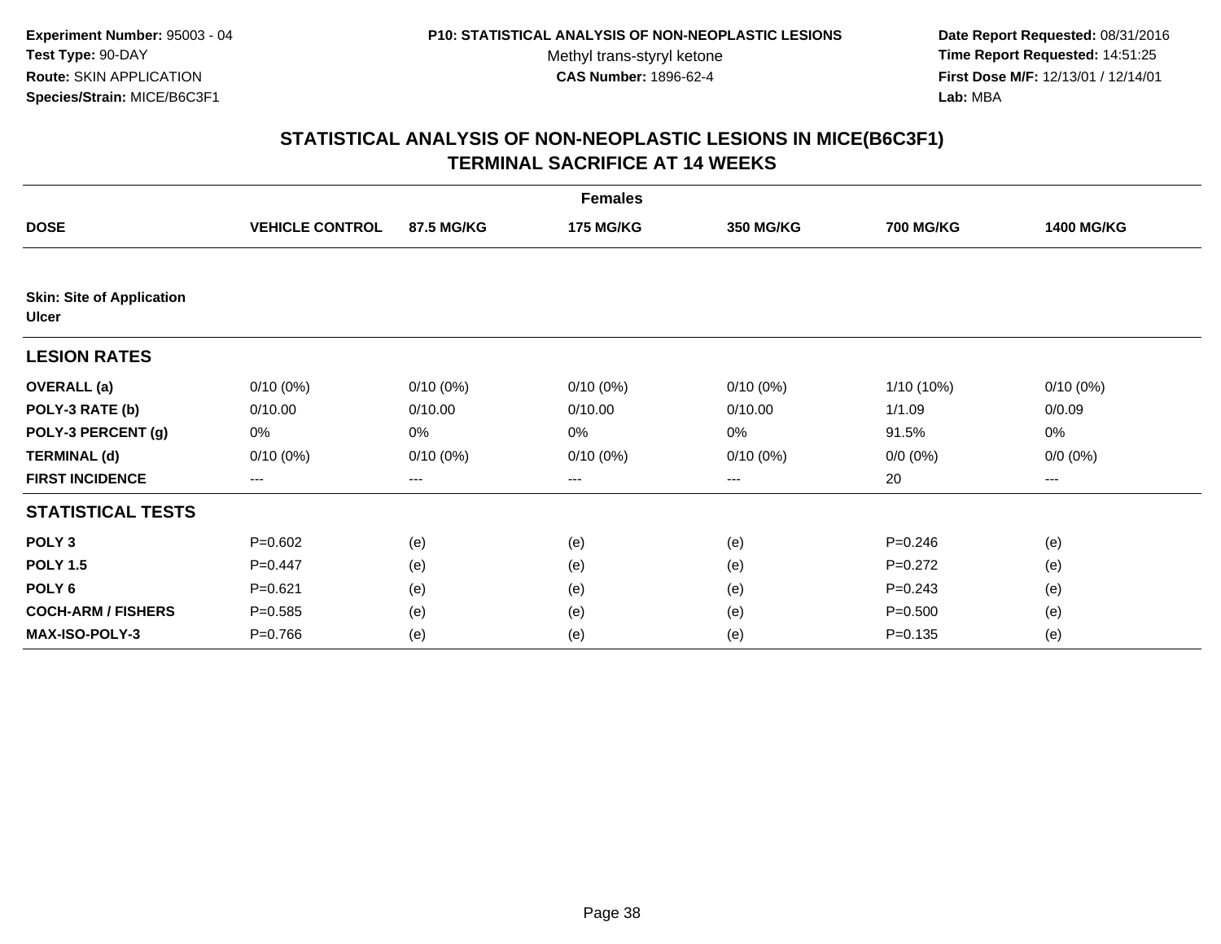**Experiment Number:** 95003 - 04
**Test Type:** 90-DAY
**Route:** SKIN APPLICATION
**Species/Strain:** MICE/B6C3F1

**P10: STATISTICAL ANALYSIS OF NON-NEOPLASTIC LESIONS**
Methyl trans-styryl ketone
**CAS Number:** 1896-62-4

**Date Report Requested:** 08/31/2016
**Time Report Requested:** 14:51:25
**First Dose M/F:** 12/13/01 / 12/14/01
**Lab:** MBA

## STATISTICAL ANALYSIS OF NON-NEOPLASTIC LESIONS IN MICE(B6C3F1) TERMINAL SACRIFICE AT 14 WEEKS

| | Females | | | | | |
|---|---|---|---|---|---|---|
| **DOSE** | **VEHICLE CONTROL** | **87.5 MG/KG** | **175 MG/KG** | **350 MG/KG** | **700 MG/KG** | **1400 MG/KG** |
| **Skin: Site of Application** | | | | | | |
| **Ulcer** | | | | | | |
| **LESION RATES** | | | | | | |
| **OVERALL (a)** | 0/10 (0%) | 0/10 (0%) | 0/10 (0%) | 0/10 (0%) | 1/10 (10%) | 0/10 (0%) |
| **POLY-3 RATE (b)** | 0/10.00 | 0/10.00 | 0/10.00 | 0/10.00 | 1/1.09 | 0/0.09 |
| **POLY-3 PERCENT (g)** | 0% | 0% | 0% | 0% | 91.5% | 0% |
| **TERMINAL (d)** | 0/10 (0%) | 0/10 (0%) | 0/10 (0%) | 0/10 (0%) | 0/0 (0%) | 0/0 (0%) |
| **FIRST INCIDENCE** | --- | --- | --- | --- | 20 | --- |
| **STATISTICAL TESTS** | | | | | | |
| **POLY 3** | P=0.602 | (e) | (e) | (e) | P=0.246 | (e) |
| **POLY 1.5** | P=0.447 | (e) | (e) | (e) | P=0.272 | (e) |
| **POLY 6** | P=0.621 | (e) | (e) | (e) | P=0.243 | (e) |
| **COCH-ARM / FISHERS** | P=0.585 | (e) | (e) | (e) | P=0.500 | (e) |
| **MAX-ISO-POLY-3** | P=0.766 | (e) | (e) | (e) | P=0.135 | (e) |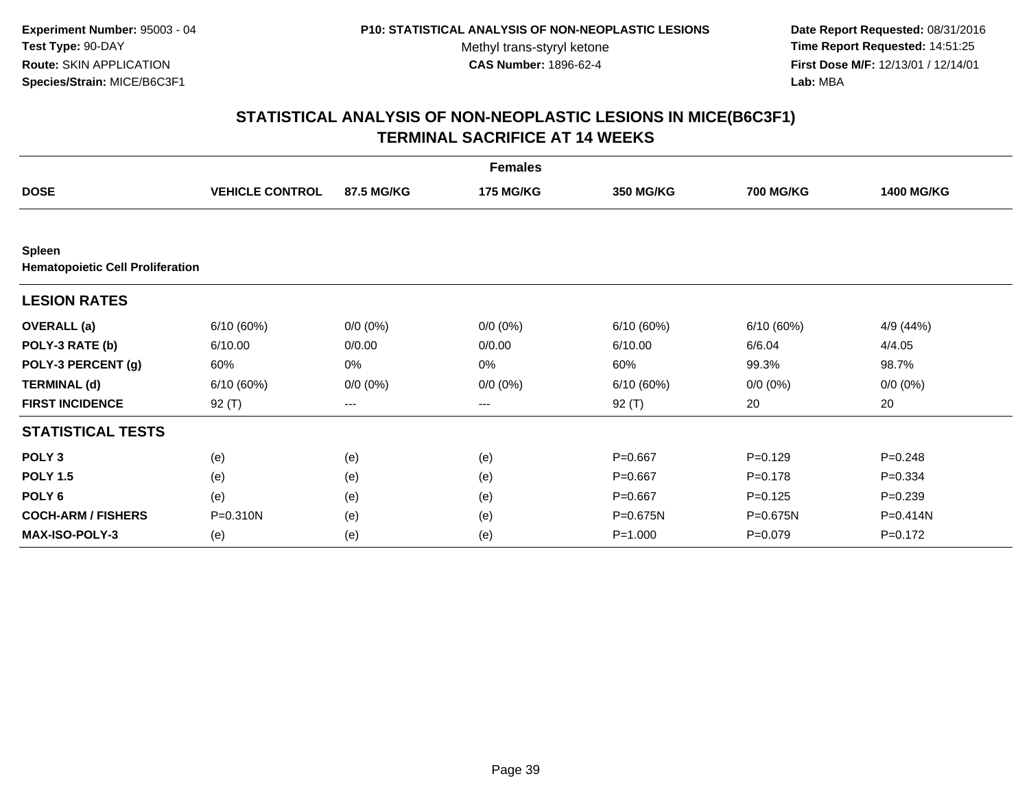**Experiment Number:** 95003 - 04
**Test Type:** 90-DAY
**Route:** SKIN APPLICATION
**Species/Strain:** MICE/B6C3F1

**P10: STATISTICAL ANALYSIS OF NON-NEOPLASTIC LESIONS**
Methyl trans-styryl ketone
**CAS Number:** 1896-62-4

**Date Report Requested:** 08/31/2016
**Time Report Requested:** 14:51:25
**First Dose M/F:** 12/13/01 / 12/14/01
**Lab:** MBA

## STATISTICAL ANALYSIS OF NON-NEOPLASTIC LESIONS IN MICE(B6C3F1) TERMINAL SACRIFICE AT 14 WEEKS

| | Females | | | | | |
|---|---|---|---|---|---|---|
| **DOSE** | **VEHICLE CONTROL** | **87.5 MG/KG** | **175 MG/KG** | **350 MG/KG** | **700 MG/KG** | **1400 MG/KG** |
| **Spleen** | | | | | | |
| **Hematopoietic Cell Proliferation** | | | | | | |
| **LESION RATES** | | | | | | |
| **OVERALL (a)** | 6/10 (60%) | 0/0 (0%) | 0/0 (0%) | 6/10 (60%) | 6/10 (60%) | 4/9 (44%) |
| **POLY-3 RATE (b)** | 6/10.00 | 0/0.00 | 0/0.00 | 6/10.00 | 6/6.04 | 4/4.05 |
| **POLY-3 PERCENT (g)** | 60% | 0% | 0% | 60% | 99.3% | 98.7% |
| **TERMINAL (d)** | 6/10 (60%) | 0/0 (0%) | 0/0 (0%) | 6/10 (60%) | 0/0 (0%) | 0/0 (0%) |
| **FIRST INCIDENCE** | 92 (T) | --- | --- | 92 (T) | 20 | 20 |
| **STATISTICAL TESTS** | | | | | | |
| **POLY 3** | (e) | (e) | (e) | P=0.667 | P=0.129 | P=0.248 |
| **POLY 1.5** | (e) | (e) | (e) | P=0.667 | P=0.178 | P=0.334 |
| **POLY 6** | (e) | (e) | (e) | P=0.667 | P=0.125 | P=0.239 |
| **COCH-ARM / FISHERS** | P=0.310N | (e) | (e) | P=0.675N | P=0.675N | P=0.414N |
| **MAX-ISO-POLY-3** | (e) | (e) | (e) | P=1.000 | P=0.079 | P=0.172 |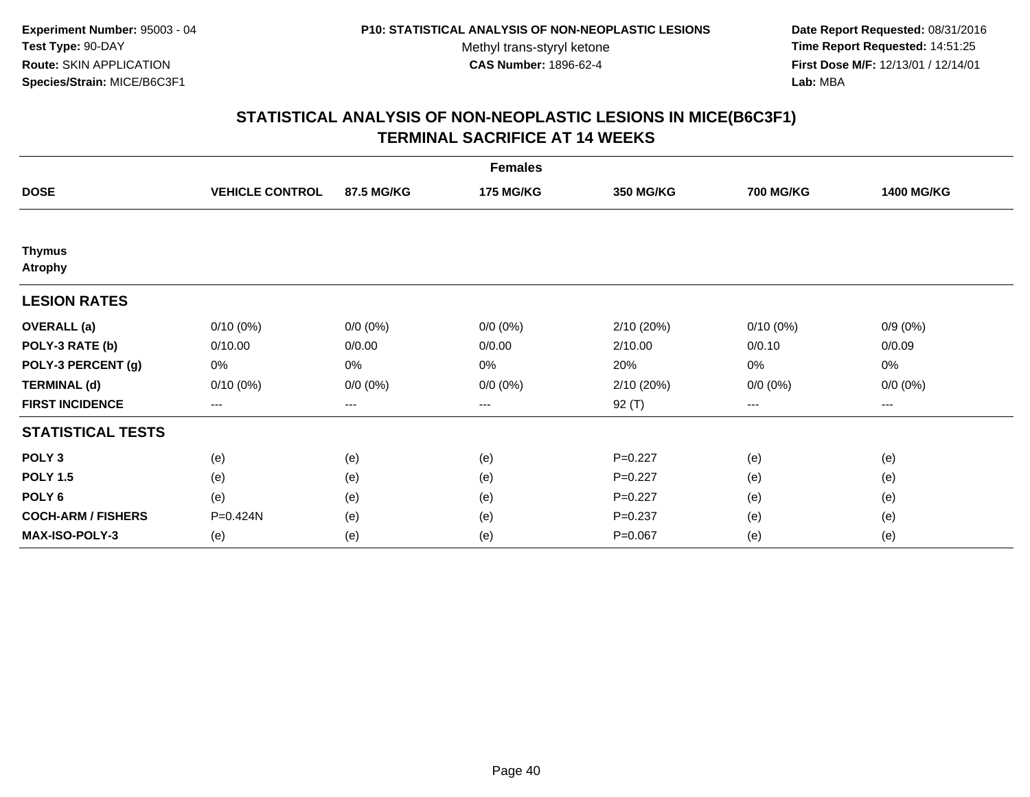Experiment Number: 95003 - 04
Test Type: 90-DAY
Route: SKIN APPLICATION
Species/Strain: MICE/B6C3F1

P10: STATISTICAL ANALYSIS OF NON-NEOPLASTIC LESIONS
Methyl trans-styryl ketone
CAS Number: 1896-62-4

Date Report Requested: 08/31/2016
Time Report Requested: 14:51:25
First Dose M/F: 12/13/01 / 12/14/01
Lab: MBA

## STATISTICAL ANALYSIS OF NON-NEOPLASTIC LESIONS IN MICE(B6C3F1)
## TERMINAL SACRIFICE AT 14 WEEKS

| | Females | | | | | |
|---|---|---|---|---|---|---|
| **DOSE** | **VEHICLE CONTROL** | **87.5 MG/KG** | **175 MG/KG** | **350 MG/KG** | **700 MG/KG** | **1400 MG/KG** |
| **Thymus** | | | | | | |
| **Atrophy** | | | | | | |
| **LESION RATES** | | | | | | |
| **OVERALL (a)** | 0/10 (0%) | 0/0 (0%) | 0/0 (0%) | 2/10 (20%) | 0/10 (0%) | 0/9 (0%) |
| **POLY-3 RATE (b)** | 0/10.00 | 0/0.00 | 0/0.00 | 2/10.00 | 0/0.10 | 0/0.09 |
| **POLY-3 PERCENT (g)** | 0% | 0% | 0% | 20% | 0% | 0% |
| **TERMINAL (d)** | 0/10 (0%) | 0/0 (0%) | 0/0 (0%) | 2/10 (20%) | 0/0 (0%) | 0/0 (0%) |
| **FIRST INCIDENCE** | --- | --- | --- | 92 (T) | --- | --- |
| **STATISTICAL TESTS** | | | | | | |
| **POLY 3** | (e) | (e) | (e) | P=0.227 | (e) | (e) |
| **POLY 1.5** | (e) | (e) | (e) | P=0.227 | (e) | (e) |
| **POLY 6** | (e) | (e) | (e) | P=0.227 | (e) | (e) |
| **COCH-ARM / FISHERS** | P=0.424N | (e) | (e) | P=0.237 | (e) | (e) |
| **MAX-ISO-POLY-3** | (e) | (e) | (e) | P=0.067 | (e) | (e) |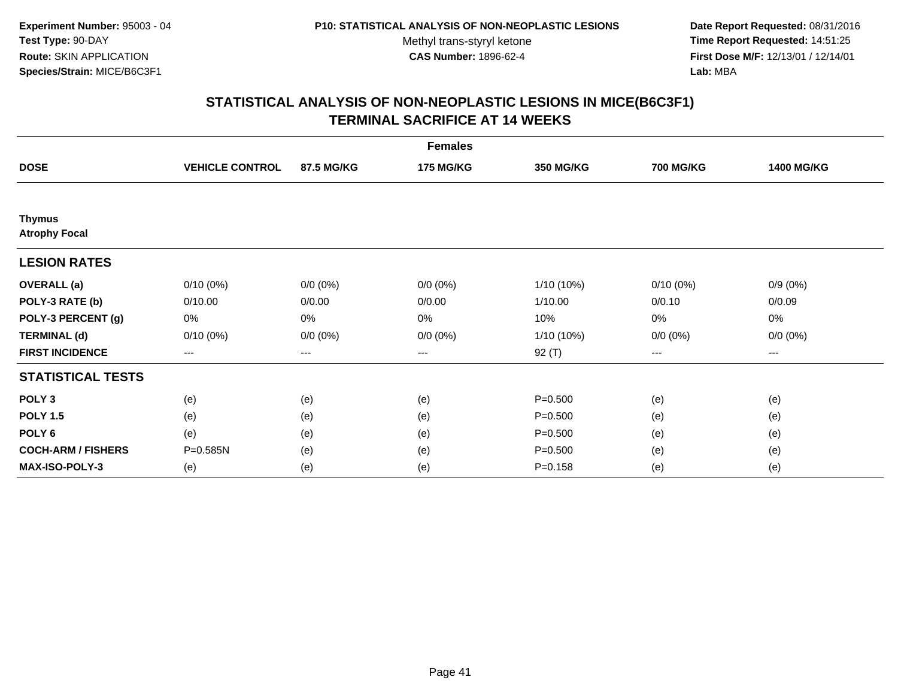**Experiment Number:** 95003 - 04
**Test Type:** 90-DAY
**Route:** SKIN APPLICATION
**Species/Strain:** MICE/B6C3F1

**P10: STATISTICAL ANALYSIS OF NON-NEOPLASTIC LESIONS**
Methyl trans-styryl ketone
**CAS Number:** 1896-62-4

**Date Report Requested:** 08/31/2016
**Time Report Requested:** 14:51:25
**First Dose M/F:** 12/13/01 / 12/14/01
**Lab:** MBA

## STATISTICAL ANALYSIS OF NON-NEOPLASTIC LESIONS IN MICE(B6C3F1)
## TERMINAL SACRIFICE AT 14 WEEKS

| | Females | | | | | |
|---|---|---|---|---|---|---|
| **DOSE** | **VEHICLE CONTROL** | **87.5 MG/KG** | **175 MG/KG** | **350 MG/KG** | **700 MG/KG** | **1400 MG/KG** |
| **Thymus** | | | | | | |
| **Atrophy Focal** | | | | | | |
| **LESION RATES** | | | | | | |
| **OVERALL (a)** | 0/10 (0%) | 0/0 (0%) | 0/0 (0%) | 1/10 (10%) | 0/10 (0%) | 0/9 (0%) |
| **POLY-3 RATE (b)** | 0/10.00 | 0/0.00 | 0/0.00 | 1/10.00 | 0/0.10 | 0/0.09 |
| **POLY-3 PERCENT (g)** | 0% | 0% | 0% | 10% | 0% | 0% |
| **TERMINAL (d)** | 0/10 (0%) | 0/0 (0%) | 0/0 (0%) | 1/10 (10%) | 0/0 (0%) | 0/0 (0%) |
| **FIRST INCIDENCE** | --- | --- | --- | 92 (T) | --- | --- |
| **STATISTICAL TESTS** | | | | | | |
| **POLY 3** | (e) | (e) | (e) | P=0.500 | (e) | (e) |
| **POLY 1.5** | (e) | (e) | (e) | P=0.500 | (e) | (e) |
| **POLY 6** | (e) | (e) | (e) | P=0.500 | (e) | (e) |
| **COCH-ARM / FISHERS** | P=0.585N | (e) | (e) | P=0.500 | (e) | (e) |
| **MAX-ISO-POLY-3** | (e) | (e) | (e) | P=0.158 | (e) | (e) |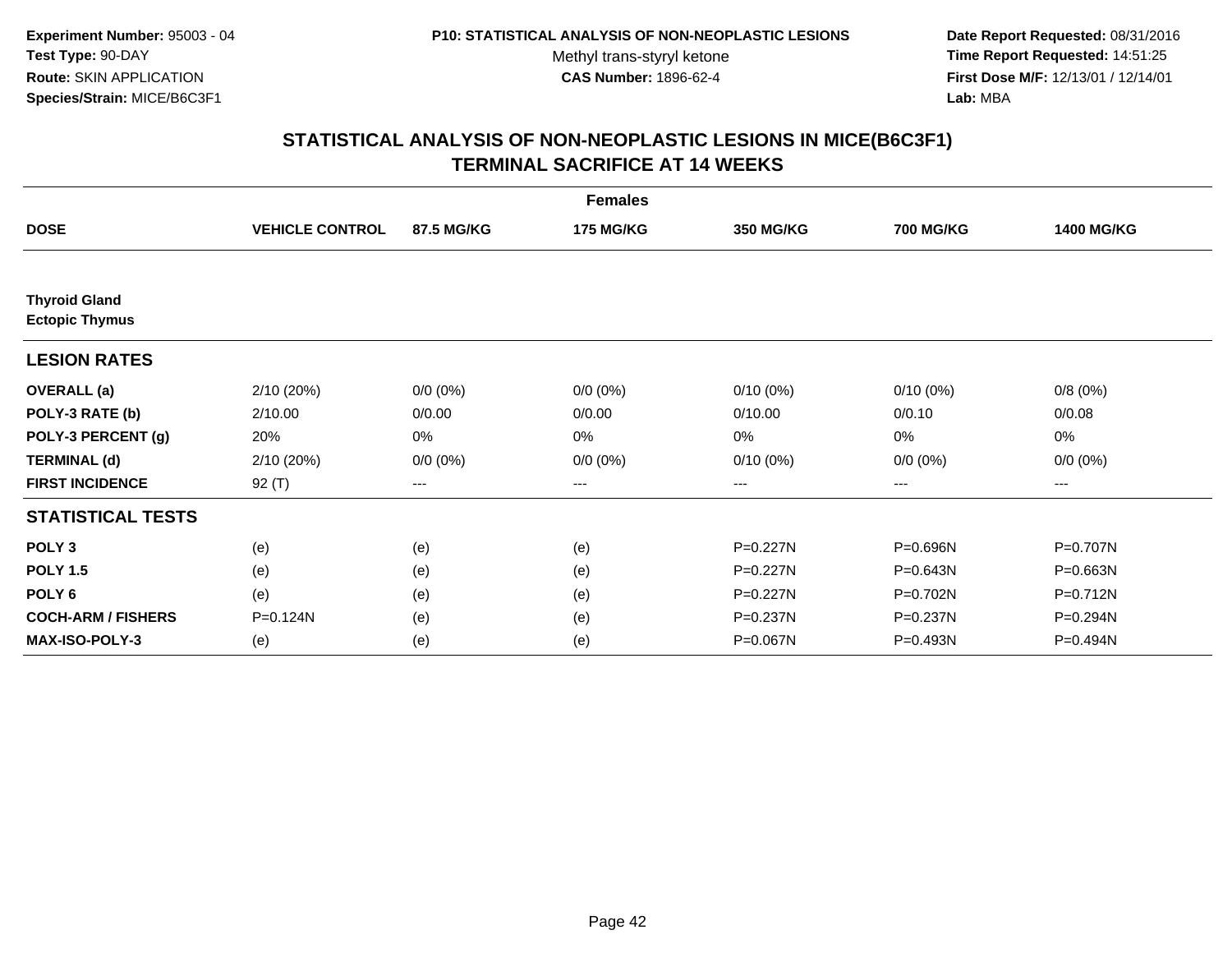Experiment Number: 95003 - 04
Test Type: 90-DAY
Route: SKIN APPLICATION
Species/Strain: MICE/B6C3F1

P10: STATISTICAL ANALYSIS OF NON-NEOPLASTIC LESIONS
Methyl trans-styryl ketone
CAS Number: 1896-62-4

Date Report Requested: 08/31/2016
Time Report Requested: 14:51:25
First Dose M/F: 12/13/01 / 12/14/01
Lab: MBA

## STATISTICAL ANALYSIS OF NON-NEOPLASTIC LESIONS IN MICE(B6C3F1)
## TERMINAL SACRIFICE AT 14 WEEKS

| | Females | | | | | |
|---|---|---|---|---|---|---|
| **DOSE** | **VEHICLE CONTROL** | **87.5 MG/KG** | **175 MG/KG** | **350 MG/KG** | **700 MG/KG** | **1400 MG/KG** |
| **Thyroid Gland** | | | | | | |
| **Ectopic Thymus** | | | | | | |
| **LESION RATES** | | | | | | |
| **OVERALL (a)** | 2/10 (20%) | 0/0 (0%) | 0/0 (0%) | 0/10 (0%) | 0/10 (0%) | 0/8 (0%) |
| **POLY-3 RATE (b)** | 2/10.00 | 0/0.00 | 0/0.00 | 0/10.00 | 0/0.10 | 0/0.08 |
| **POLY-3 PERCENT (g)** | 20% | 0% | 0% | 0% | 0% | 0% |
| **TERMINAL (d)** | 2/10 (20%) | 0/0 (0%) | 0/0 (0%) | 0/10 (0%) | 0/0 (0%) | 0/0 (0%) |
| **FIRST INCIDENCE** | 92 (T) | --- | --- | --- | --- | --- |
| **STATISTICAL TESTS** | | | | | | |
| **POLY 3** | (e) | (e) | (e) | P=0.227N | P=0.696N | P=0.707N |
| **POLY 1.5** | (e) | (e) | (e) | P=0.227N | P=0.643N | P=0.663N |
| **POLY 6** | (e) | (e) | (e) | P=0.227N | P=0.702N | P=0.712N |
| **COCH-ARM / FISHERS** | P=0.124N | (e) | (e) | P=0.237N | P=0.237N | P=0.294N |
| **MAX-ISO-POLY-3** | (e) | (e) | (e) | P=0.067N | P=0.493N | P=0.494N |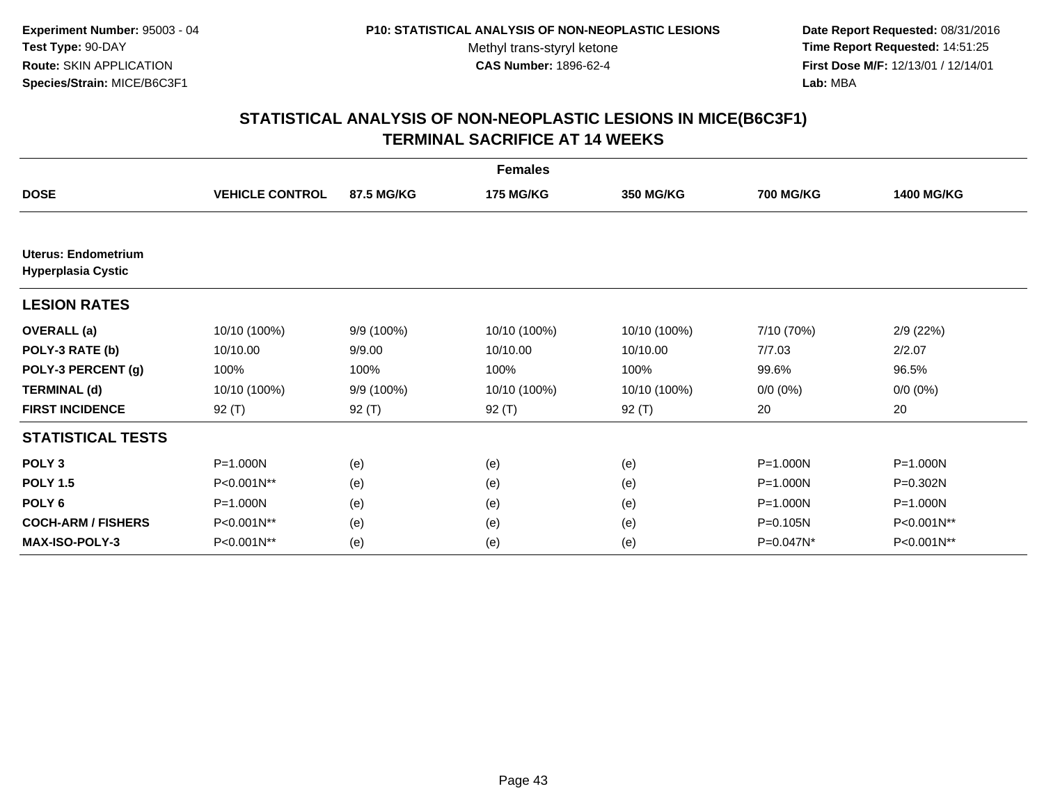**Experiment Number:** 95003 - 04
**Test Type:** 90-DAY
**Route:** SKIN APPLICATION
**Species/Strain:** MICE/B6C3F1

**P10: STATISTICAL ANALYSIS OF NON-NEOPLASTIC LESIONS**
Methyl trans-styryl ketone
**CAS Number:** 1896-62-4

**Date Report Requested:** 08/31/2016
**Time Report Requested:** 14:51:25
**First Dose M/F:** 12/13/01 / 12/14/01
**Lab:** MBA

# STATISTICAL ANALYSIS OF NON-NEOPLASTIC LESIONS IN MICE(B6C3F1) TERMINAL SACRIFICE AT 14 WEEKS

| | Females | | | | | |
|---|---|---|---|---|---|---|
| **DOSE** | **VEHICLE CONTROL** | **87.5 MG/KG** | **175 MG/KG** | **350 MG/KG** | **700 MG/KG** | **1400 MG/KG** |
| **Uterus: Endometrium Hyperplasia Cystic** | | | | | | |
| **LESION RATES** | | | | | | |
| **OVERALL (a)** | 10/10 (100%) | 9/9 (100%) | 10/10 (100%) | 10/10 (100%) | 7/10 (70%) | 2/9 (22%) |
| **POLY-3 RATE (b)** | 10/10.00 | 9/9.00 | 10/10.00 | 10/10.00 | 7/7.03 | 2/2.07 |
| **POLY-3 PERCENT (g)** | 100% | 100% | 100% | 100% | 99.6% | 96.5% |
| **TERMINAL (d)** | 10/10 (100%) | 9/9 (100%) | 10/10 (100%) | 10/10 (100%) | 0/0 (0%) | 0/0 (0%) |
| **FIRST INCIDENCE** | 92 (T) | 92 (T) | 92 (T) | 92 (T) | 20 | 20 |
| **STATISTICAL TESTS** | | | | | | |
| **POLY 3** | P=1.000N | (e) | (e) | (e) | P=1.000N | P=1.000N |
| **POLY 1.5** | P<0.001N** | (e) | (e) | (e) | P=1.000N | P=0.302N |
| **POLY 6** | P=1.000N | (e) | (e) | (e) | P=1.000N | P=1.000N |
| **COCH-ARM / FISHERS** | P<0.001N** | (e) | (e) | (e) | P=0.105N | P<0.001N** |
| **MAX-ISO-POLY-3** | P<0.001N** | (e) | (e) | (e) | P=0.047N* | P<0.001N** |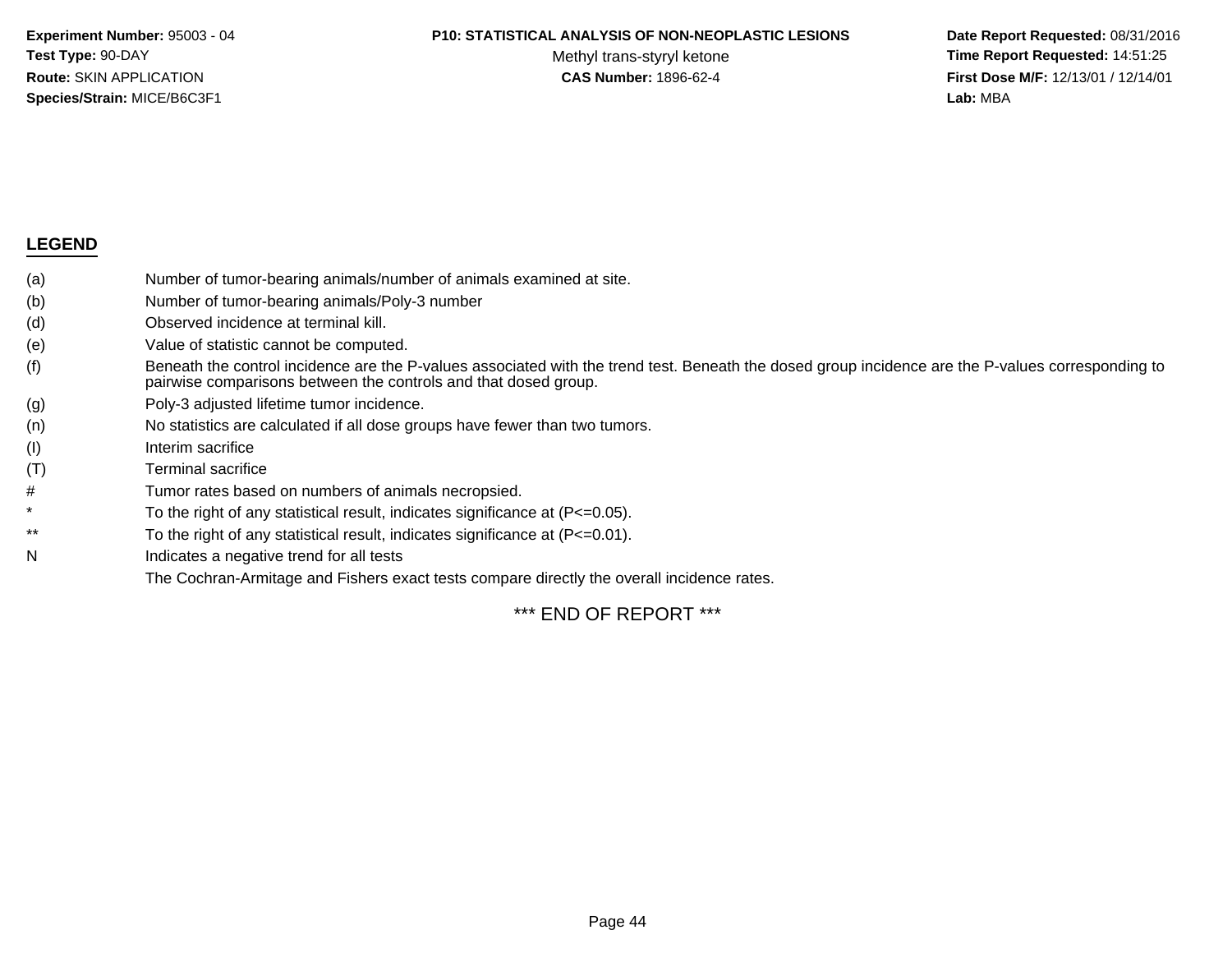## LEGEND

| | |
|---|---|
| (a) | Number of tumor-bearing animals/number of animals examined at site. |
| (b) | Number of tumor-bearing animals/Poly-3 number |
| (d) | Observed incidence at terminal kill. |
| (e) | Value of statistic cannot be computed. |
| (f) | Beneath the control incidence are the P-values associated with the trend test. Beneath the dosed group incidence are the P-values corresponding to pairwise comparisons between the controls and that dosed group. |
| (g) | Poly-3 adjusted lifetime tumor incidence. |
| (n) | No statistics are calculated if all dose groups have fewer than two tumors. |
| (I) | Interim sacrifice |
| (T) | Terminal sacrifice |
| # | Tumor rates based on numbers of animals necropsied. |
| * | To the right of any statistical result, indicates significance at (P<=0.05). |
| ** | To the right of any statistical result, indicates significance at (P<=0.01). |
| N | Indicates a negative trend for all tests |
| | The Cochran-Armitage and Fishers exact tests compare directly the overall incidence rates. |

*** END OF REPORT ***